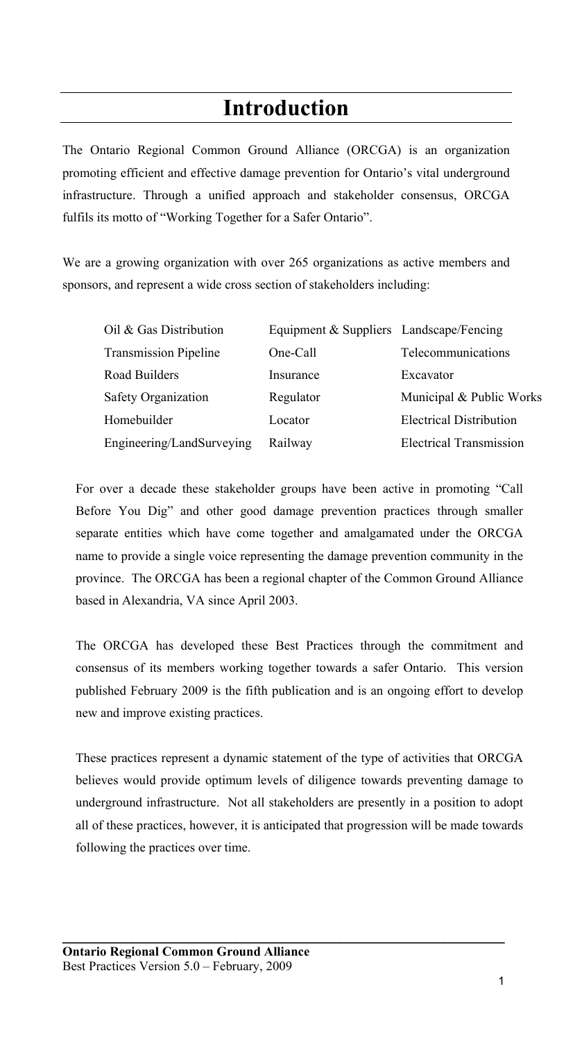# Introduction

The Ontario Regional Common Ground Alliance (ORCGA) is an organization promoting efficient and effective damage prevention for Ontario's vital underground infrastructure. Through a unified approach and stakeholder consensus, ORCGA fulfils its motto of "Working Together for a Safer Ontario".

We are a growing organization with over 265 organizations as active members and sponsors, and represent a wide cross section of stakeholders including:

| | | |
|---|---|---|
| Oil & Gas Distribution | Equipment & Suppliers | Landscape/Fencing |
| Transmission Pipeline | One-Call | Telecommunications |
| Road Builders | Insurance | Excavator |
| Safety Organization | Regulator | Municipal & Public Works |
| Homebuilder | Locator | Electrical Distribution |
| Engineering/LandSurveying | Railway | Electrical Transmission |

For over a decade these stakeholder groups have been active in promoting "Call Before You Dig" and other good damage prevention practices through smaller separate entities which have come together and amalgamated under the ORCGA name to provide a single voice representing the damage prevention community in the province. The ORCGA has been a regional chapter of the Common Ground Alliance based in Alexandria, VA since April 2003.

The ORCGA has developed these Best Practices through the commitment and consensus of its members working together towards a safer Ontario. This version published February 2009 is the fifth publication and is an ongoing effort to develop new and improve existing practices.

These practices represent a dynamic statement of the type of activities that ORCGA believes would provide optimum levels of diligence towards preventing damage to underground infrastructure. Not all stakeholders are presently in a position to adopt all of these practices, however, it is anticipated that progression will be made towards following the practices over time.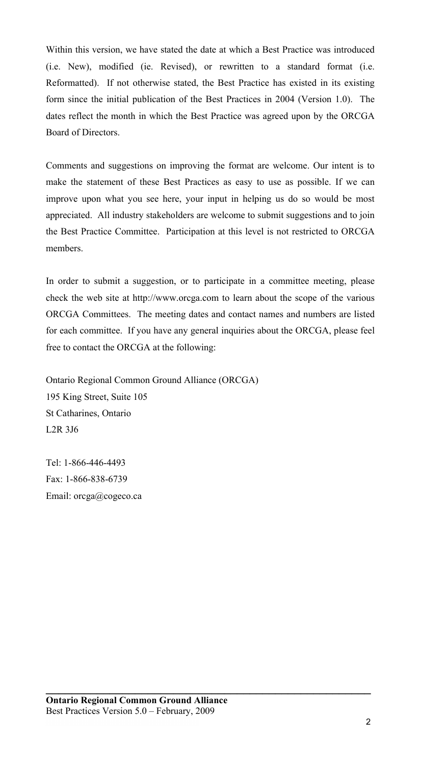Within this version, we have stated the date at which a Best Practice was introduced (i.e. New), modified (ie. Revised), or rewritten to a standard format (i.e. Reformatted). If not otherwise stated, the Best Practice has existed in its existing form since the initial publication of the Best Practices in 2004 (Version 1.0). The dates reflect the month in which the Best Practice was agreed upon by the ORCGA Board of Directors.

Comments and suggestions on improving the format are welcome. Our intent is to make the statement of these Best Practices as easy to use as possible. If we can improve upon what you see here, your input in helping us do so would be most appreciated. All industry stakeholders are welcome to submit suggestions and to join the Best Practice Committee. Participation at this level is not restricted to ORCGA members.

In order to submit a suggestion, or to participate in a committee meeting, please check the web site at http://www.orcga.com to learn about the scope of the various ORCGA Committees. The meeting dates and contact names and numbers are listed for each committee. If you have any general inquiries about the ORCGA, please feel free to contact the ORCGA at the following:

Ontario Regional Common Ground Alliance (ORCGA)
195 King Street, Suite 105
St Catharines, Ontario
L2R 3J6

Tel: 1-866-446-4493
Fax: 1-866-838-6739
Email: orcga@cogeco.ca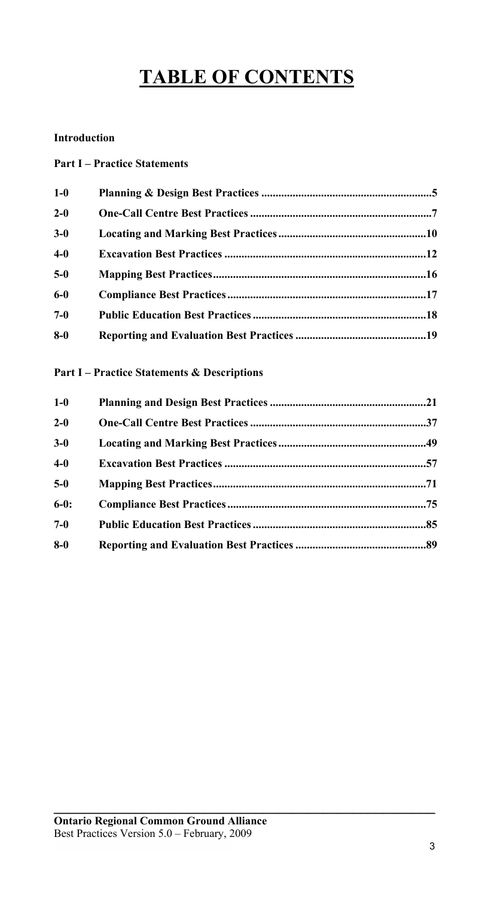# TABLE OF CONTENTS

**Introduction**

**Part I – Practice Statements**

| | | |
|---|---|---|
| **1-0** | **Planning & Design Best Practices** | **5** |
| **2-0** | **One-Call Centre Best Practices** | **7** |
| **3-0** | **Locating and Marking Best Practices** | **10** |
| **4-0** | **Excavation Best Practices** | **12** |
| **5-0** | **Mapping Best Practices** | **16** |
| **6-0** | **Compliance Best Practices** | **17** |
| **7-0** | **Public Education Best Practices** | **18** |
| **8-0** | **Reporting and Evaluation Best Practices** | **19** |

**Part I – Practice Statements & Descriptions**

| | | |
|---|---|---|
| **1-0** | **Planning and Design Best Practices** | **21** |
| **2-0** | **One-Call Centre Best Practices** | **37** |
| **3-0** | **Locating and Marking Best Practices** | **49** |
| **4-0** | **Excavation Best Practices** | **57** |
| **5-0** | **Mapping Best Practices** | **71** |
| **6-0:** | **Compliance Best Practices** | **75** |
| **7-0** | **Public Education Best Practices** | **85** |
| **8-0** | **Reporting and Evaluation Best Practices** | **89** |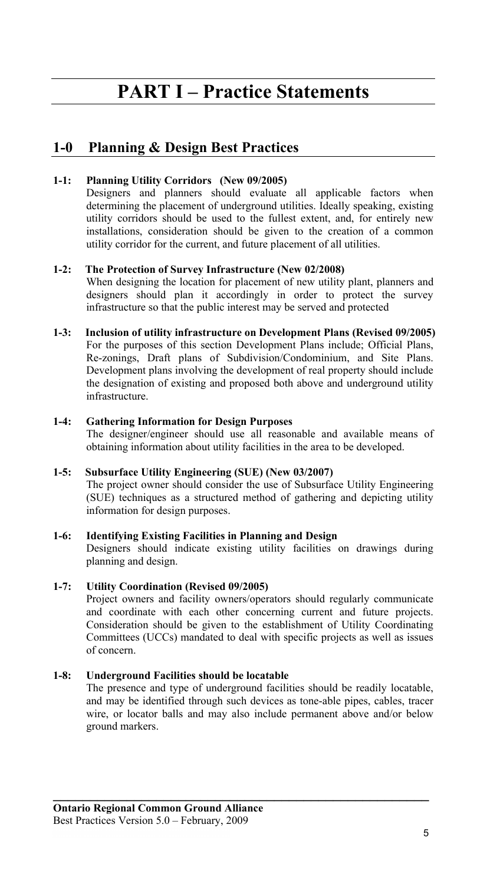# PART I – Practice Statements

## 1-0 Planning & Design Best Practices

**1-1: Planning Utility Corridors (New 09/2005)**

Designers and planners should evaluate all applicable factors when determining the placement of underground utilities. Ideally speaking, existing utility corridors should be used to the fullest extent, and, for entirely new installations, consideration should be given to the creation of a common utility corridor for the current, and future placement of all utilities.

**1-2: The Protection of Survey Infrastructure (New 02/2008)**

When designing the location for placement of new utility plant, planners and designers should plan it accordingly in order to protect the survey infrastructure so that the public interest may be served and protected

**1-3: Inclusion of utility infrastructure on Development Plans (Revised 09/2005)**

For the purposes of this section Development Plans include; Official Plans, Re-zonings, Draft plans of Subdivision/Condominium, and Site Plans. Development plans involving the development of real property should include the designation of existing and proposed both above and underground utility infrastructure.

**1-4: Gathering Information for Design Purposes**

The designer/engineer should use all reasonable and available means of obtaining information about utility facilities in the area to be developed.

**1-5: Subsurface Utility Engineering (SUE) (New 03/2007)**

The project owner should consider the use of Subsurface Utility Engineering (SUE) techniques as a structured method of gathering and depicting utility information for design purposes.

**1-6: Identifying Existing Facilities in Planning and Design**

Designers should indicate existing utility facilities on drawings during planning and design.

**1-7: Utility Coordination (Revised 09/2005)**

Project owners and facility owners/operators should regularly communicate and coordinate with each other concerning current and future projects. Consideration should be given to the establishment of Utility Coordinating Committees (UCCs) mandated to deal with specific projects as well as issues of concern.

**1-8: Underground Facilities should be locatable**

The presence and type of underground facilities should be readily locatable, and may be identified through such devices as tone-able pipes, cables, tracer wire, or locator balls and may also include permanent above and/or below ground markers.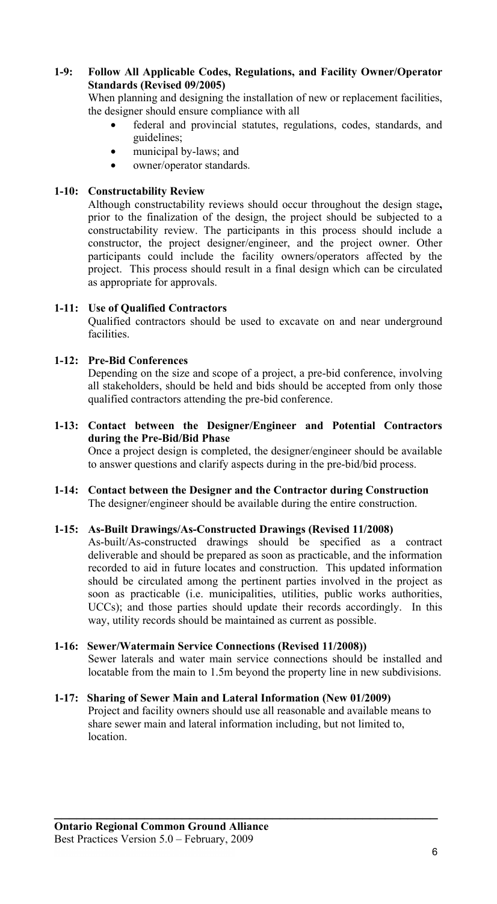### 1-9: Follow All Applicable Codes, Regulations, and Facility Owner/Operator Standards (Revised 09/2005)

When planning and designing the installation of new or replacement facilities, the designer should ensure compliance with all

- federal and provincial statutes, regulations, codes, standards, and guidelines;
- municipal by-laws; and
- owner/operator standards.

### 1-10: Constructability Review

Although constructability reviews should occur throughout the design stage**,** prior to the finalization of the design, the project should be subjected to a constructability review. The participants in this process should include a constructor, the project designer/engineer, and the project owner. Other participants could include the facility owners/operators affected by the project. This process should result in a final design which can be circulated as appropriate for approvals.

### 1-11: Use of Qualified Contractors

Qualified contractors should be used to excavate on and near underground facilities.

### 1-12: Pre-Bid Conferences

Depending on the size and scope of a project, a pre-bid conference, involving all stakeholders, should be held and bids should be accepted from only those qualified contractors attending the pre-bid conference.

### 1-13: Contact between the Designer/Engineer and Potential Contractors during the Pre-Bid/Bid Phase

Once a project design is completed, the designer/engineer should be available to answer questions and clarify aspects during in the pre-bid/bid process.

### 1-14: Contact between the Designer and the Contractor during Construction

The designer/engineer should be available during the entire construction.

### 1-15: As-Built Drawings/As-Constructed Drawings (Revised 11/2008)

As-built/As-constructed drawings should be specified as a contract deliverable and should be prepared as soon as practicable, and the information recorded to aid in future locates and construction. This updated information should be circulated among the pertinent parties involved in the project as soon as practicable (i.e. municipalities, utilities, public works authorities, UCCs); and those parties should update their records accordingly. In this way, utility records should be maintained as current as possible.

### 1-16: Sewer/Watermain Service Connections (Revised 11/2008))

Sewer laterals and water main service connections should be installed and locatable from the main to 1.5m beyond the property line in new subdivisions.

### 1-17: Sharing of Sewer Main and Lateral Information (New 01/2009)

Project and facility owners should use all reasonable and available means to share sewer main and lateral information including, but not limited to, location.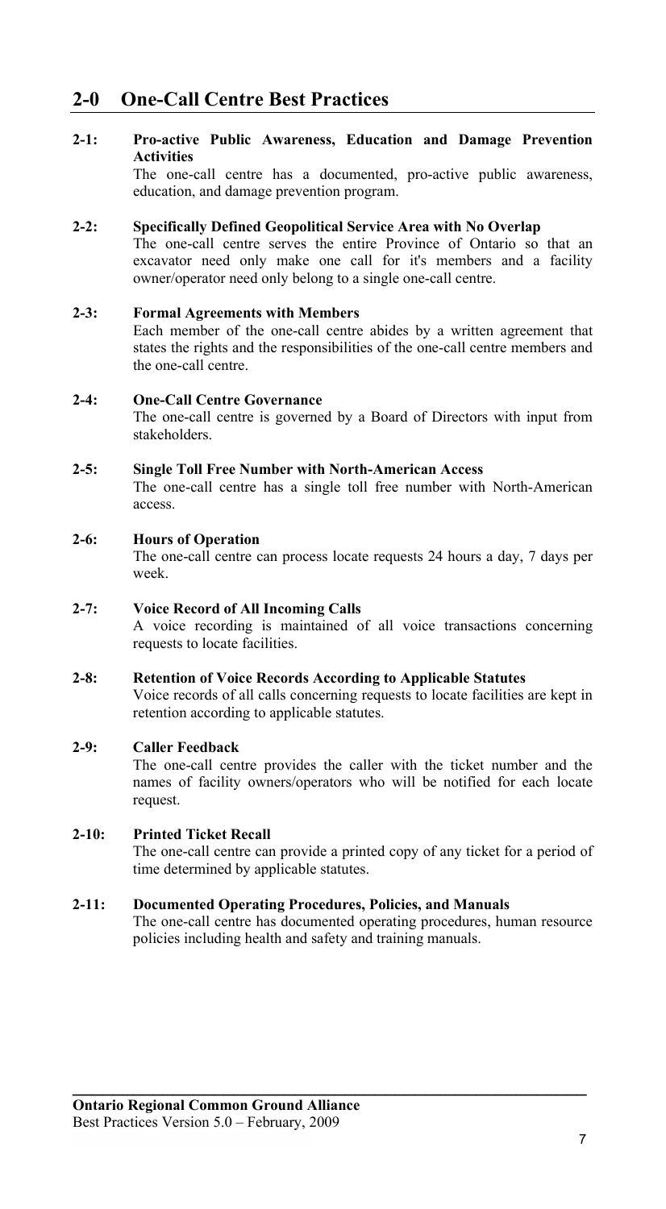# 2-0 One-Call Centre Best Practices

**2-1: Pro-active Public Awareness, Education and Damage Prevention Activities**

The one-call centre has a documented, pro-active public awareness, education, and damage prevention program.

**2-2: Specifically Defined Geopolitical Service Area with No Overlap**

The one-call centre serves the entire Province of Ontario so that an excavator need only make one call for it's members and a facility owner/operator need only belong to a single one-call centre.

**2-3: Formal Agreements with Members**

Each member of the one-call centre abides by a written agreement that states the rights and the responsibilities of the one-call centre members and the one-call centre.

**2-4: One-Call Centre Governance**

The one-call centre is governed by a Board of Directors with input from stakeholders.

**2-5: Single Toll Free Number with North-American Access**

The one-call centre has a single toll free number with North-American access.

**2-6: Hours of Operation**

The one-call centre can process locate requests 24 hours a day, 7 days per week.

**2-7: Voice Record of All Incoming Calls**

A voice recording is maintained of all voice transactions concerning requests to locate facilities.

**2-8: Retention of Voice Records According to Applicable Statutes**

Voice records of all calls concerning requests to locate facilities are kept in retention according to applicable statutes.

**2-9: Caller Feedback**

The one-call centre provides the caller with the ticket number and the names of facility owners/operators who will be notified for each locate request.

**2-10: Printed Ticket Recall**

The one-call centre can provide a printed copy of any ticket for a period of time determined by applicable statutes.

**2-11: Documented Operating Procedures, Policies, and Manuals**

The one-call centre has documented operating procedures, human resource policies including health and safety and training manuals.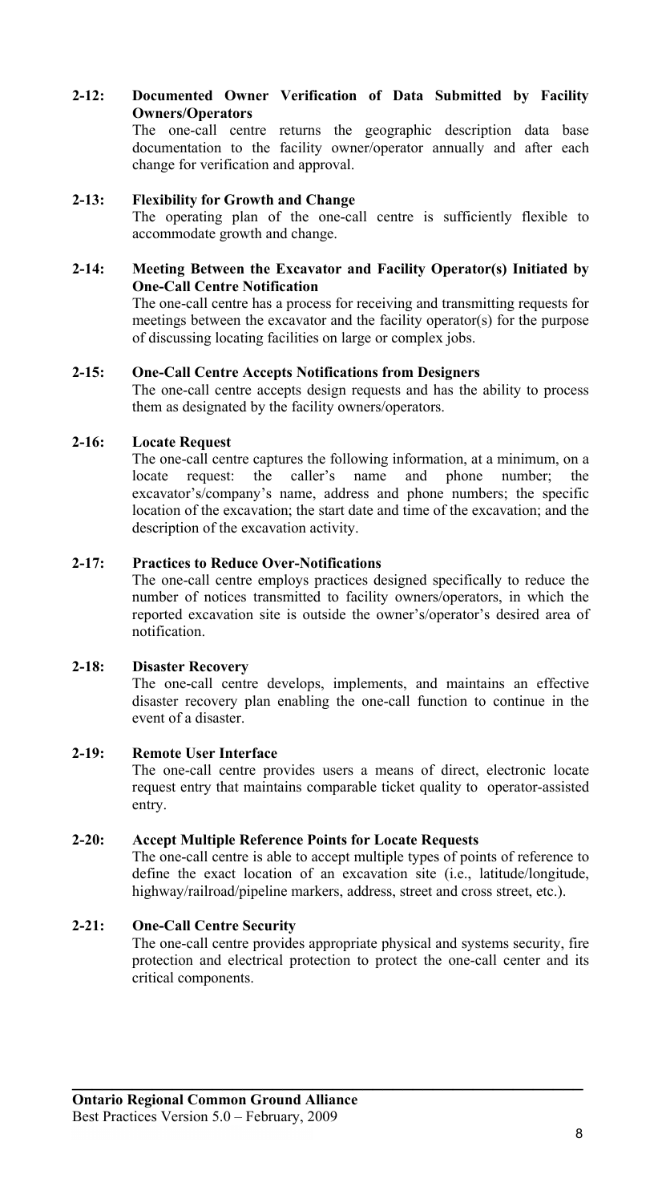**2-12: Documented Owner Verification of Data Submitted by Facility Owners/Operators**

The one-call centre returns the geographic description data base documentation to the facility owner/operator annually and after each change for verification and approval.

**2-13: Flexibility for Growth and Change**

The operating plan of the one-call centre is sufficiently flexible to accommodate growth and change.

**2-14: Meeting Between the Excavator and Facility Operator(s) Initiated by One-Call Centre Notification**

The one-call centre has a process for receiving and transmitting requests for meetings between the excavator and the facility operator(s) for the purpose of discussing locating facilities on large or complex jobs.

**2-15: One-Call Centre Accepts Notifications from Designers**

The one-call centre accepts design requests and has the ability to process them as designated by the facility owners/operators.

**2-16: Locate Request**

The one-call centre captures the following information, at a minimum, on a locate request: the caller's name and phone number; the excavator's/company's name, address and phone numbers; the specific location of the excavation; the start date and time of the excavation; and the description of the excavation activity.

**2-17: Practices to Reduce Over-Notifications**

The one-call centre employs practices designed specifically to reduce the number of notices transmitted to facility owners/operators, in which the reported excavation site is outside the owner's/operator's desired area of notification.

**2-18: Disaster Recovery**

The one-call centre develops, implements, and maintains an effective disaster recovery plan enabling the one-call function to continue in the event of a disaster.

**2-19: Remote User Interface**

The one-call centre provides users a means of direct, electronic locate request entry that maintains comparable ticket quality to operator-assisted entry.

**2-20: Accept Multiple Reference Points for Locate Requests**

The one-call centre is able to accept multiple types of points of reference to define the exact location of an excavation site (i.e., latitude/longitude, highway/railroad/pipeline markers, address, street and cross street, etc.).

**2-21: One-Call Centre Security**

The one-call centre provides appropriate physical and systems security, fire protection and electrical protection to protect the one-call center and its critical components.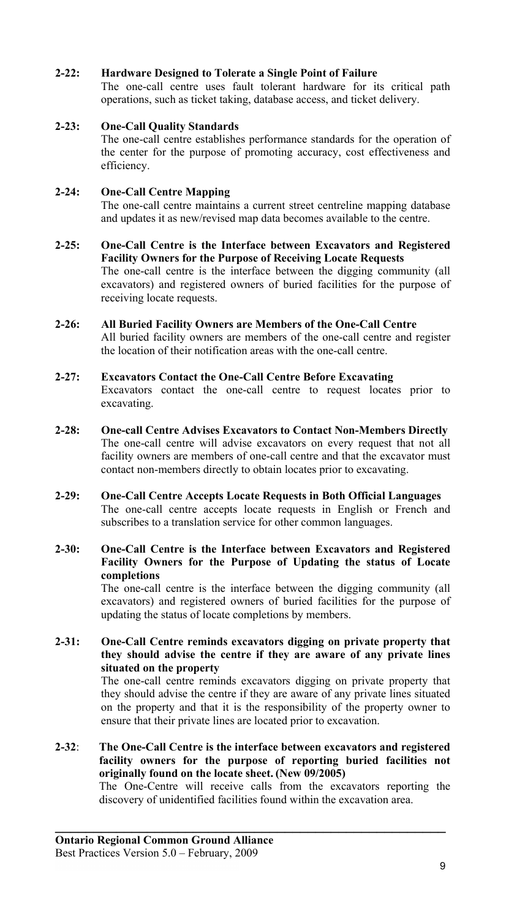**2-22: Hardware Designed to Tolerate a Single Point of Failure**

The one-call centre uses fault tolerant hardware for its critical path operations, such as ticket taking, database access, and ticket delivery.

**2-23: One-Call Quality Standards**

The one-call centre establishes performance standards for the operation of the center for the purpose of promoting accuracy, cost effectiveness and efficiency.

**2-24: One-Call Centre Mapping**

The one-call centre maintains a current street centreline mapping database and updates it as new/revised map data becomes available to the centre.

**2-25: One-Call Centre is the Interface between Excavators and Registered Facility Owners for the Purpose of Receiving Locate Requests**

The one-call centre is the interface between the digging community (all excavators) and registered owners of buried facilities for the purpose of receiving locate requests.

**2-26: All Buried Facility Owners are Members of the One-Call Centre**

All buried facility owners are members of the one-call centre and register the location of their notification areas with the one-call centre.

**2-27: Excavators Contact the One-Call Centre Before Excavating**

Excavators contact the one-call centre to request locates prior to excavating.

**2-28: One-call Centre Advises Excavators to Contact Non-Members Directly**

The one-call centre will advise excavators on every request that not all facility owners are members of one-call centre and that the excavator must contact non-members directly to obtain locates prior to excavating.

**2-29: One-Call Centre Accepts Locate Requests in Both Official Languages**

The one-call centre accepts locate requests in English or French and subscribes to a translation service for other common languages.

**2-30: One-Call Centre is the Interface between Excavators and Registered Facility Owners for the Purpose of Updating the status of Locate completions**

The one-call centre is the interface between the digging community (all excavators) and registered owners of buried facilities for the purpose of updating the status of locate completions by members.

**2-31: One-Call Centre reminds excavators digging on private property that they should advise the centre if they are aware of any private lines situated on the property**

The one-call centre reminds excavators digging on private property that they should advise the centre if they are aware of any private lines situated on the property and that it is the responsibility of the property owner to ensure that their private lines are located prior to excavation.

**2-32: The One-Call Centre is the interface between excavators and registered facility owners for the purpose of reporting buried facilities not originally found on the locate sheet. (New 09/2005)**

The One-Centre will receive calls from the excavators reporting the discovery of unidentified facilities found within the excavation area.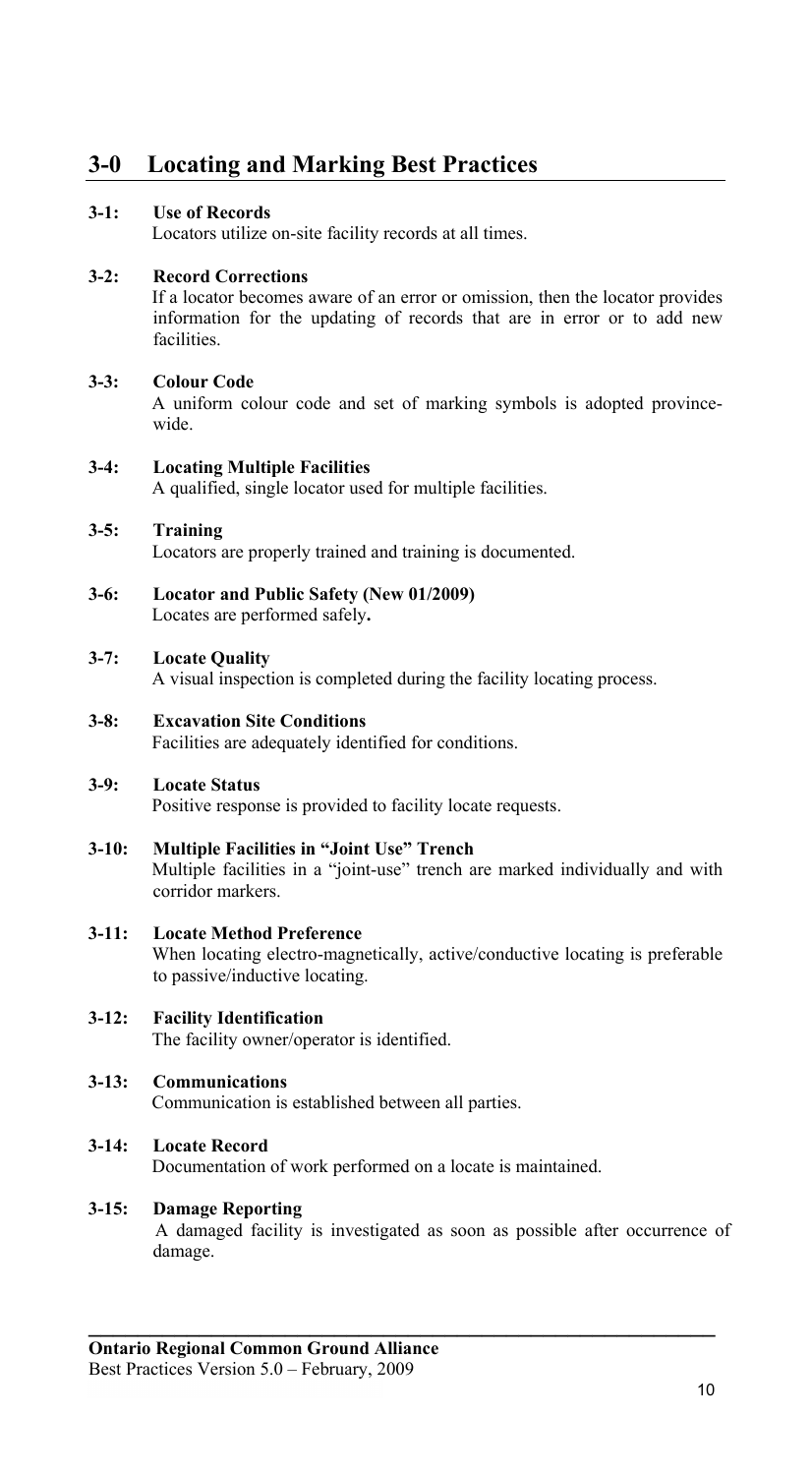# 3-0 Locating and Marking Best Practices

**3-1: Use of Records**
Locators utilize on-site facility records at all times.

**3-2: Record Corrections**
If a locator becomes aware of an error or omission, then the locator provides information for the updating of records that are in error or to add new facilities.

**3-3: Colour Code**
A uniform colour code and set of marking symbols is adopted province-wide.

**3-4: Locating Multiple Facilities**
A qualified, single locator used for multiple facilities.

**3-5: Training**
Locators are properly trained and training is documented.

**3-6: Locator and Public Safety (New 01/2009)**
Locates are performed safely**.**

**3-7: Locate Quality**
A visual inspection is completed during the facility locating process.

**3-8: Excavation Site Conditions**
Facilities are adequately identified for conditions.

**3-9: Locate Status**
Positive response is provided to facility locate requests.

**3-10: Multiple Facilities in "Joint Use" Trench**
Multiple facilities in a "joint-use" trench are marked individually and with corridor markers.

**3-11: Locate Method Preference**
When locating electro-magnetically, active/conductive locating is preferable to passive/inductive locating.

**3-12: Facility Identification**
The facility owner/operator is identified.

**3-13: Communications**
Communication is established between all parties.

**3-14: Locate Record**
Documentation of work performed on a locate is maintained.

**3-15: Damage Reporting**
A damaged facility is investigated as soon as possible after occurrence of damage.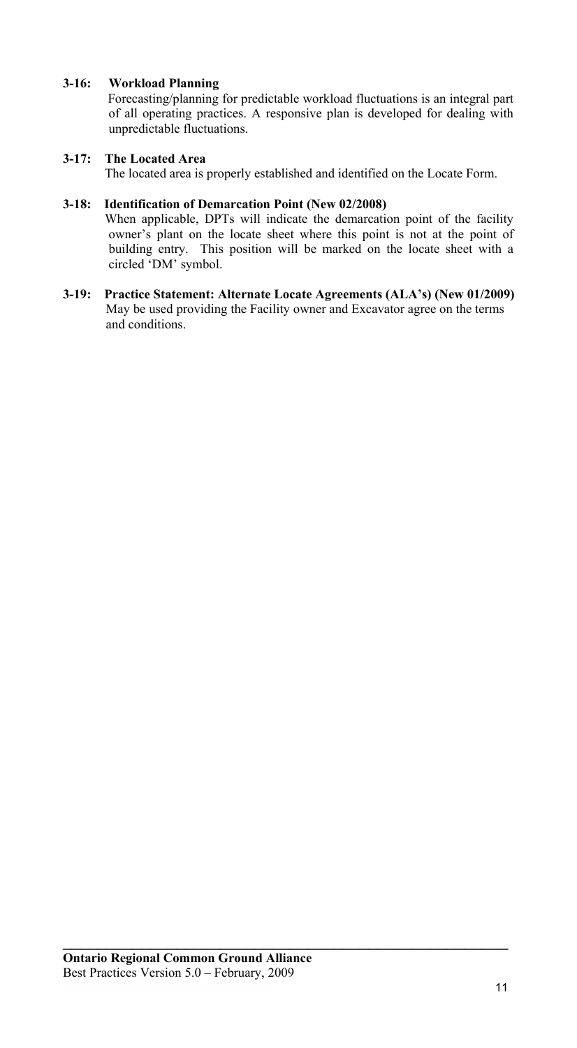**3-16: Workload Planning**

Forecasting/planning for predictable workload fluctuations is an integral part of all operating practices. A responsive plan is developed for dealing with unpredictable fluctuations.

**3-17: The Located Area**

The located area is properly established and identified on the Locate Form.

**3-18: Identification of Demarcation Point (New 02/2008)**

When applicable, DPTs will indicate the demarcation point of the facility owner's plant on the locate sheet where this point is not at the point of building entry. This position will be marked on the locate sheet with a circled 'DM' symbol.

**3-19: Practice Statement: Alternate Locate Agreements (ALA's) (New 01/2009)**

May be used providing the Facility owner and Excavator agree on the terms and conditions.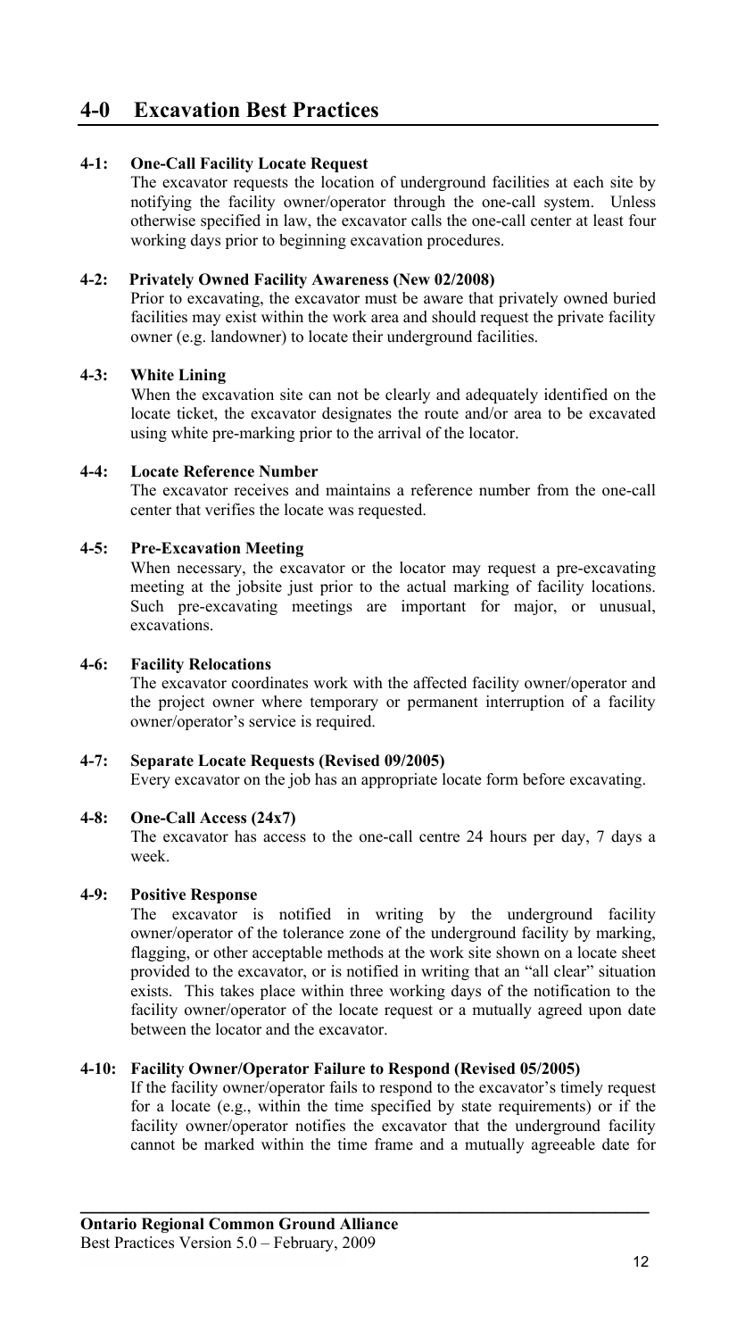# 4-0 Excavation Best Practices

### 4-1: One-Call Facility Locate Request

The excavator requests the location of underground facilities at each site by notifying the facility owner/operator through the one-call system. Unless otherwise specified in law, the excavator calls the one-call center at least four working days prior to beginning excavation procedures.

### 4-2: Privately Owned Facility Awareness (New 02/2008)

Prior to excavating, the excavator must be aware that privately owned buried facilities may exist within the work area and should request the private facility owner (e.g. landowner) to locate their underground facilities.

### 4-3: White Lining

When the excavation site can not be clearly and adequately identified on the locate ticket, the excavator designates the route and/or area to be excavated using white pre-marking prior to the arrival of the locator.

### 4-4: Locate Reference Number

The excavator receives and maintains a reference number from the one-call center that verifies the locate was requested.

### 4-5: Pre-Excavation Meeting

When necessary, the excavator or the locator may request a pre-excavating meeting at the jobsite just prior to the actual marking of facility locations. Such pre-excavating meetings are important for major, or unusual, excavations.

### 4-6: Facility Relocations

The excavator coordinates work with the affected facility owner/operator and the project owner where temporary or permanent interruption of a facility owner/operator's service is required.

### 4-7: Separate Locate Requests (Revised 09/2005)

Every excavator on the job has an appropriate locate form before excavating.

### 4-8: One-Call Access (24x7)

The excavator has access to the one-call centre 24 hours per day, 7 days a week.

### 4-9: Positive Response

The excavator is notified in writing by the underground facility owner/operator of the tolerance zone of the underground facility by marking, flagging, or other acceptable methods at the work site shown on a locate sheet provided to the excavator, or is notified in writing that an "all clear" situation exists. This takes place within three working days of the notification to the facility owner/operator of the locate request or a mutually agreed upon date between the locator and the excavator.

### 4-10: Facility Owner/Operator Failure to Respond (Revised 05/2005)

If the facility owner/operator fails to respond to the excavator's timely request for a locate (e.g., within the time specified by state requirements) or if the facility owner/operator notifies the excavator that the underground facility cannot be marked within the time frame and a mutually agreeable date for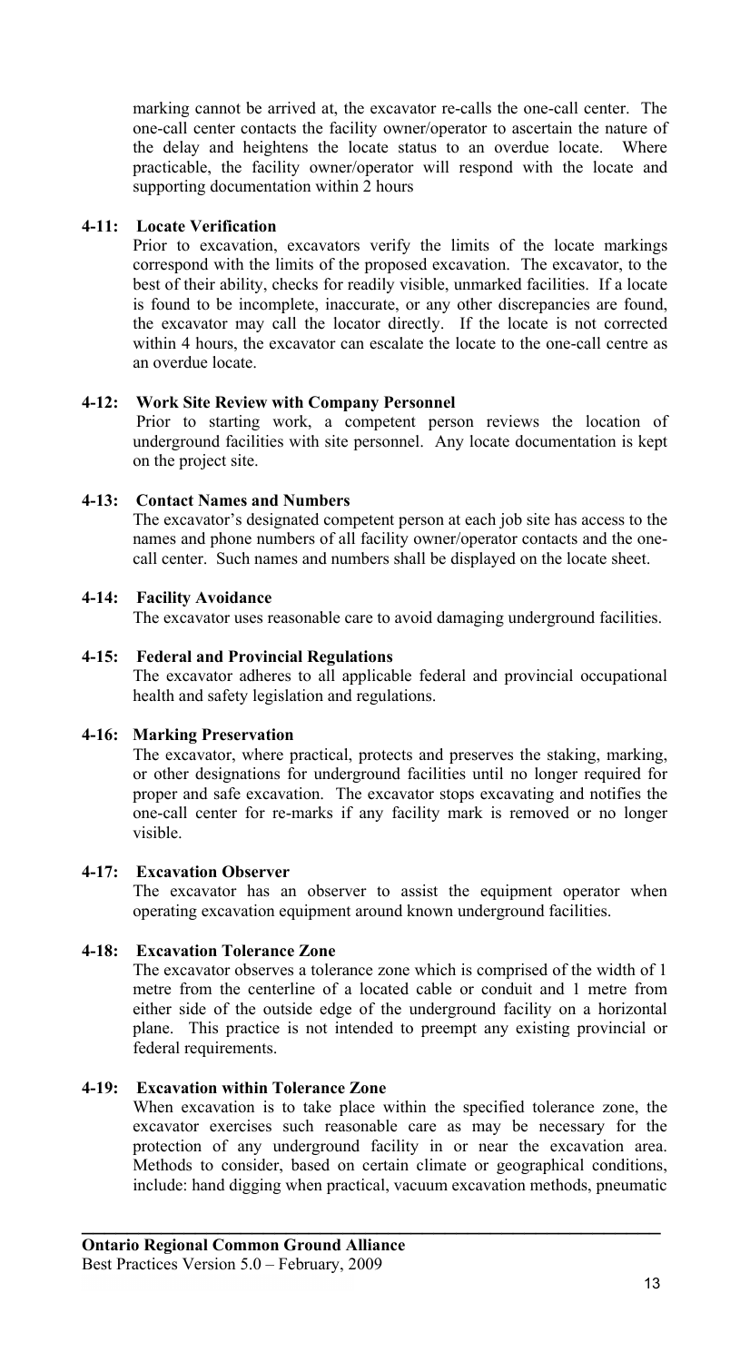marking cannot be arrived at, the excavator re-calls the one-call center. The one-call center contacts the facility owner/operator to ascertain the nature of the delay and heightens the locate status to an overdue locate. Where practicable, the facility owner/operator will respond with the locate and supporting documentation within 2 hours

### 4-11: Locate Verification

Prior to excavation, excavators verify the limits of the locate markings correspond with the limits of the proposed excavation. The excavator, to the best of their ability, checks for readily visible, unmarked facilities. If a locate is found to be incomplete, inaccurate, or any other discrepancies are found, the excavator may call the locator directly. If the locate is not corrected within 4 hours, the excavator can escalate the locate to the one-call centre as an overdue locate.

### 4-12: Work Site Review with Company Personnel

Prior to starting work, a competent person reviews the location of underground facilities with site personnel. Any locate documentation is kept on the project site.

### 4-13: Contact Names and Numbers

The excavator's designated competent person at each job site has access to the names and phone numbers of all facility owner/operator contacts and the one-call center. Such names and numbers shall be displayed on the locate sheet.

### 4-14: Facility Avoidance

The excavator uses reasonable care to avoid damaging underground facilities.

### 4-15: Federal and Provincial Regulations

The excavator adheres to all applicable federal and provincial occupational health and safety legislation and regulations.

### 4-16: Marking Preservation

The excavator, where practical, protects and preserves the staking, marking, or other designations for underground facilities until no longer required for proper and safe excavation. The excavator stops excavating and notifies the one-call center for re-marks if any facility mark is removed or no longer visible.

### 4-17: Excavation Observer

The excavator has an observer to assist the equipment operator when operating excavation equipment around known underground facilities.

### 4-18: Excavation Tolerance Zone

The excavator observes a tolerance zone which is comprised of the width of 1 metre from the centerline of a located cable or conduit and 1 metre from either side of the outside edge of the underground facility on a horizontal plane. This practice is not intended to preempt any existing provincial or federal requirements.

### 4-19: Excavation within Tolerance Zone

When excavation is to take place within the specified tolerance zone, the excavator exercises such reasonable care as may be necessary for the protection of any underground facility in or near the excavation area. Methods to consider, based on certain climate or geographical conditions, include: hand digging when practical, vacuum excavation methods, pneumatic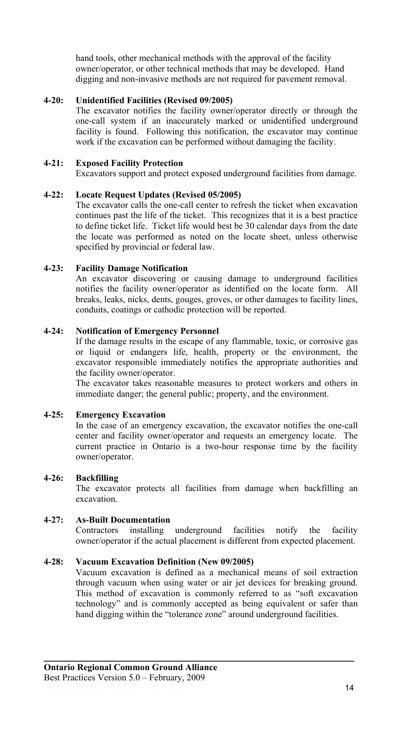hand tools, other mechanical methods with the approval of the facility owner/operator, or other technical methods that may be developed. Hand digging and non-invasive methods are not required for pavement removal.

**4-20: Unidentified Facilities (Revised 09/2005)**

The excavator notifies the facility owner/operator directly or through the one-call system if an inaccurately marked or unidentified underground facility is found. Following this notification, the excavator may continue work if the excavation can be performed without damaging the facility.

**4-21: Exposed Facility Protection**

Excavators support and protect exposed underground facilities from damage.

**4-22: Locate Request Updates (Revised 05/2005)**

The excavator calls the one-call center to refresh the ticket when excavation continues past the life of the ticket. This recognizes that it is a best practice to define ticket life. Ticket life would best be 30 calendar days from the date the locate was performed as noted on the locate sheet, unless otherwise specified by provincial or federal law.

**4-23: Facility Damage Notification**

An excavator discovering or causing damage to underground facilities notifies the facility owner/operator as identified on the locate form. All breaks, leaks, nicks, dents, gouges, groves, or other damages to facility lines, conduits, coatings or cathodic protection will be reported.

**4-24: Notification of Emergency Personnel**

If the damage results in the escape of any flammable, toxic, or corrosive gas or liquid or endangers life, health, property or the environment, the excavator responsible immediately notifies the appropriate authorities and the facility owner/operator.

The excavator takes reasonable measures to protect workers and others in immediate danger; the general public; property, and the environment.

**4-25: Emergency Excavation**

In the case of an emergency excavation, the excavator notifies the one-call center and facility owner/operator and requests an emergency locate. The current practice in Ontario is a two-hour response time by the facility owner/operator.

**4-26: Backfilling**

The excavator protects all facilities from damage when backfilling an excavation.

**4-27: As-Built Documentation**

Contractors installing underground facilities notify the facility owner/operator if the actual placement is different from expected placement.

**4-28: Vacuum Excavation Definition (New 09/2005)**

Vacuum excavation is defined as a mechanical means of soil extraction through vacuum when using water or air jet devices for breaking ground. This method of excavation is commonly referred to as "soft excavation technology" and is commonly accepted as being equivalent or safer than hand digging within the "tolerance zone" around underground facilities.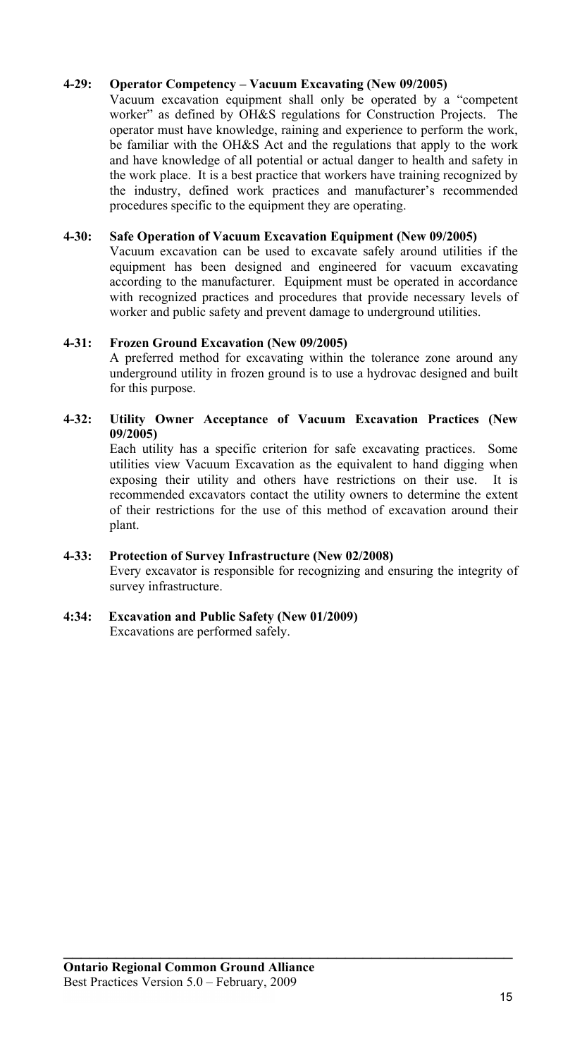**4-29: Operator Competency – Vacuum Excavating (New 09/2005)**

Vacuum excavation equipment shall only be operated by a "competent worker" as defined by OH&S regulations for Construction Projects. The operator must have knowledge, raining and experience to perform the work, be familiar with the OH&S Act and the regulations that apply to the work and have knowledge of all potential or actual danger to health and safety in the work place. It is a best practice that workers have training recognized by the industry, defined work practices and manufacturer's recommended procedures specific to the equipment they are operating.

**4-30: Safe Operation of Vacuum Excavation Equipment (New 09/2005)**

Vacuum excavation can be used to excavate safely around utilities if the equipment has been designed and engineered for vacuum excavating according to the manufacturer. Equipment must be operated in accordance with recognized practices and procedures that provide necessary levels of worker and public safety and prevent damage to underground utilities.

**4-31: Frozen Ground Excavation (New 09/2005)**

A preferred method for excavating within the tolerance zone around any underground utility in frozen ground is to use a hydrovac designed and built for this purpose.

**4-32: Utility Owner Acceptance of Vacuum Excavation Practices (New 09/2005)**

Each utility has a specific criterion for safe excavating practices. Some utilities view Vacuum Excavation as the equivalent to hand digging when exposing their utility and others have restrictions on their use. It is recommended excavators contact the utility owners to determine the extent of their restrictions for the use of this method of excavation around their plant.

**4-33: Protection of Survey Infrastructure (New 02/2008)**

Every excavator is responsible for recognizing and ensuring the integrity of survey infrastructure.

**4:34: Excavation and Public Safety (New 01/2009)**

Excavations are performed safely.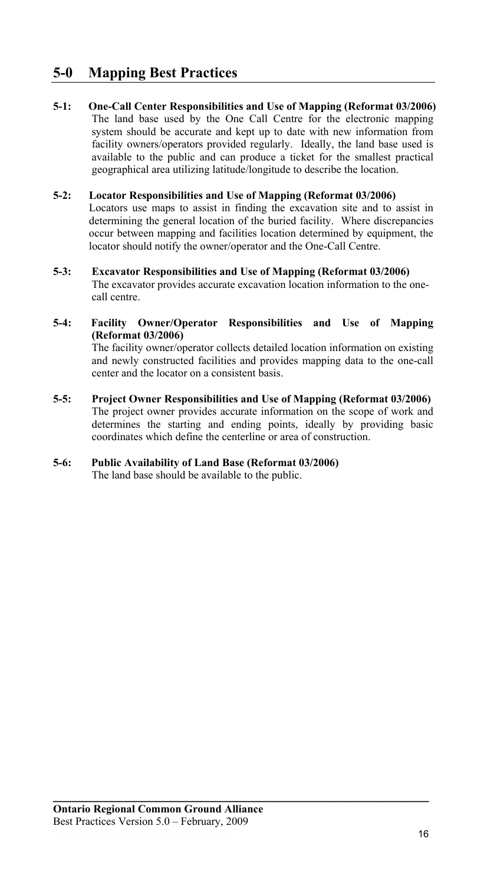## 5-0 Mapping Best Practices

**5-1: One-Call Center Responsibilities and Use of Mapping (Reformat 03/2006)**
The land base used by the One Call Centre for the electronic mapping system should be accurate and kept up to date with new information from facility owners/operators provided regularly. Ideally, the land base used is available to the public and can produce a ticket for the smallest practical geographical area utilizing latitude/longitude to describe the location.

**5-2: Locator Responsibilities and Use of Mapping (Reformat 03/2006)**
Locators use maps to assist in finding the excavation site and to assist in determining the general location of the buried facility. Where discrepancies occur between mapping and facilities location determined by equipment, the locator should notify the owner/operator and the One-Call Centre.

**5-3: Excavator Responsibilities and Use of Mapping (Reformat 03/2006)**
The excavator provides accurate excavation location information to the one-call centre.

**5-4: Facility Owner/Operator Responsibilities and Use of Mapping (Reformat 03/2006)**
The facility owner/operator collects detailed location information on existing and newly constructed facilities and provides mapping data to the one-call center and the locator on a consistent basis.

**5-5: Project Owner Responsibilities and Use of Mapping (Reformat 03/2006)**
The project owner provides accurate information on the scope of work and determines the starting and ending points, ideally by providing basic coordinates which define the centerline or area of construction.

**5-6: Public Availability of Land Base (Reformat 03/2006)**
The land base should be available to the public.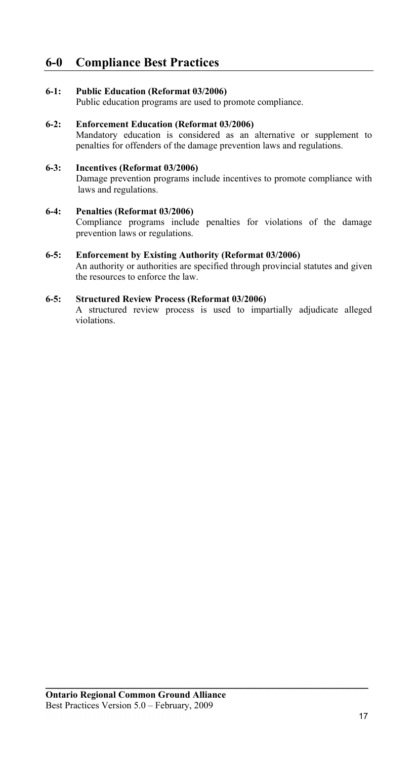## 6-0 Compliance Best Practices

**6-1: Public Education (Reformat 03/2006)**
Public education programs are used to promote compliance.

**6-2: Enforcement Education (Reformat 03/2006)**
Mandatory education is considered as an alternative or supplement to penalties for offenders of the damage prevention laws and regulations.

**6-3: Incentives (Reformat 03/2006)**
Damage prevention programs include incentives to promote compliance with laws and regulations.

**6-4: Penalties (Reformat 03/2006)**
Compliance programs include penalties for violations of the damage prevention laws or regulations.

**6-5: Enforcement by Existing Authority (Reformat 03/2006)**
An authority or authorities are specified through provincial statutes and given the resources to enforce the law.

**6-5: Structured Review Process (Reformat 03/2006)**
A structured review process is used to impartially adjudicate alleged violations.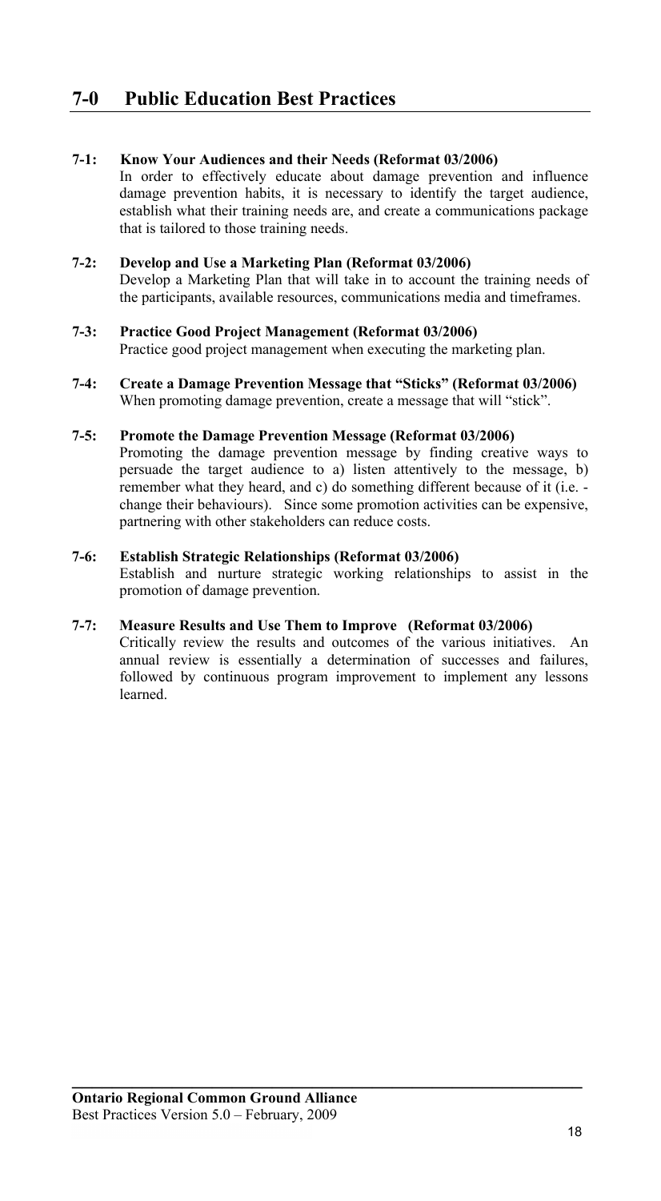# 7-0 Public Education Best Practices

**7-1: Know Your Audiences and their Needs (Reformat 03/2006)**

In order to effectively educate about damage prevention and influence damage prevention habits, it is necessary to identify the target audience, establish what their training needs are, and create a communications package that is tailored to those training needs.

**7-2: Develop and Use a Marketing Plan (Reformat 03/2006)**

Develop a Marketing Plan that will take in to account the training needs of the participants, available resources, communications media and timeframes.

**7-3: Practice Good Project Management (Reformat 03/2006)**

Practice good project management when executing the marketing plan.

**7-4: Create a Damage Prevention Message that "Sticks" (Reformat 03/2006)**

When promoting damage prevention, create a message that will "stick".

**7-5: Promote the Damage Prevention Message (Reformat 03/2006)**

Promoting the damage prevention message by finding creative ways to persuade the target audience to a) listen attentively to the message, b) remember what they heard, and c) do something different because of it (i.e. - change their behaviours). Since some promotion activities can be expensive, partnering with other stakeholders can reduce costs.

**7-6: Establish Strategic Relationships (Reformat 03/2006)**

Establish and nurture strategic working relationships to assist in the promotion of damage prevention.

**7-7: Measure Results and Use Them to Improve (Reformat 03/2006)**

Critically review the results and outcomes of the various initiatives. An annual review is essentially a determination of successes and failures, followed by continuous program improvement to implement any lessons learned.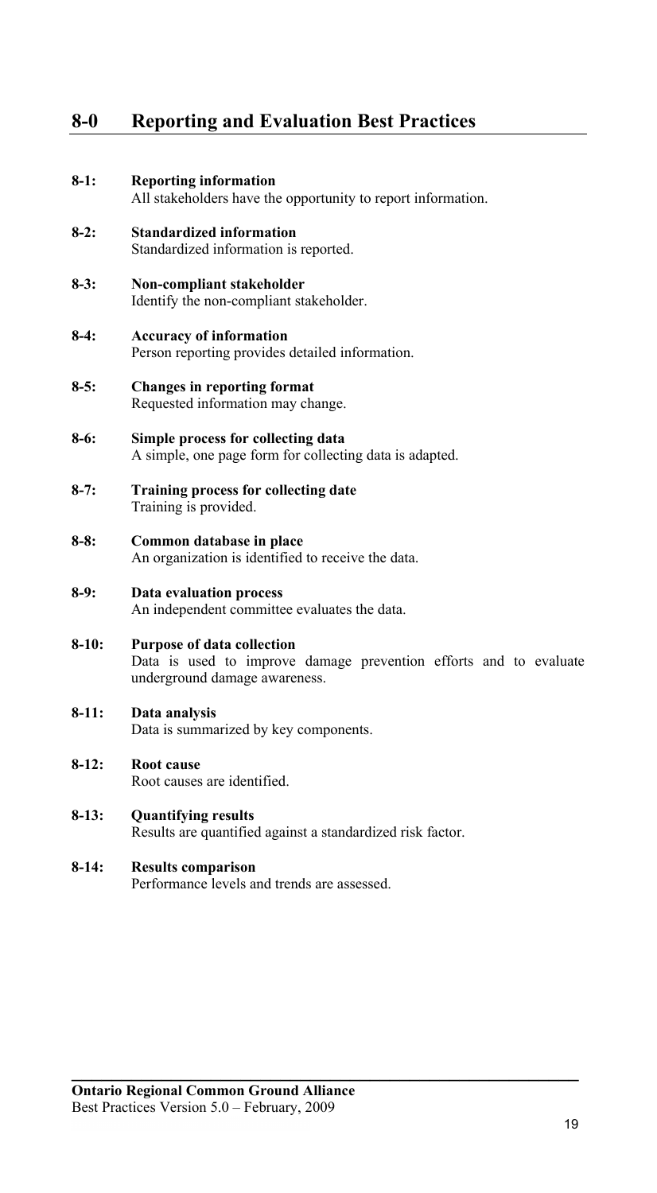# 8-0 Reporting and Evaluation Best Practices

**8-1: Reporting information**
All stakeholders have the opportunity to report information.

**8-2: Standardized information**
Standardized information is reported.

**8-3: Non-compliant stakeholder**
Identify the non-compliant stakeholder.

**8-4: Accuracy of information**
Person reporting provides detailed information.

**8-5: Changes in reporting format**
Requested information may change.

**8-6: Simple process for collecting data**
A simple, one page form for collecting data is adapted.

**8-7: Training process for collecting date**
Training is provided.

**8-8: Common database in place**
An organization is identified to receive the data.

**8-9: Data evaluation process**
An independent committee evaluates the data.

**8-10: Purpose of data collection**
Data is used to improve damage prevention efforts and to evaluate underground damage awareness.

**8-11: Data analysis**
Data is summarized by key components.

**8-12: Root cause**
Root causes are identified.

**8-13: Quantifying results**
Results are quantified against a standardized risk factor.

**8-14: Results comparison**
Performance levels and trends are assessed.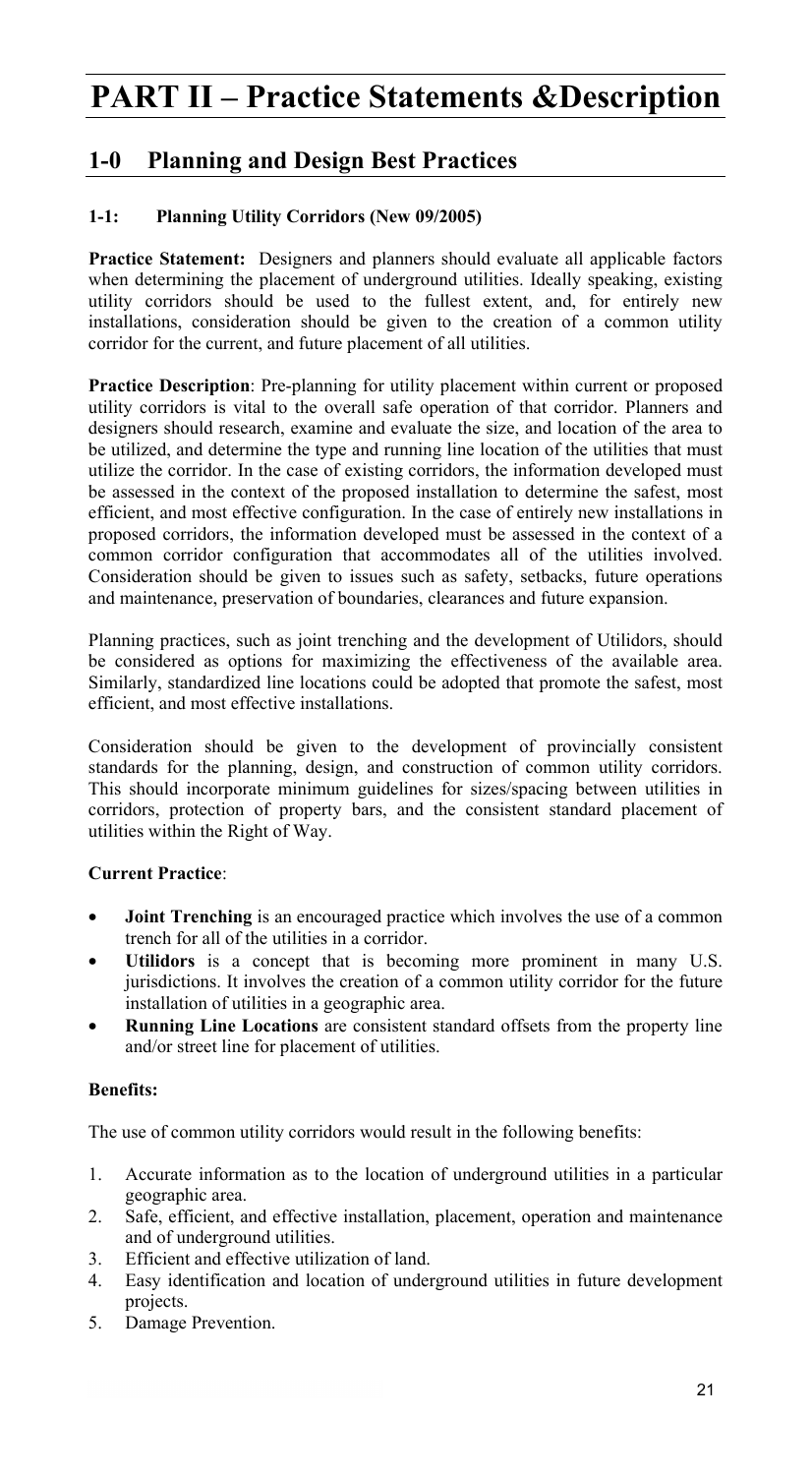# PART II – Practice Statements &Description

## 1-0 Planning and Design Best Practices

### 1-1: Planning Utility Corridors (New 09/2005)

**Practice Statement:** Designers and planners should evaluate all applicable factors when determining the placement of underground utilities. Ideally speaking, existing utility corridors should be used to the fullest extent, and, for entirely new installations, consideration should be given to the creation of a common utility corridor for the current, and future placement of all utilities.

**Practice Description**: Pre-planning for utility placement within current or proposed utility corridors is vital to the overall safe operation of that corridor. Planners and designers should research, examine and evaluate the size, and location of the area to be utilized, and determine the type and running line location of the utilities that must utilize the corridor. In the case of existing corridors, the information developed must be assessed in the context of the proposed installation to determine the safest, most efficient, and most effective configuration. In the case of entirely new installations in proposed corridors, the information developed must be assessed in the context of a common corridor configuration that accommodates all of the utilities involved. Consideration should be given to issues such as safety, setbacks, future operations and maintenance, preservation of boundaries, clearances and future expansion.

Planning practices, such as joint trenching and the development of Utilidors, should be considered as options for maximizing the effectiveness of the available area. Similarly, standardized line locations could be adopted that promote the safest, most efficient, and most effective installations.

Consideration should be given to the development of provincially consistent standards for the planning, design, and construction of common utility corridors. This should incorporate minimum guidelines for sizes/spacing between utilities in corridors, protection of property bars, and the consistent standard placement of utilities within the Right of Way.

**Current Practice**:

- **Joint Trenching** is an encouraged practice which involves the use of a common trench for all of the utilities in a corridor.
- **Utilidors** is a concept that is becoming more prominent in many U.S. jurisdictions. It involves the creation of a common utility corridor for the future installation of utilities in a geographic area.
- **Running Line Locations** are consistent standard offsets from the property line and/or street line for placement of utilities.

**Benefits:**

The use of common utility corridors would result in the following benefits:

1. Accurate information as to the location of underground utilities in a particular geographic area.
2. Safe, efficient, and effective installation, placement, operation and maintenance and of underground utilities.
3. Efficient and effective utilization of land.
4. Easy identification and location of underground utilities in future development projects.
5. Damage Prevention.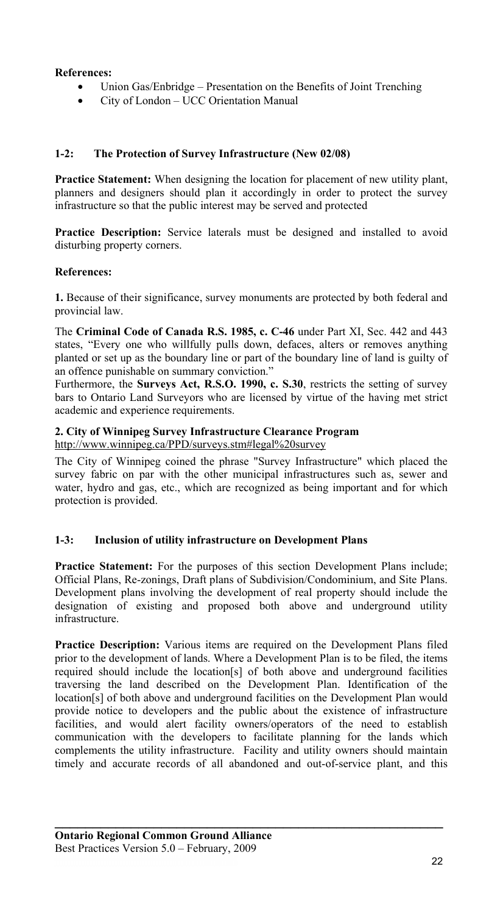**References:**

- Union Gas/Enbridge – Presentation on the Benefits of Joint Trenching
- City of London – UCC Orientation Manual

### 1-2: The Protection of Survey Infrastructure (New 02/08)

**Practice Statement:** When designing the location for placement of new utility plant, planners and designers should plan it accordingly in order to protect the survey infrastructure so that the public interest may be served and protected

**Practice Description:** Service laterals must be designed and installed to avoid disturbing property corners.

**References:**

**1.** Because of their significance, survey monuments are protected by both federal and provincial law.

The **Criminal Code of Canada R.S. 1985, c. C-46** under Part XI, Sec. 442 and 443 states, "Every one who willfully pulls down, defaces, alters or removes anything planted or set up as the boundary line or part of the boundary line of land is guilty of an offence punishable on summary conviction."

Furthermore, the **Surveys Act, R.S.O. 1990, c. S.30**, restricts the setting of survey bars to Ontario Land Surveyors who are licensed by virtue of the having met strict academic and experience requirements.

**2. City of Winnipeg Survey Infrastructure Clearance Program**
http://www.winnipeg.ca/PPD/surveys.stm#legal%20survey

The City of Winnipeg coined the phrase "Survey Infrastructure" which placed the survey fabric on par with the other municipal infrastructures such as, sewer and water, hydro and gas, etc., which are recognized as being important and for which protection is provided.

### 1-3: Inclusion of utility infrastructure on Development Plans

**Practice Statement:** For the purposes of this section Development Plans include; Official Plans, Re-zonings, Draft plans of Subdivision/Condominium, and Site Plans. Development plans involving the development of real property should include the designation of existing and proposed both above and underground utility infrastructure.

**Practice Description:** Various items are required on the Development Plans filed prior to the development of lands. Where a Development Plan is to be filed, the items required should include the location[s] of both above and underground facilities traversing the land described on the Development Plan. Identification of the location[s] of both above and underground facilities on the Development Plan would provide notice to developers and the public about the existence of infrastructure facilities, and would alert facility owners/operators of the need to establish communication with the developers to facilitate planning for the lands which complements the utility infrastructure. Facility and utility owners should maintain timely and accurate records of all abandoned and out-of-service plant, and this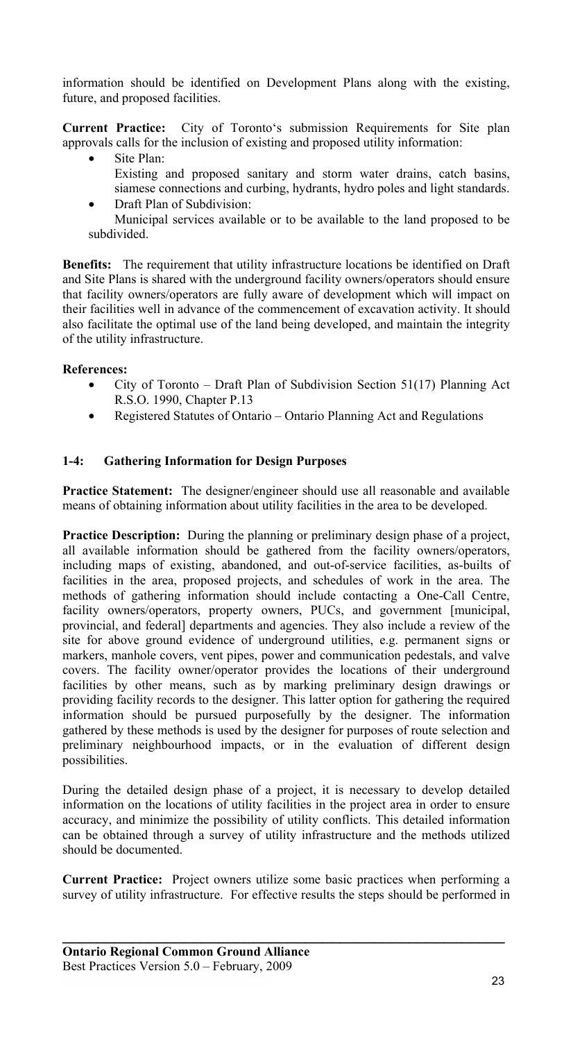information should be identified on Development Plans along with the existing, future, and proposed facilities.

**Current Practice:** City of Toronto's submission Requirements for Site plan approvals calls for the inclusion of existing and proposed utility information:

- Site Plan:
  Existing and proposed sanitary and storm water drains, catch basins, siamese connections and curbing, hydrants, hydro poles and light standards.
- Draft Plan of Subdivision:
  Municipal services available or to be available to the land proposed to be subdivided.

**Benefits:** The requirement that utility infrastructure locations be identified on Draft and Site Plans is shared with the underground facility owners/operators should ensure that facility owners/operators are fully aware of development which will impact on their facilities well in advance of the commencement of excavation activity. It should also facilitate the optimal use of the land being developed, and maintain the integrity of the utility infrastructure.

**References:**

- City of Toronto – Draft Plan of Subdivision Section 51(17) Planning Act R.S.O. 1990, Chapter P.13
- Registered Statutes of Ontario – Ontario Planning Act and Regulations

### 1-4: Gathering Information for Design Purposes

**Practice Statement:** The designer/engineer should use all reasonable and available means of obtaining information about utility facilities in the area to be developed.

**Practice Description:** During the planning or preliminary design phase of a project, all available information should be gathered from the facility owners/operators, including maps of existing, abandoned, and out-of-service facilities, as-builts of facilities in the area, proposed projects, and schedules of work in the area. The methods of gathering information should include contacting a One-Call Centre, facility owners/operators, property owners, PUCs, and government [municipal, provincial, and federal] departments and agencies. They also include a review of the site for above ground evidence of underground utilities, e.g. permanent signs or markers, manhole covers, vent pipes, power and communication pedestals, and valve covers. The facility owner/operator provides the locations of their underground facilities by other means, such as by marking preliminary design drawings or providing facility records to the designer. This latter option for gathering the required information should be pursued purposefully by the designer. The information gathered by these methods is used by the designer for purposes of route selection and preliminary neighbourhood impacts, or in the evaluation of different design possibilities.

During the detailed design phase of a project, it is necessary to develop detailed information on the locations of utility facilities in the project area in order to ensure accuracy, and minimize the possibility of utility conflicts. This detailed information can be obtained through a survey of utility infrastructure and the methods utilized should be documented.

**Current Practice:** Project owners utilize some basic practices when performing a survey of utility infrastructure. For effective results the steps should be performed in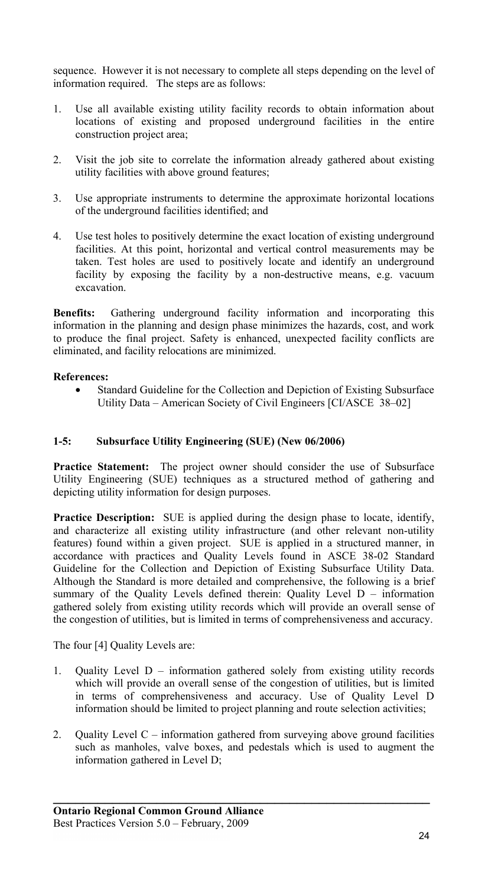sequence. However it is not necessary to complete all steps depending on the level of information required. The steps are as follows:

1. Use all available existing utility facility records to obtain information about locations of existing and proposed underground facilities in the entire construction project area;

2. Visit the job site to correlate the information already gathered about existing utility facilities with above ground features;

3. Use appropriate instruments to determine the approximate horizontal locations of the underground facilities identified; and

4. Use test holes to positively determine the exact location of existing underground facilities. At this point, horizontal and vertical control measurements may be taken. Test holes are used to positively locate and identify an underground facility by exposing the facility by a non-destructive means, e.g. vacuum excavation.

**Benefits:** Gathering underground facility information and incorporating this information in the planning and design phase minimizes the hazards, cost, and work to produce the final project. Safety is enhanced, unexpected facility conflicts are eliminated, and facility relocations are minimized.

**References:**

- Standard Guideline for the Collection and Depiction of Existing Subsurface Utility Data – American Society of Civil Engineers [CI/ASCE 38–02]

### 1-5: Subsurface Utility Engineering (SUE) (New 06/2006)

**Practice Statement:** The project owner should consider the use of Subsurface Utility Engineering (SUE) techniques as a structured method of gathering and depicting utility information for design purposes.

**Practice Description:** SUE is applied during the design phase to locate, identify, and characterize all existing utility infrastructure (and other relevant non-utility features) found within a given project. SUE is applied in a structured manner, in accordance with practices and Quality Levels found in ASCE 38-02 Standard Guideline for the Collection and Depiction of Existing Subsurface Utility Data. Although the Standard is more detailed and comprehensive, the following is a brief summary of the Quality Levels defined therein: Quality Level D – information gathered solely from existing utility records which will provide an overall sense of the congestion of utilities, but is limited in terms of comprehensiveness and accuracy.

The four [4] Quality Levels are:

1. Quality Level D – information gathered solely from existing utility records which will provide an overall sense of the congestion of utilities, but is limited in terms of comprehensiveness and accuracy. Use of Quality Level D information should be limited to project planning and route selection activities;

2. Quality Level C – information gathered from surveying above ground facilities such as manholes, valve boxes, and pedestals which is used to augment the information gathered in Level D;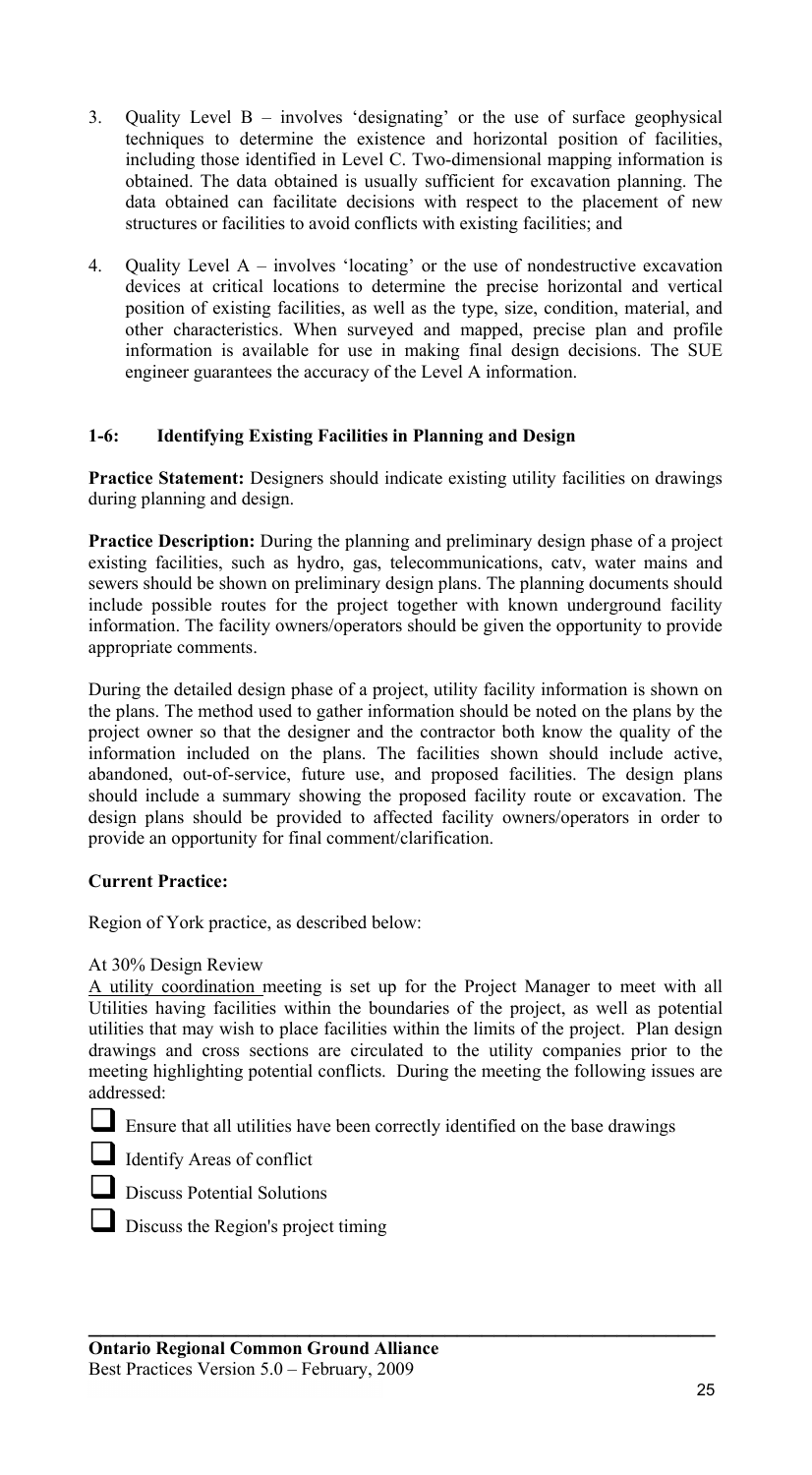3. Quality Level B – involves 'designating' or the use of surface geophysical techniques to determine the existence and horizontal position of facilities, including those identified in Level C. Two-dimensional mapping information is obtained. The data obtained is usually sufficient for excavation planning. The data obtained can facilitate decisions with respect to the placement of new structures or facilities to avoid conflicts with existing facilities; and

4. Quality Level A – involves 'locating' or the use of nondestructive excavation devices at critical locations to determine the precise horizontal and vertical position of existing facilities, as well as the type, size, condition, material, and other characteristics. When surveyed and mapped, precise plan and profile information is available for use in making final design decisions. The SUE engineer guarantees the accuracy of the Level A information.

### 1-6: Identifying Existing Facilities in Planning and Design

**Practice Statement:** Designers should indicate existing utility facilities on drawings during planning and design.

**Practice Description:** During the planning and preliminary design phase of a project existing facilities, such as hydro, gas, telecommunications, catv, water mains and sewers should be shown on preliminary design plans. The planning documents should include possible routes for the project together with known underground facility information. The facility owners/operators should be given the opportunity to provide appropriate comments.

During the detailed design phase of a project, utility facility information is shown on the plans. The method used to gather information should be noted on the plans by the project owner so that the designer and the contractor both know the quality of the information included on the plans. The facilities shown should include active, abandoned, out-of-service, future use, and proposed facilities. The design plans should include a summary showing the proposed facility route or excavation. The design plans should be provided to affected facility owners/operators in order to provide an opportunity for final comment/clarification.

**Current Practice:**

Region of York practice, as described below:

At 30% Design Review

A utility coordination meeting is set up for the Project Manager to meet with all Utilities having facilities within the boundaries of the project, as well as potential utilities that may wish to place facilities within the limits of the project. Plan design drawings and cross sections are circulated to the utility companies prior to the meeting highlighting potential conflicts. During the meeting the following issues are addressed:

- [ ] Ensure that all utilities have been correctly identified on the base drawings
- [ ] Identify Areas of conflict
- [ ] Discuss Potential Solutions
- [ ] Discuss the Region's project timing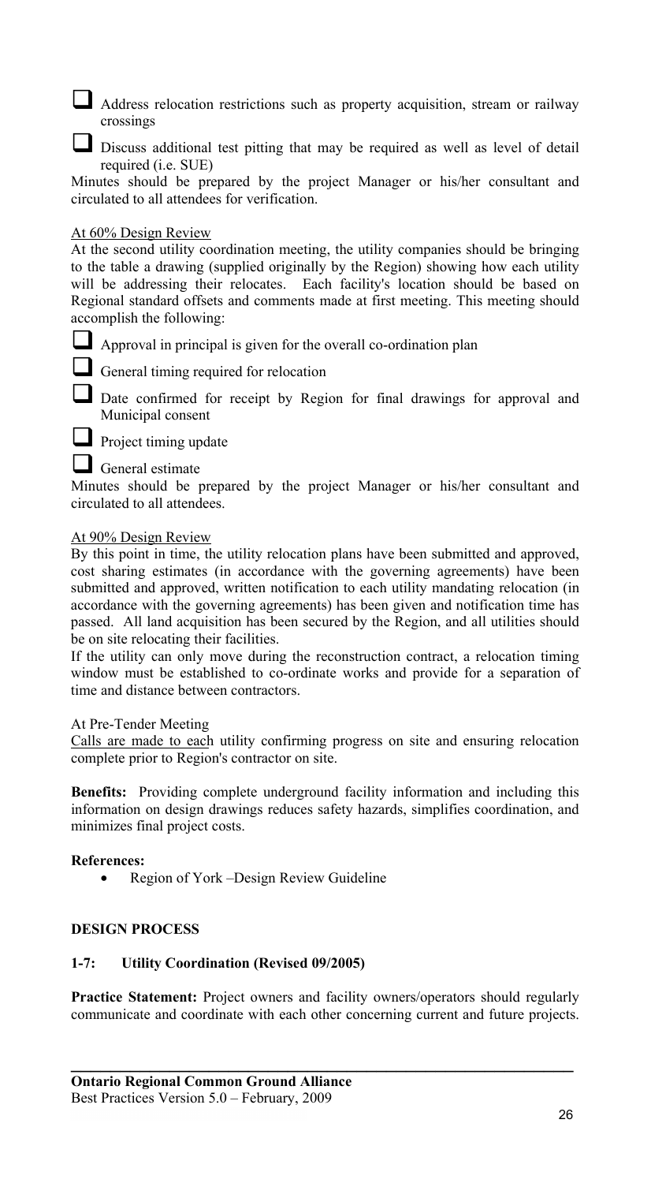- [ ] Address relocation restrictions such as property acquisition, stream or railway crossings
- [ ] Discuss additional test pitting that may be required as well as level of detail required (i.e. SUE)

Minutes should be prepared by the project Manager or his/her consultant and circulated to all attendees for verification.

<u>At 60% Design Review</u>

At the second utility coordination meeting, the utility companies should be bringing to the table a drawing (supplied originally by the Region) showing how each utility will be addressing their relocates. Each facility's location should be based on Regional standard offsets and comments made at first meeting. This meeting should accomplish the following:

- [ ] Approval in principal is given for the overall co-ordination plan
- [ ] General timing required for relocation
- [ ] Date confirmed for receipt by Region for final drawings for approval and Municipal consent
- [ ] Project timing update
- [ ] General estimate

Minutes should be prepared by the project Manager or his/her consultant and circulated to all attendees.

<u>At 90% Design Review</u>

By this point in time, the utility relocation plans have been submitted and approved, cost sharing estimates (in accordance with the governing agreements) have been submitted and approved, written notification to each utility mandating relocation (in accordance with the governing agreements) has been given and notification time has passed. All land acquisition has been secured by the Region, and all utilities should be on site relocating their facilities.

If the utility can only move during the reconstruction contract, a relocation timing window must be established to co-ordinate works and provide for a separation of time and distance between contractors.

At Pre-Tender Meeting

<u>Calls are made to each</u> utility confirming progress on site and ensuring relocation complete prior to Region's contractor on site.

**Benefits:** Providing complete underground facility information and including this information on design drawings reduces safety hazards, simplifies coordination, and minimizes final project costs.

**References:**

- Region of York –Design Review Guideline

## DESIGN PROCESS

### 1-7: Utility Coordination (Revised 09/2005)

**Practice Statement:** Project owners and facility owners/operators should regularly communicate and coordinate with each other concerning current and future projects.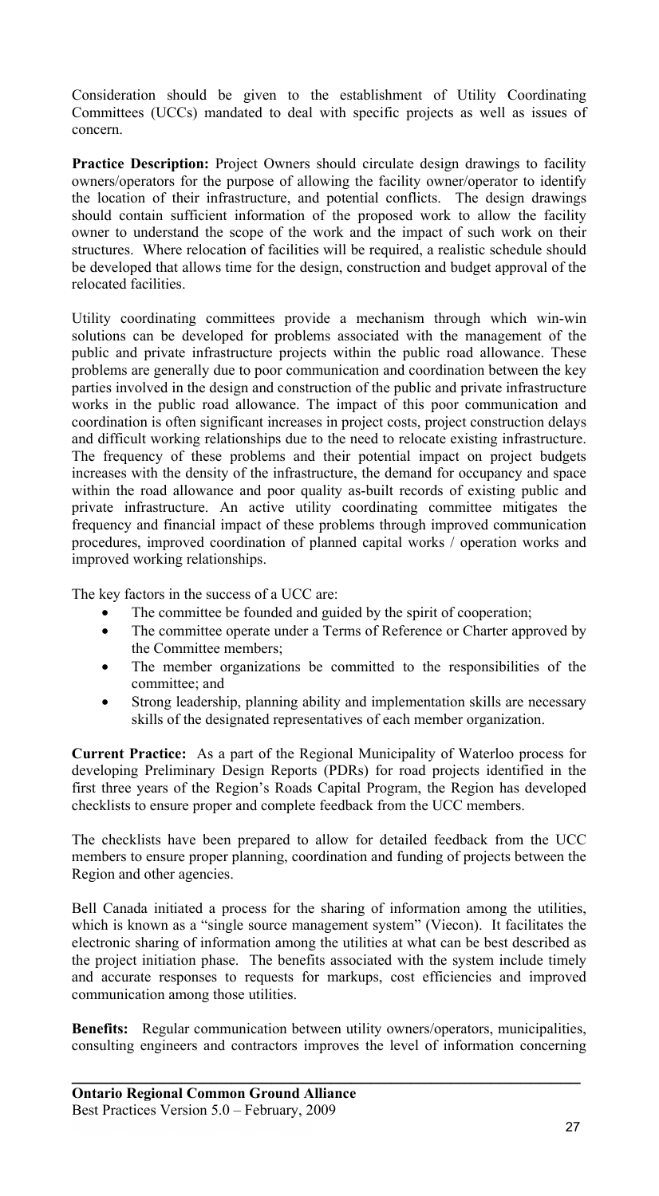Consideration should be given to the establishment of Utility Coordinating Committees (UCCs) mandated to deal with specific projects as well as issues of concern.

**Practice Description:** Project Owners should circulate design drawings to facility owners/operators for the purpose of allowing the facility owner/operator to identify the location of their infrastructure, and potential conflicts. The design drawings should contain sufficient information of the proposed work to allow the facility owner to understand the scope of the work and the impact of such work on their structures. Where relocation of facilities will be required, a realistic schedule should be developed that allows time for the design, construction and budget approval of the relocated facilities.

Utility coordinating committees provide a mechanism through which win-win solutions can be developed for problems associated with the management of the public and private infrastructure projects within the public road allowance. These problems are generally due to poor communication and coordination between the key parties involved in the design and construction of the public and private infrastructure works in the public road allowance. The impact of this poor communication and coordination is often significant increases in project costs, project construction delays and difficult working relationships due to the need to relocate existing infrastructure. The frequency of these problems and their potential impact on project budgets increases with the density of the infrastructure, the demand for occupancy and space within the road allowance and poor quality as-built records of existing public and private infrastructure. An active utility coordinating committee mitigates the frequency and financial impact of these problems through improved communication procedures, improved coordination of planned capital works / operation works and improved working relationships.

The key factors in the success of a UCC are:

- The committee be founded and guided by the spirit of cooperation;
- The committee operate under a Terms of Reference or Charter approved by the Committee members;
- The member organizations be committed to the responsibilities of the committee; and
- Strong leadership, planning ability and implementation skills are necessary skills of the designated representatives of each member organization.

**Current Practice:** As a part of the Regional Municipality of Waterloo process for developing Preliminary Design Reports (PDRs) for road projects identified in the first three years of the Region's Roads Capital Program, the Region has developed checklists to ensure proper and complete feedback from the UCC members.

The checklists have been prepared to allow for detailed feedback from the UCC members to ensure proper planning, coordination and funding of projects between the Region and other agencies.

Bell Canada initiated a process for the sharing of information among the utilities, which is known as a "single source management system" (Viecon). It facilitates the electronic sharing of information among the utilities at what can be best described as the project initiation phase. The benefits associated with the system include timely and accurate responses to requests for markups, cost efficiencies and improved communication among those utilities.

**Benefits:** Regular communication between utility owners/operators, municipalities, consulting engineers and contractors improves the level of information concerning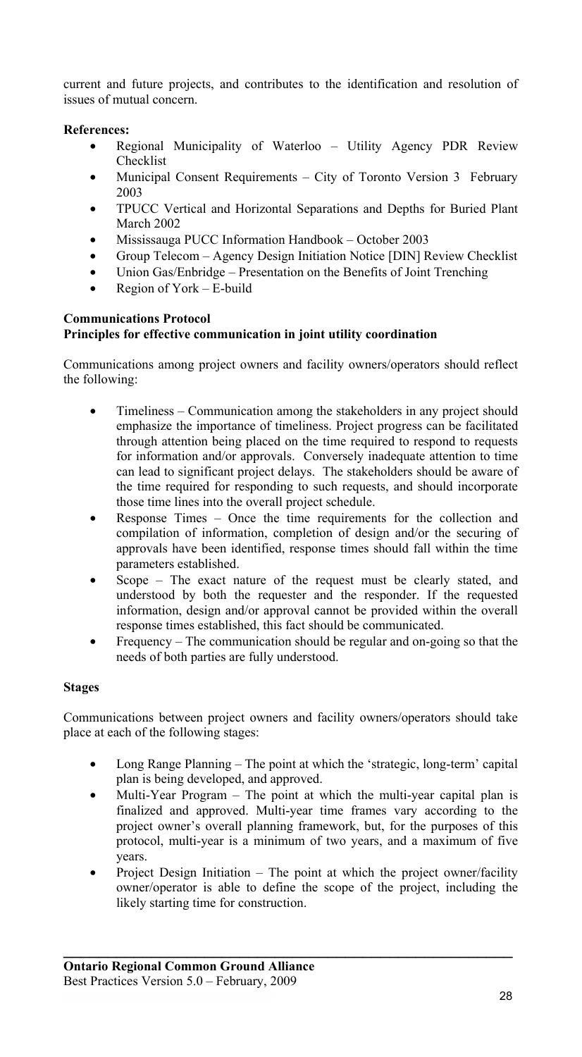current and future projects, and contributes to the identification and resolution of issues of mutual concern.

**References:**

- Regional Municipality of Waterloo – Utility Agency PDR Review Checklist
- Municipal Consent Requirements – City of Toronto Version 3 February 2003
- TPUCC Vertical and Horizontal Separations and Depths for Buried Plant March 2002
- Mississauga PUCC Information Handbook – October 2003
- Group Telecom – Agency Design Initiation Notice [DIN] Review Checklist
- Union Gas/Enbridge – Presentation on the Benefits of Joint Trenching
- Region of York – E-build

**Communications Protocol**

**Principles for effective communication in joint utility coordination**

Communications among project owners and facility owners/operators should reflect the following:

- Timeliness – Communication among the stakeholders in any project should emphasize the importance of timeliness. Project progress can be facilitated through attention being placed on the time required to respond to requests for information and/or approvals. Conversely inadequate attention to time can lead to significant project delays. The stakeholders should be aware of the time required for responding to such requests, and should incorporate those time lines into the overall project schedule.
- Response Times – Once the time requirements for the collection and compilation of information, completion of design and/or the securing of approvals have been identified, response times should fall within the time parameters established.
- Scope – The exact nature of the request must be clearly stated, and understood by both the requester and the responder. If the requested information, design and/or approval cannot be provided within the overall response times established, this fact should be communicated.
- Frequency – The communication should be regular and on-going so that the needs of both parties are fully understood.

**Stages**

Communications between project owners and facility owners/operators should take place at each of the following stages:

- Long Range Planning – The point at which the 'strategic, long-term' capital plan is being developed, and approved.
- Multi-Year Program – The point at which the multi-year capital plan is finalized and approved. Multi-year time frames vary according to the project owner's overall planning framework, but, for the purposes of this protocol, multi-year is a minimum of two years, and a maximum of five years.
- Project Design Initiation – The point at which the project owner/facility owner/operator is able to define the scope of the project, including the likely starting time for construction.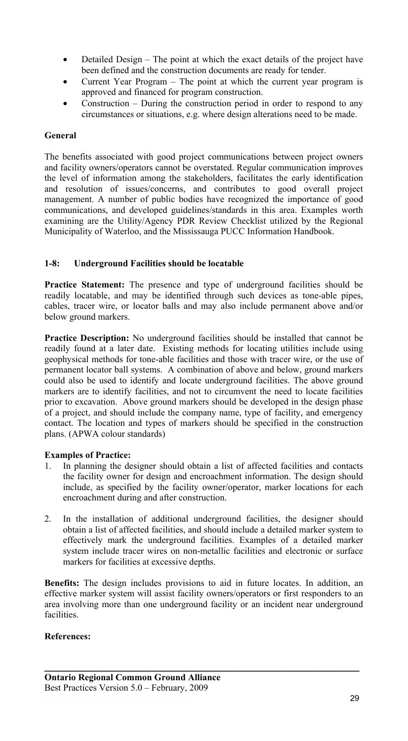- Detailed Design – The point at which the exact details of the project have been defined and the construction documents are ready for tender.
- Current Year Program – The point at which the current year program is approved and financed for program construction.
- Construction – During the construction period in order to respond to any circumstances or situations, e.g. where design alterations need to be made.

**General**

The benefits associated with good project communications between project owners and facility owners/operators cannot be overstated. Regular communication improves the level of information among the stakeholders, facilitates the early identification and resolution of issues/concerns, and contributes to good overall project management. A number of public bodies have recognized the importance of good communications, and developed guidelines/standards in this area. Examples worth examining are the Utility/Agency PDR Review Checklist utilized by the Regional Municipality of Waterloo, and the Mississauga PUCC Information Handbook.

### 1-8: Underground Facilities should be locatable

**Practice Statement:** The presence and type of underground facilities should be readily locatable, and may be identified through such devices as tone-able pipes, cables, tracer wire, or locator balls and may also include permanent above and/or below ground markers.

**Practice Description:** No underground facilities should be installed that cannot be readily found at a later date. Existing methods for locating utilities include using geophysical methods for tone-able facilities and those with tracer wire, or the use of permanent locator ball systems. A combination of above and below, ground markers could also be used to identify and locate underground facilities. The above ground markers are to identify facilities, and not to circumvent the need to locate facilities prior to excavation. Above ground markers should be developed in the design phase of a project, and should include the company name, type of facility, and emergency contact. The location and types of markers should be specified in the construction plans. (APWA colour standards)

**Examples of Practice:**

1. In planning the designer should obtain a list of affected facilities and contacts the facility owner for design and encroachment information. The design should include, as specified by the facility owner/operator, marker locations for each encroachment during and after construction.

2. In the installation of additional underground facilities, the designer should obtain a list of affected facilities, and should include a detailed marker system to effectively mark the underground facilities. Examples of a detailed marker system include tracer wires on non-metallic facilities and electronic or surface markers for facilities at excessive depths.

**Benefits:** The design includes provisions to aid in future locates. In addition, an effective marker system will assist facility owners/operators or first responders to an area involving more than one underground facility or an incident near underground facilities.

**References:**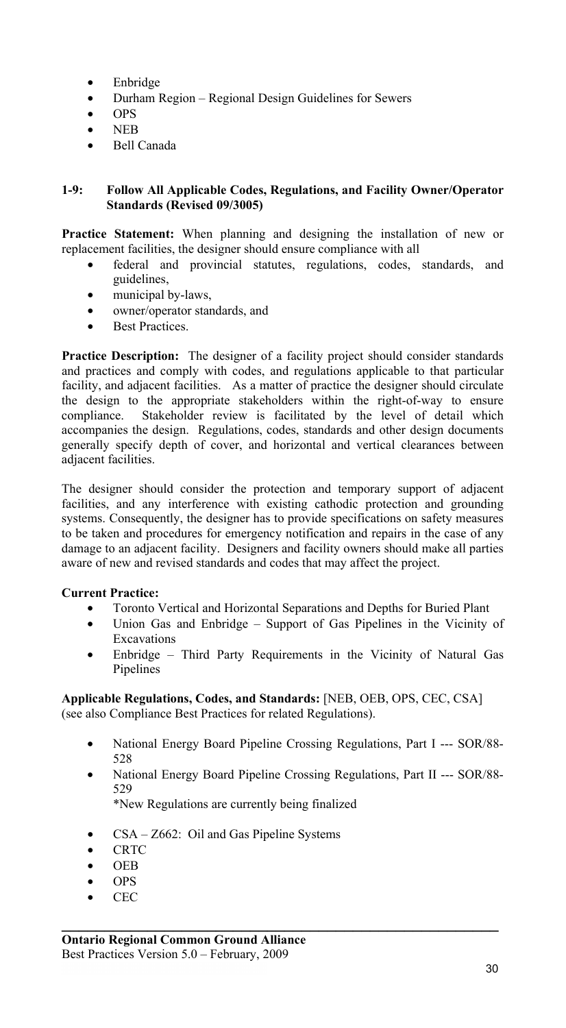- Enbridge
- Durham Region – Regional Design Guidelines for Sewers
- OPS
- NEB
- Bell Canada

### 1-9: Follow All Applicable Codes, Regulations, and Facility Owner/Operator Standards (Revised 09/3005)

**Practice Statement:** When planning and designing the installation of new or replacement facilities, the designer should ensure compliance with all

- federal and provincial statutes, regulations, codes, standards, and guidelines,
- municipal by-laws,
- owner/operator standards, and
- Best Practices.

**Practice Description:** The designer of a facility project should consider standards and practices and comply with codes, and regulations applicable to that particular facility, and adjacent facilities. As a matter of practice the designer should circulate the design to the appropriate stakeholders within the right-of-way to ensure compliance. Stakeholder review is facilitated by the level of detail which accompanies the design. Regulations, codes, standards and other design documents generally specify depth of cover, and horizontal and vertical clearances between adjacent facilities.

The designer should consider the protection and temporary support of adjacent facilities, and any interference with existing cathodic protection and grounding systems. Consequently, the designer has to provide specifications on safety measures to be taken and procedures for emergency notification and repairs in the case of any damage to an adjacent facility. Designers and facility owners should make all parties aware of new and revised standards and codes that may affect the project.

**Current Practice:**

- Toronto Vertical and Horizontal Separations and Depths for Buried Plant
- Union Gas and Enbridge – Support of Gas Pipelines in the Vicinity of Excavations
- Enbridge – Third Party Requirements in the Vicinity of Natural Gas Pipelines

**Applicable Regulations, Codes, and Standards:** [NEB, OEB, OPS, CEC, CSA] (see also Compliance Best Practices for related Regulations).

- National Energy Board Pipeline Crossing Regulations, Part I --- SOR/88-528
- National Energy Board Pipeline Crossing Regulations, Part II --- SOR/88-529

  *New Regulations are currently being finalized

- CSA – Z662: Oil and Gas Pipeline Systems
- CRTC
- OEB
- OPS
- CEC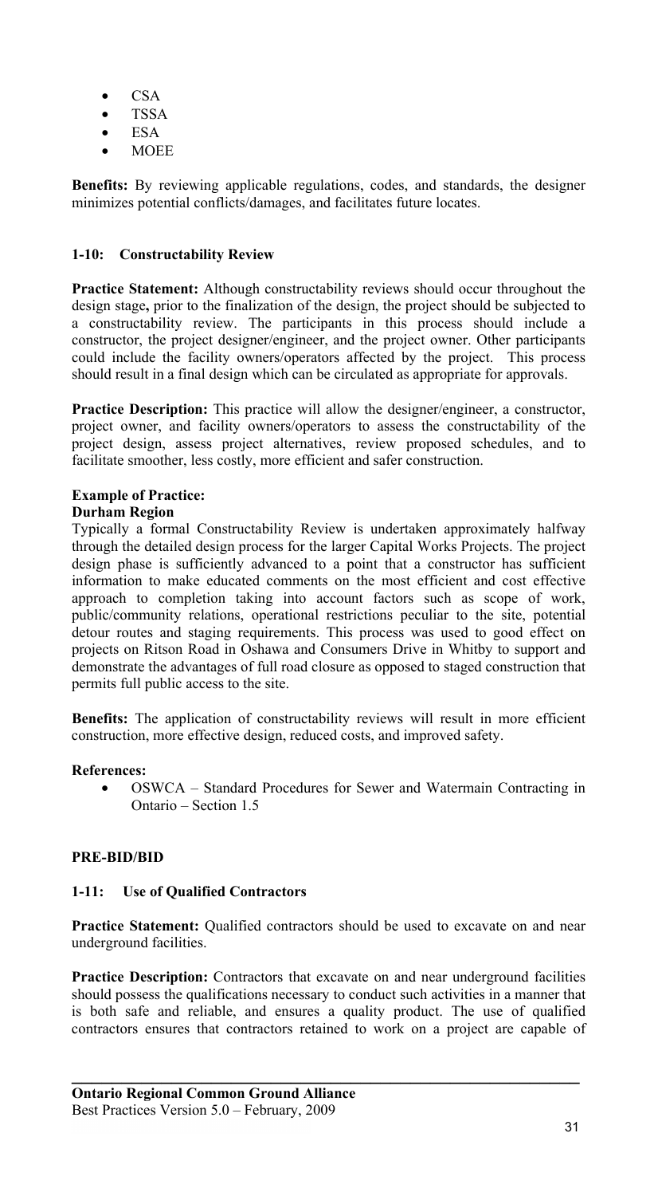- CSA
- TSSA
- ESA
- MOEE

**Benefits:** By reviewing applicable regulations, codes, and standards, the designer minimizes potential conflicts/damages, and facilitates future locates.

### 1-10: Constructability Review

**Practice Statement:** Although constructability reviews should occur throughout the design stage**,** prior to the finalization of the design, the project should be subjected to a constructability review. The participants in this process should include a constructor, the project designer/engineer, and the project owner. Other participants could include the facility owners/operators affected by the project. This process should result in a final design which can be circulated as appropriate for approvals.

**Practice Description:** This practice will allow the designer/engineer, a constructor, project owner, and facility owners/operators to assess the constructability of the project design, assess project alternatives, review proposed schedules, and to facilitate smoother, less costly, more efficient and safer construction.

**Example of Practice:**
**Durham Region**
Typically a formal Constructability Review is undertaken approximately halfway through the detailed design process for the larger Capital Works Projects. The project design phase is sufficiently advanced to a point that a constructor has sufficient information to make educated comments on the most efficient and cost effective approach to completion taking into account factors such as scope of work, public/community relations, operational restrictions peculiar to the site, potential detour routes and staging requirements. This process was used to good effect on projects on Ritson Road in Oshawa and Consumers Drive in Whitby to support and demonstrate the advantages of full road closure as opposed to staged construction that permits full public access to the site.

**Benefits:** The application of constructability reviews will result in more efficient construction, more effective design, reduced costs, and improved safety.

**References:**

- OSWCA – Standard Procedures for Sewer and Watermain Contracting in Ontario – Section 1.5

## PRE-BID/BID

### 1-11: Use of Qualified Contractors

**Practice Statement:** Qualified contractors should be used to excavate on and near underground facilities.

**Practice Description:** Contractors that excavate on and near underground facilities should possess the qualifications necessary to conduct such activities in a manner that is both safe and reliable, and ensures a quality product. The use of qualified contractors ensures that contractors retained to work on a project are capable of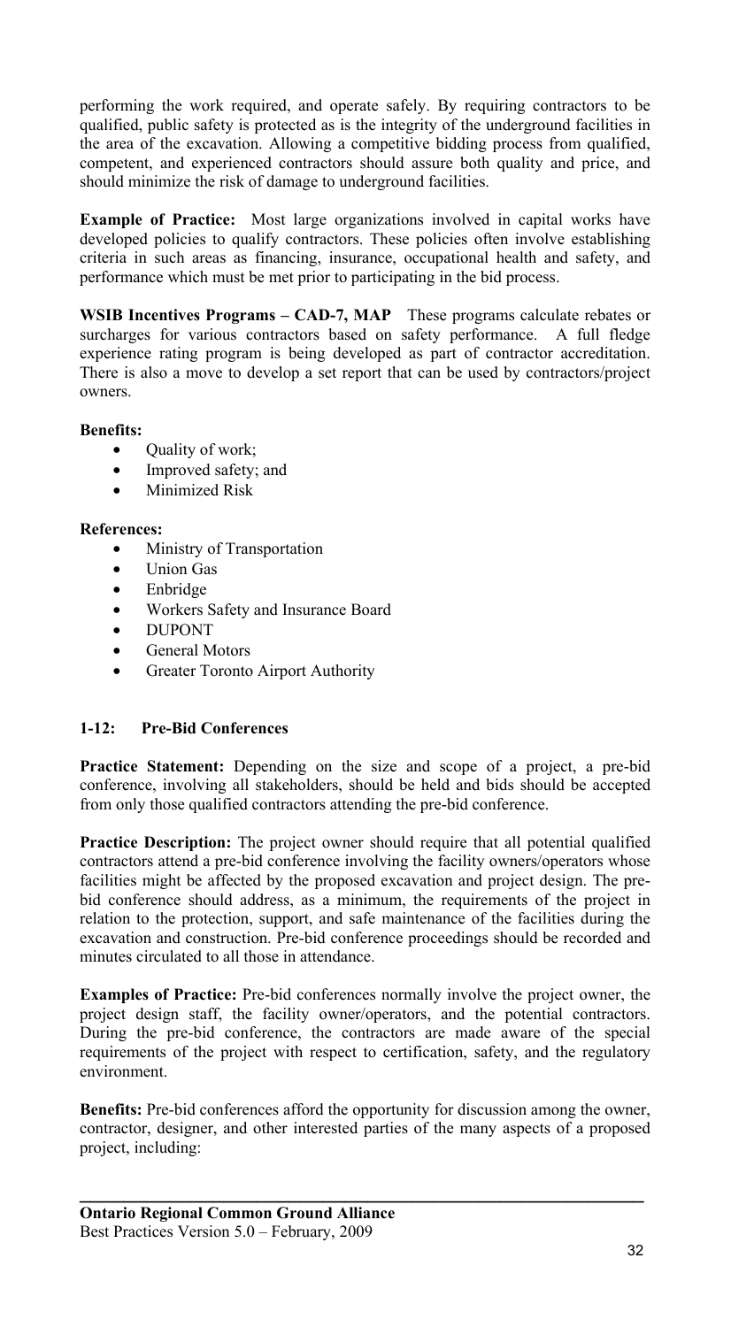performing the work required, and operate safely. By requiring contractors to be qualified, public safety is protected as is the integrity of the underground facilities in the area of the excavation. Allowing a competitive bidding process from qualified, competent, and experienced contractors should assure both quality and price, and should minimize the risk of damage to underground facilities.

**Example of Practice:** Most large organizations involved in capital works have developed policies to qualify contractors. These policies often involve establishing criteria in such areas as financing, insurance, occupational health and safety, and performance which must be met prior to participating in the bid process.

**WSIB Incentives Programs – CAD-7, MAP** These programs calculate rebates or surcharges for various contractors based on safety performance. A full fledge experience rating program is being developed as part of contractor accreditation. There is also a move to develop a set report that can be used by contractors/project owners.

**Benefits:**

- Quality of work;
- Improved safety; and
- Minimized Risk

**References:**

- Ministry of Transportation
- Union Gas
- Enbridge
- Workers Safety and Insurance Board
- DUPONT
- General Motors
- Greater Toronto Airport Authority

### 1-12: Pre-Bid Conferences

**Practice Statement:** Depending on the size and scope of a project, a pre-bid conference, involving all stakeholders, should be held and bids should be accepted from only those qualified contractors attending the pre-bid conference.

**Practice Description:** The project owner should require that all potential qualified contractors attend a pre-bid conference involving the facility owners/operators whose facilities might be affected by the proposed excavation and project design. The pre-bid conference should address, as a minimum, the requirements of the project in relation to the protection, support, and safe maintenance of the facilities during the excavation and construction. Pre-bid conference proceedings should be recorded and minutes circulated to all those in attendance.

**Examples of Practice:** Pre-bid conferences normally involve the project owner, the project design staff, the facility owner/operators, and the potential contractors. During the pre-bid conference, the contractors are made aware of the special requirements of the project with respect to certification, safety, and the regulatory environment.

**Benefits:** Pre-bid conferences afford the opportunity for discussion among the owner, contractor, designer, and other interested parties of the many aspects of a proposed project, including: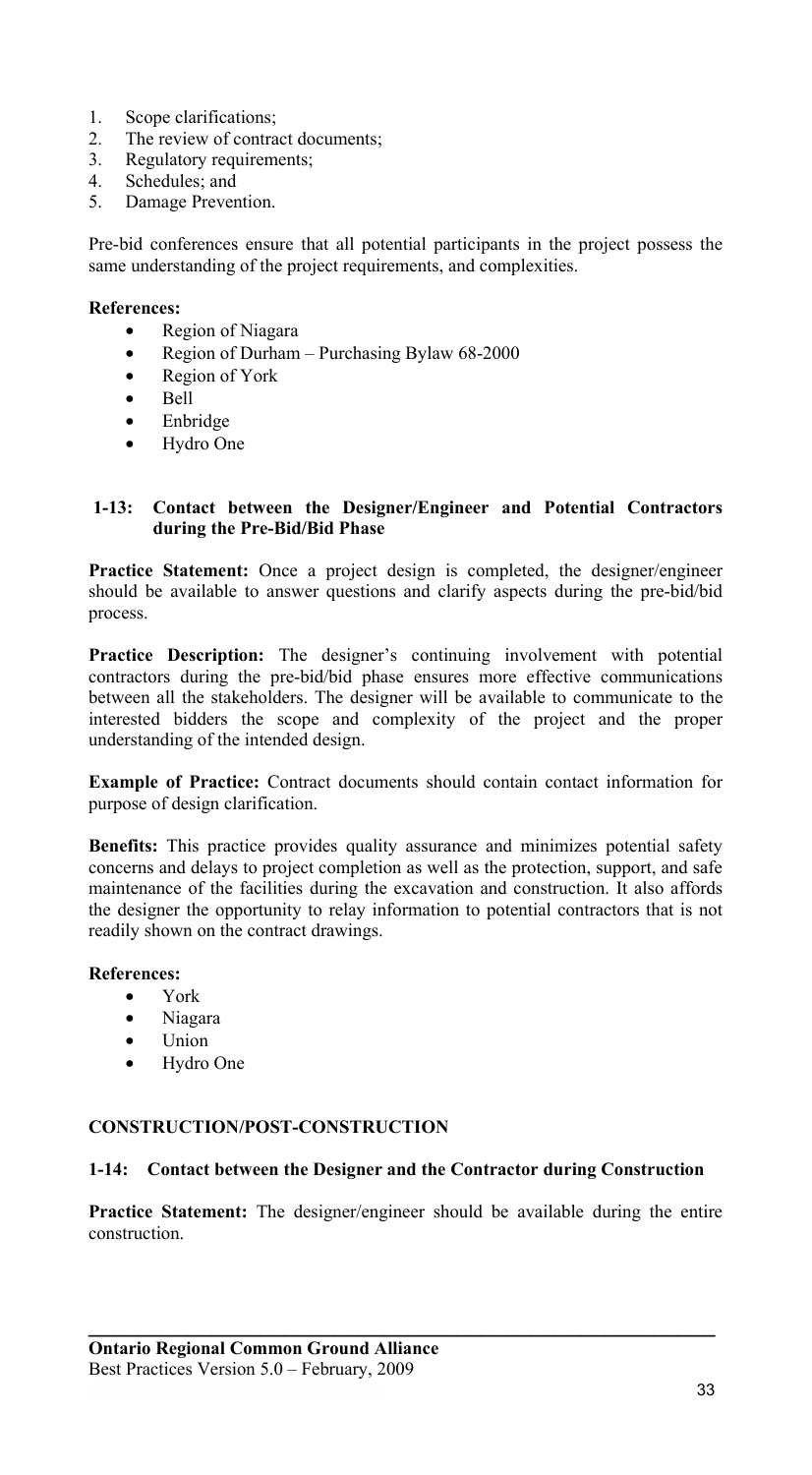1. Scope clarifications;
2. The review of contract documents;
3. Regulatory requirements;
4. Schedules; and
5. Damage Prevention.

Pre-bid conferences ensure that all potential participants in the project possess the same understanding of the project requirements, and complexities.

**References:**

- Region of Niagara
- Region of Durham – Purchasing Bylaw 68-2000
- Region of York
- Bell
- Enbridge
- Hydro One

### 1-13: Contact between the Designer/Engineer and Potential Contractors during the Pre-Bid/Bid Phase

**Practice Statement:** Once a project design is completed, the designer/engineer should be available to answer questions and clarify aspects during the pre-bid/bid process.

**Practice Description:** The designer's continuing involvement with potential contractors during the pre-bid/bid phase ensures more effective communications between all the stakeholders. The designer will be available to communicate to the interested bidders the scope and complexity of the project and the proper understanding of the intended design.

**Example of Practice:** Contract documents should contain contact information for purpose of design clarification.

**Benefits:** This practice provides quality assurance and minimizes potential safety concerns and delays to project completion as well as the protection, support, and safe maintenance of the facilities during the excavation and construction. It also affords the designer the opportunity to relay information to potential contractors that is not readily shown on the contract drawings.

**References:**

- York
- Niagara
- Union
- Hydro One

## CONSTRUCTION/POST-CONSTRUCTION

### 1-14: Contact between the Designer and the Contractor during Construction

**Practice Statement:** The designer/engineer should be available during the entire construction.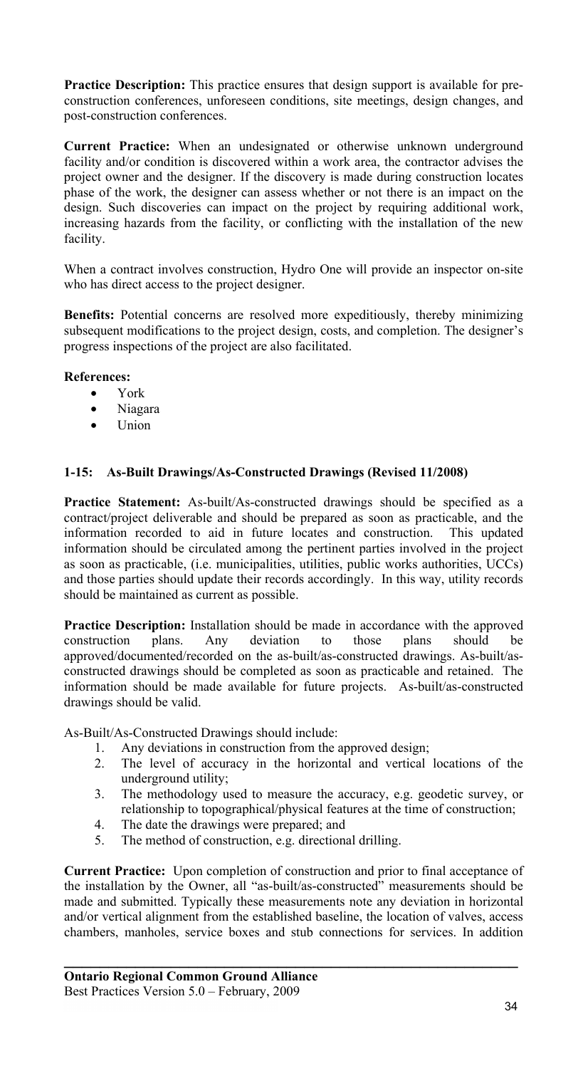**Practice Description:** This practice ensures that design support is available for pre-construction conferences, unforeseen conditions, site meetings, design changes, and post-construction conferences.

**Current Practice:** When an undesignated or otherwise unknown underground facility and/or condition is discovered within a work area, the contractor advises the project owner and the designer. If the discovery is made during construction locates phase of the work, the designer can assess whether or not there is an impact on the design. Such discoveries can impact on the project by requiring additional work, increasing hazards from the facility, or conflicting with the installation of the new facility.

When a contract involves construction, Hydro One will provide an inspector on-site who has direct access to the project designer.

**Benefits:** Potential concerns are resolved more expeditiously, thereby minimizing subsequent modifications to the project design, costs, and completion. The designer's progress inspections of the project are also facilitated.

**References:**

- York
- Niagara
- Union

### 1-15: As-Built Drawings/As-Constructed Drawings (Revised 11/2008)

**Practice Statement:** As-built/As-constructed drawings should be specified as a contract/project deliverable and should be prepared as soon as practicable, and the information recorded to aid in future locates and construction. This updated information should be circulated among the pertinent parties involved in the project as soon as practicable, (i.e. municipalities, utilities, public works authorities, UCCs) and those parties should update their records accordingly. In this way, utility records should be maintained as current as possible.

**Practice Description:** Installation should be made in accordance with the approved construction plans. Any deviation to those plans should be approved/documented/recorded on the as-built/as-constructed drawings. As-built/as-constructed drawings should be completed as soon as practicable and retained. The information should be made available for future projects. As-built/as-constructed drawings should be valid.

As-Built/As-Constructed Drawings should include:

1. Any deviations in construction from the approved design;
2. The level of accuracy in the horizontal and vertical locations of the underground utility;
3. The methodology used to measure the accuracy, e.g. geodetic survey, or relationship to topographical/physical features at the time of construction;
4. The date the drawings were prepared; and
5. The method of construction, e.g. directional drilling.

**Current Practice:** Upon completion of construction and prior to final acceptance of the installation by the Owner, all "as-built/as-constructed" measurements should be made and submitted. Typically these measurements note any deviation in horizontal and/or vertical alignment from the established baseline, the location of valves, access chambers, manholes, service boxes and stub connections for services. In addition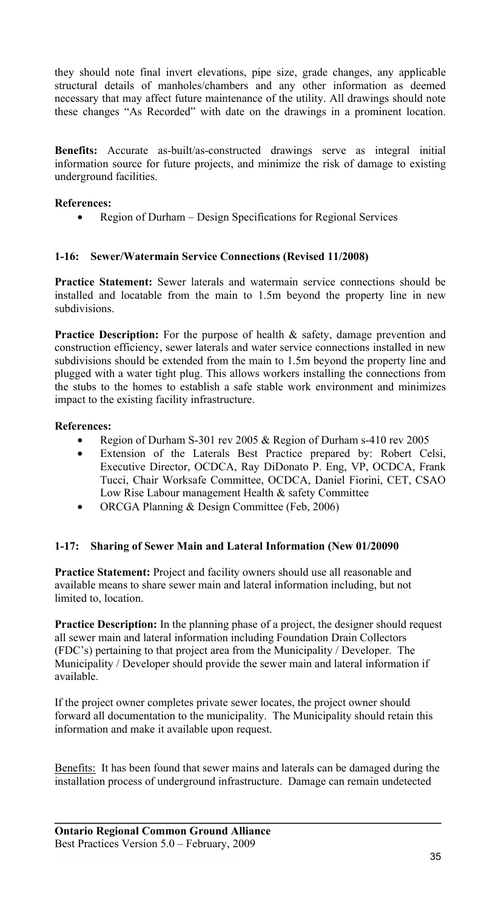they should note final invert elevations, pipe size, grade changes, any applicable structural details of manholes/chambers and any other information as deemed necessary that may affect future maintenance of the utility. All drawings should note these changes "As Recorded" with date on the drawings in a prominent location.

**Benefits:** Accurate as-built/as-constructed drawings serve as integral initial information source for future projects, and minimize the risk of damage to existing underground facilities.

**References:**

- Region of Durham – Design Specifications for Regional Services

### 1-16: Sewer/Watermain Service Connections (Revised 11/2008)

**Practice Statement:** Sewer laterals and watermain service connections should be installed and locatable from the main to 1.5m beyond the property line in new subdivisions.

**Practice Description:** For the purpose of health & safety, damage prevention and construction efficiency, sewer laterals and water service connections installed in new subdivisions should be extended from the main to 1.5m beyond the property line and plugged with a water tight plug. This allows workers installing the connections from the stubs to the homes to establish a safe stable work environment and minimizes impact to the existing facility infrastructure.

**References:**

- Region of Durham S-301 rev 2005 & Region of Durham s-410 rev 2005
- Extension of the Laterals Best Practice prepared by: Robert Celsi, Executive Director, OCDCA, Ray DiDonato P. Eng, VP, OCDCA, Frank Tucci, Chair Worksafe Committee, OCDCA, Daniel Fiorini, CET, CSAO Low Rise Labour management Health & safety Committee
- ORCGA Planning & Design Committee (Feb, 2006)

### 1-17: Sharing of Sewer Main and Lateral Information (New 01/20090

**Practice Statement:** Project and facility owners should use all reasonable and available means to share sewer main and lateral information including, but not limited to, location.

**Practice Description:** In the planning phase of a project, the designer should request all sewer main and lateral information including Foundation Drain Collectors (FDC's) pertaining to that project area from the Municipality / Developer. The Municipality / Developer should provide the sewer main and lateral information if available.

If the project owner completes private sewer locates, the project owner should forward all documentation to the municipality. The Municipality should retain this information and make it available upon request.

Benefits: It has been found that sewer mains and laterals can be damaged during the installation process of underground infrastructure. Damage can remain undetected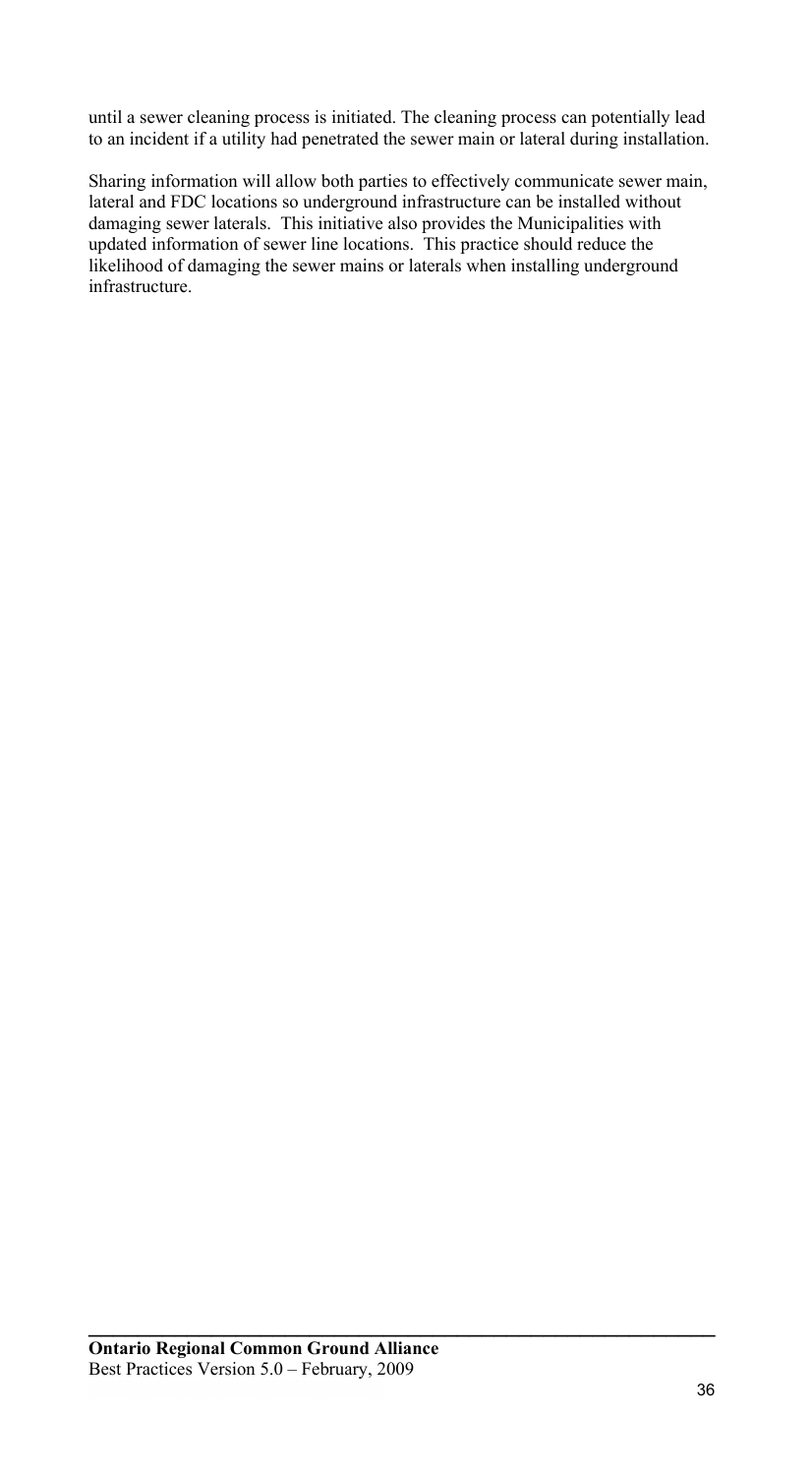until a sewer cleaning process is initiated. The cleaning process can potentially lead to an incident if a utility had penetrated the sewer main or lateral during installation.

Sharing information will allow both parties to effectively communicate sewer main, lateral and FDC locations so underground infrastructure can be installed without damaging sewer laterals. This initiative also provides the Municipalities with updated information of sewer line locations. This practice should reduce the likelihood of damaging the sewer mains or laterals when installing underground infrastructure.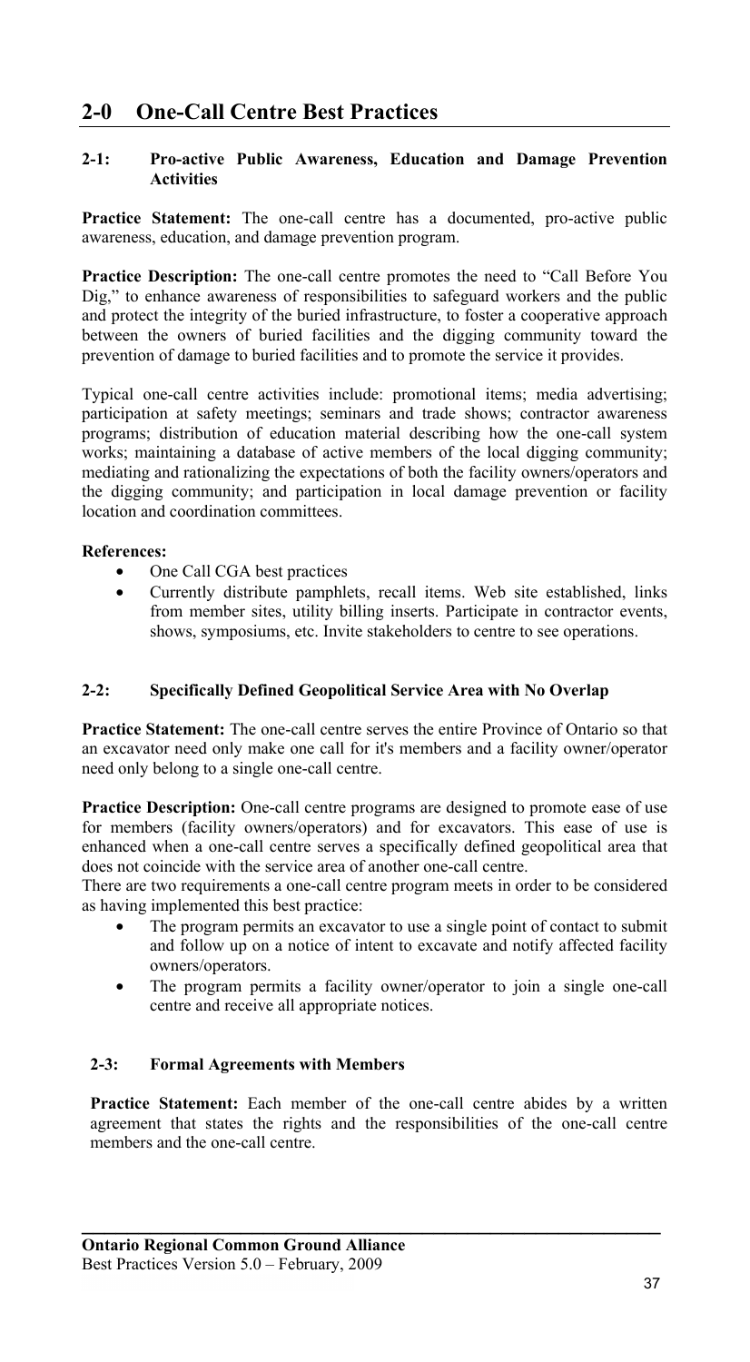# 2-0 One-Call Centre Best Practices

## 2-1: Pro-active Public Awareness, Education and Damage Prevention Activities

**Practice Statement:** The one-call centre has a documented, pro-active public awareness, education, and damage prevention program.

**Practice Description:** The one-call centre promotes the need to "Call Before You Dig," to enhance awareness of responsibilities to safeguard workers and the public and protect the integrity of the buried infrastructure, to foster a cooperative approach between the owners of buried facilities and the digging community toward the prevention of damage to buried facilities and to promote the service it provides.

Typical one-call centre activities include: promotional items; media advertising; participation at safety meetings; seminars and trade shows; contractor awareness programs; distribution of education material describing how the one-call system works; maintaining a database of active members of the local digging community; mediating and rationalizing the expectations of both the facility owners/operators and the digging community; and participation in local damage prevention or facility location and coordination committees.

**References:**

- One Call CGA best practices
- Currently distribute pamphlets, recall items. Web site established, links from member sites, utility billing inserts. Participate in contractor events, shows, symposiums, etc. Invite stakeholders to centre to see operations.

## 2-2: Specifically Defined Geopolitical Service Area with No Overlap

**Practice Statement:** The one-call centre serves the entire Province of Ontario so that an excavator need only make one call for it's members and a facility owner/operator need only belong to a single one-call centre.

**Practice Description:** One-call centre programs are designed to promote ease of use for members (facility owners/operators) and for excavators. This ease of use is enhanced when a one-call centre serves a specifically defined geopolitical area that does not coincide with the service area of another one-call centre.

There are two requirements a one-call centre program meets in order to be considered as having implemented this best practice:

- The program permits an excavator to use a single point of contact to submit and follow up on a notice of intent to excavate and notify affected facility owners/operators.
- The program permits a facility owner/operator to join a single one-call centre and receive all appropriate notices.

## 2-3: Formal Agreements with Members

**Practice Statement:** Each member of the one-call centre abides by a written agreement that states the rights and the responsibilities of the one-call centre members and the one-call centre.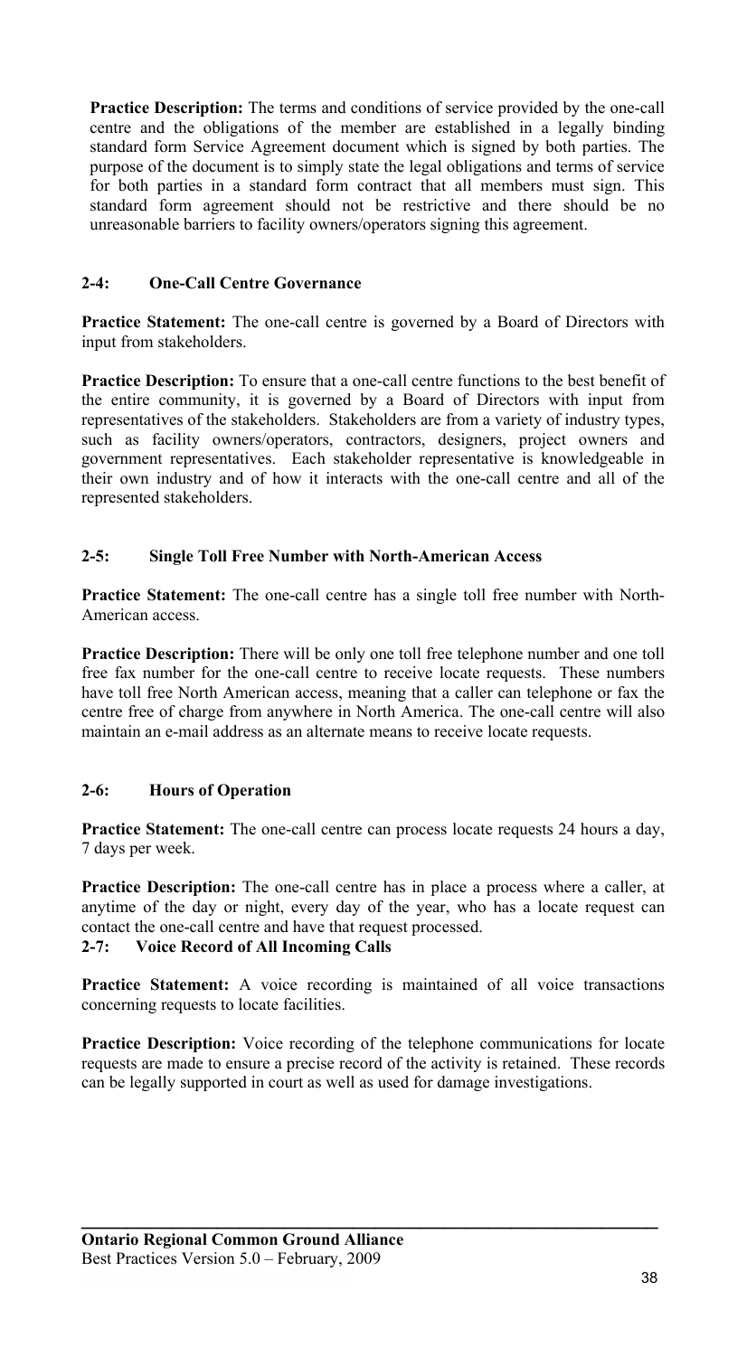**Practice Description:** The terms and conditions of service provided by the one-call centre and the obligations of the member are established in a legally binding standard form Service Agreement document which is signed by both parties. The purpose of the document is to simply state the legal obligations and terms of service for both parties in a standard form contract that all members must sign. This standard form agreement should not be restrictive and there should be no unreasonable barriers to facility owners/operators signing this agreement.

### 2-4: One-Call Centre Governance

**Practice Statement:** The one-call centre is governed by a Board of Directors with input from stakeholders.

**Practice Description:** To ensure that a one-call centre functions to the best benefit of the entire community, it is governed by a Board of Directors with input from representatives of the stakeholders. Stakeholders are from a variety of industry types, such as facility owners/operators, contractors, designers, project owners and government representatives. Each stakeholder representative is knowledgeable in their own industry and of how it interacts with the one-call centre and all of the represented stakeholders.

### 2-5: Single Toll Free Number with North-American Access

**Practice Statement:** The one-call centre has a single toll free number with North-American access.

**Practice Description:** There will be only one toll free telephone number and one toll free fax number for the one-call centre to receive locate requests. These numbers have toll free North American access, meaning that a caller can telephone or fax the centre free of charge from anywhere in North America. The one-call centre will also maintain an e-mail address as an alternate means to receive locate requests.

### 2-6: Hours of Operation

**Practice Statement:** The one-call centre can process locate requests 24 hours a day, 7 days per week.

**Practice Description:** The one-call centre has in place a process where a caller, at anytime of the day or night, every day of the year, who has a locate request can contact the one-call centre and have that request processed.

### 2-7: Voice Record of All Incoming Calls

**Practice Statement:** A voice recording is maintained of all voice transactions concerning requests to locate facilities.

**Practice Description:** Voice recording of the telephone communications for locate requests are made to ensure a precise record of the activity is retained. These records can be legally supported in court as well as used for damage investigations.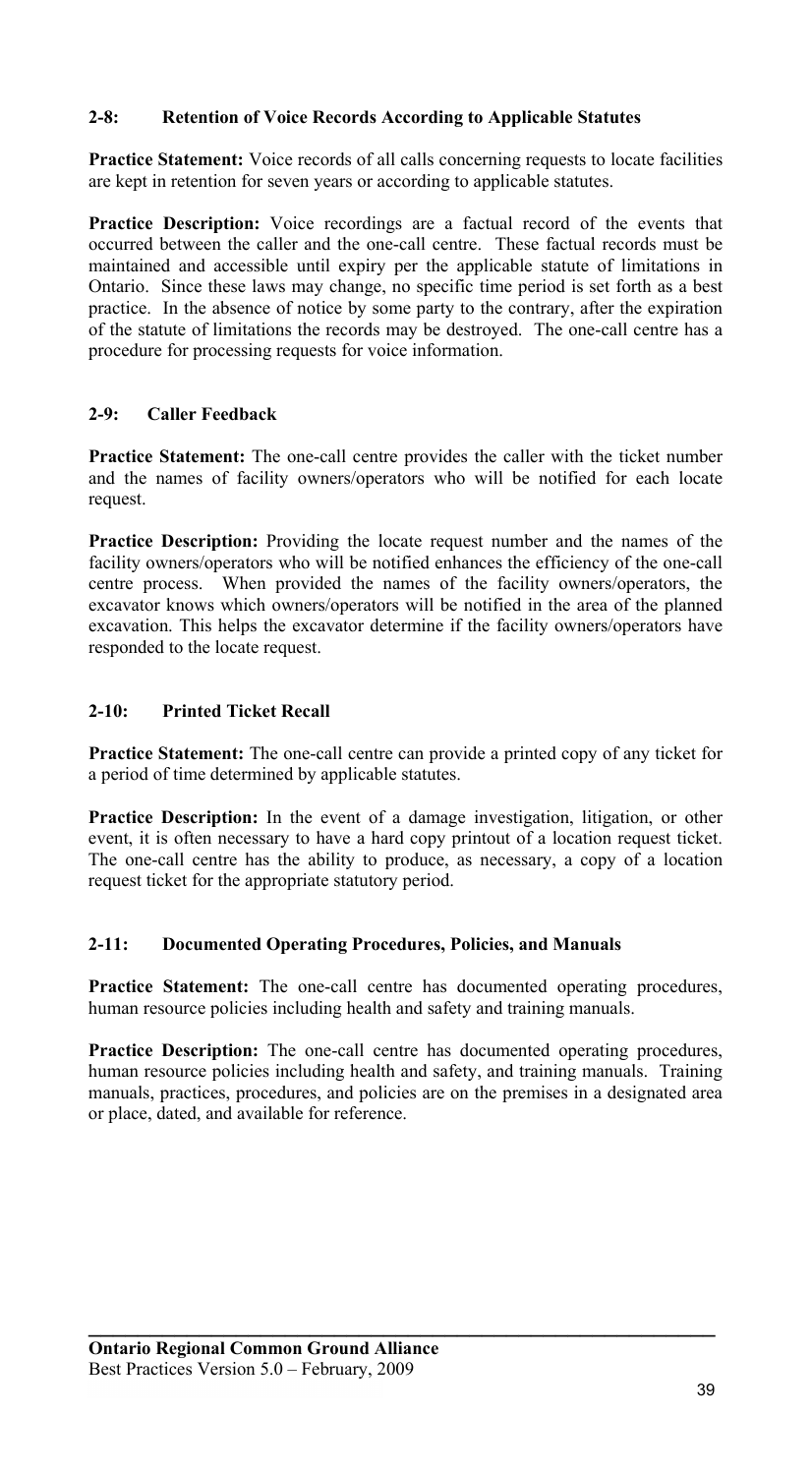### 2-8: Retention of Voice Records According to Applicable Statutes

**Practice Statement:** Voice records of all calls concerning requests to locate facilities are kept in retention for seven years or according to applicable statutes.

**Practice Description:** Voice recordings are a factual record of the events that occurred between the caller and the one-call centre. These factual records must be maintained and accessible until expiry per the applicable statute of limitations in Ontario. Since these laws may change, no specific time period is set forth as a best practice. In the absence of notice by some party to the contrary, after the expiration of the statute of limitations the records may be destroyed. The one-call centre has a procedure for processing requests for voice information.

### 2-9: Caller Feedback

**Practice Statement:** The one-call centre provides the caller with the ticket number and the names of facility owners/operators who will be notified for each locate request.

**Practice Description:** Providing the locate request number and the names of the facility owners/operators who will be notified enhances the efficiency of the one-call centre process. When provided the names of the facility owners/operators, the excavator knows which owners/operators will be notified in the area of the planned excavation. This helps the excavator determine if the facility owners/operators have responded to the locate request.

### 2-10: Printed Ticket Recall

**Practice Statement:** The one-call centre can provide a printed copy of any ticket for a period of time determined by applicable statutes.

**Practice Description:** In the event of a damage investigation, litigation, or other event, it is often necessary to have a hard copy printout of a location request ticket. The one-call centre has the ability to produce, as necessary, a copy of a location request ticket for the appropriate statutory period.

### 2-11: Documented Operating Procedures, Policies, and Manuals

**Practice Statement:** The one-call centre has documented operating procedures, human resource policies including health and safety and training manuals.

**Practice Description:** The one-call centre has documented operating procedures, human resource policies including health and safety, and training manuals. Training manuals, practices, procedures, and policies are on the premises in a designated area or place, dated, and available for reference.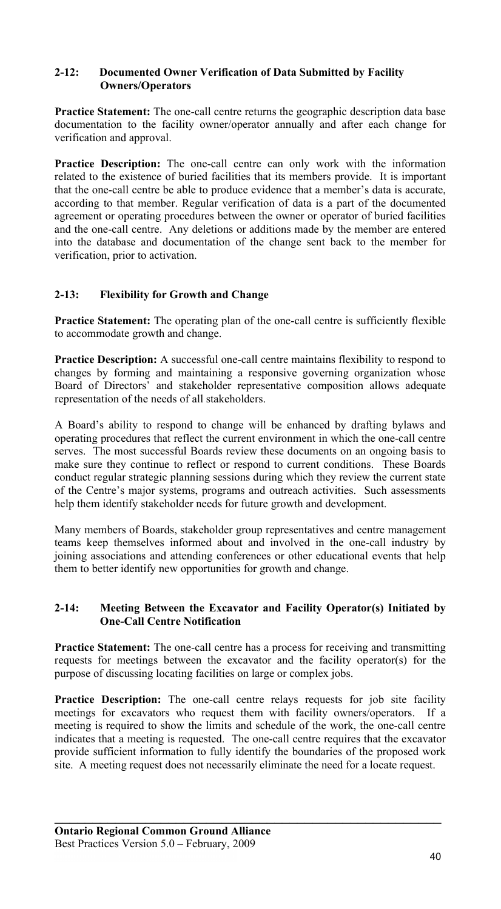### 2-12: Documented Owner Verification of Data Submitted by Facility Owners/Operators

**Practice Statement:** The one-call centre returns the geographic description data base documentation to the facility owner/operator annually and after each change for verification and approval.

**Practice Description:** The one-call centre can only work with the information related to the existence of buried facilities that its members provide. It is important that the one-call centre be able to produce evidence that a member's data is accurate, according to that member. Regular verification of data is a part of the documented agreement or operating procedures between the owner or operator of buried facilities and the one-call centre. Any deletions or additions made by the member are entered into the database and documentation of the change sent back to the member for verification, prior to activation.

### 2-13: Flexibility for Growth and Change

**Practice Statement:** The operating plan of the one-call centre is sufficiently flexible to accommodate growth and change.

**Practice Description:** A successful one-call centre maintains flexibility to respond to changes by forming and maintaining a responsive governing organization whose Board of Directors' and stakeholder representative composition allows adequate representation of the needs of all stakeholders.

A Board's ability to respond to change will be enhanced by drafting bylaws and operating procedures that reflect the current environment in which the one-call centre serves. The most successful Boards review these documents on an ongoing basis to make sure they continue to reflect or respond to current conditions. These Boards conduct regular strategic planning sessions during which they review the current state of the Centre's major systems, programs and outreach activities. Such assessments help them identify stakeholder needs for future growth and development.

Many members of Boards, stakeholder group representatives and centre management teams keep themselves informed about and involved in the one-call industry by joining associations and attending conferences or other educational events that help them to better identify new opportunities for growth and change.

### 2-14: Meeting Between the Excavator and Facility Operator(s) Initiated by One-Call Centre Notification

**Practice Statement:** The one-call centre has a process for receiving and transmitting requests for meetings between the excavator and the facility operator(s) for the purpose of discussing locating facilities on large or complex jobs.

**Practice Description:** The one-call centre relays requests for job site facility meetings for excavators who request them with facility owners/operators. If a meeting is required to show the limits and schedule of the work, the one-call centre indicates that a meeting is requested. The one-call centre requires that the excavator provide sufficient information to fully identify the boundaries of the proposed work site. A meeting request does not necessarily eliminate the need for a locate request.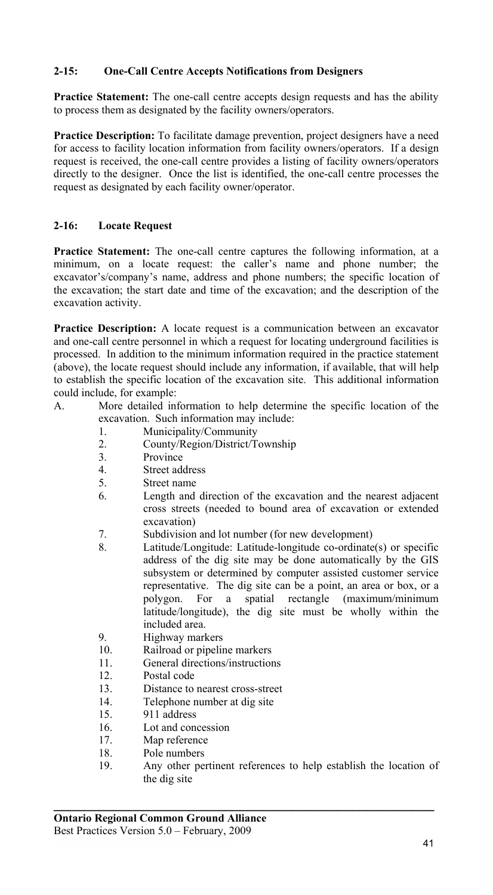### 2-15: One-Call Centre Accepts Notifications from Designers

**Practice Statement:** The one-call centre accepts design requests and has the ability to process them as designated by the facility owners/operators.

**Practice Description:** To facilitate damage prevention, project designers have a need for access to facility location information from facility owners/operators. If a design request is received, the one-call centre provides a listing of facility owners/operators directly to the designer. Once the list is identified, the one-call centre processes the request as designated by each facility owner/operator.

### 2-16: Locate Request

**Practice Statement:** The one-call centre captures the following information, at a minimum, on a locate request: the caller's name and phone number; the excavator's/company's name, address and phone numbers; the specific location of the excavation; the start date and time of the excavation; and the description of the excavation activity.

**Practice Description:** A locate request is a communication between an excavator and one-call centre personnel in which a request for locating underground facilities is processed. In addition to the minimum information required in the practice statement (above), the locate request should include any information, if available, that will help to establish the specific location of the excavation site. This additional information could include, for example:

A. More detailed information to help determine the specific location of the excavation. Such information may include:
   1. Municipality/Community
   2. County/Region/District/Township
   3. Province
   4. Street address
   5. Street name
   6. Length and direction of the excavation and the nearest adjacent cross streets (needed to bound area of excavation or extended excavation)
   7. Subdivision and lot number (for new development)
   8. Latitude/Longitude: Latitude-longitude co-ordinate(s) or specific address of the dig site may be done automatically by the GIS subsystem or determined by computer assisted customer service representative. The dig site can be a point, an area or box, or a polygon. For a spatial rectangle (maximum/minimum latitude/longitude), the dig site must be wholly within the included area.
   9. Highway markers
   10. Railroad or pipeline markers
   11. General directions/instructions
   12. Postal code
   13. Distance to nearest cross-street
   14. Telephone number at dig site
   15. 911 address
   16. Lot and concession
   17. Map reference
   18. Pole numbers
   19. Any other pertinent references to help establish the location of the dig site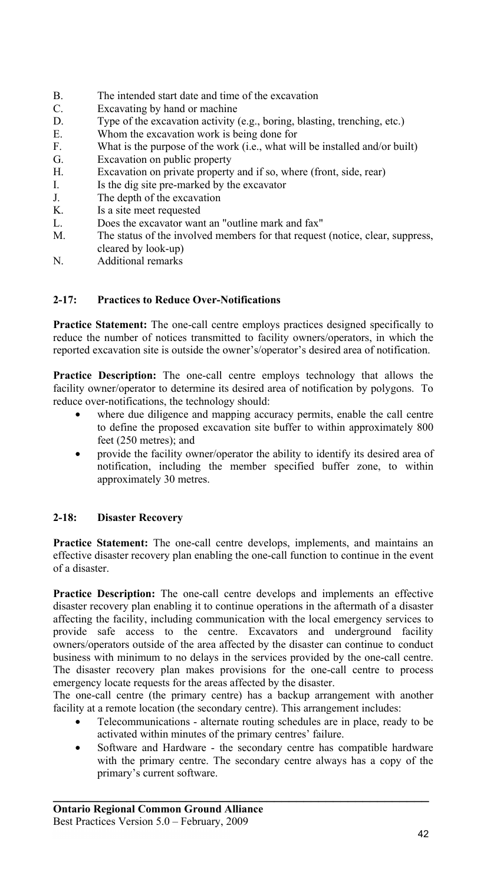B. The intended start date and time of the excavation
C. Excavating by hand or machine
D. Type of the excavation activity (e.g., boring, blasting, trenching, etc.)
E. Whom the excavation work is being done for
F. What is the purpose of the work (i.e., what will be installed and/or built)
G. Excavation on public property
H. Excavation on private property and if so, where (front, side, rear)
I. Is the dig site pre-marked by the excavator
J. The depth of the excavation
K. Is a site meet requested
L. Does the excavator want an "outline mark and fax"
M. The status of the involved members for that request (notice, clear, suppress, cleared by look-up)
N. Additional remarks

### 2-17: Practices to Reduce Over-Notifications

**Practice Statement:** The one-call centre employs practices designed specifically to reduce the number of notices transmitted to facility owners/operators, in which the reported excavation site is outside the owner's/operator's desired area of notification.

**Practice Description:** The one-call centre employs technology that allows the facility owner/operator to determine its desired area of notification by polygons. To reduce over-notifications, the technology should:

- where due diligence and mapping accuracy permits, enable the call centre to define the proposed excavation site buffer to within approximately 800 feet (250 metres); and
- provide the facility owner/operator the ability to identify its desired area of notification, including the member specified buffer zone, to within approximately 30 metres.

### 2-18: Disaster Recovery

**Practice Statement:** The one-call centre develops, implements, and maintains an effective disaster recovery plan enabling the one-call function to continue in the event of a disaster.

**Practice Description:** The one-call centre develops and implements an effective disaster recovery plan enabling it to continue operations in the aftermath of a disaster affecting the facility, including communication with the local emergency services to provide safe access to the centre. Excavators and underground facility owners/operators outside of the area affected by the disaster can continue to conduct business with minimum to no delays in the services provided by the one-call centre. The disaster recovery plan makes provisions for the one-call centre to process emergency locate requests for the areas affected by the disaster.

The one-call centre (the primary centre) has a backup arrangement with another facility at a remote location (the secondary centre). This arrangement includes:

- Telecommunications - alternate routing schedules are in place, ready to be activated within minutes of the primary centres' failure.
- Software and Hardware - the secondary centre has compatible hardware with the primary centre. The secondary centre always has a copy of the primary's current software.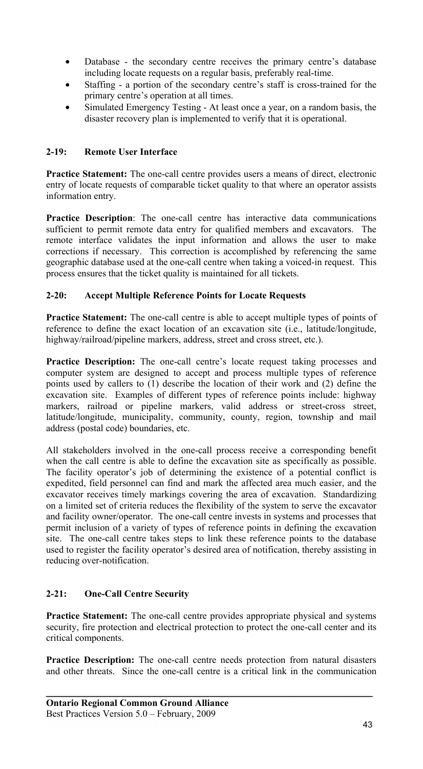- Database - the secondary centre receives the primary centre's database including locate requests on a regular basis, preferably real-time.
- Staffing - a portion of the secondary centre's staff is cross-trained for the primary centre's operation at all times.
- Simulated Emergency Testing - At least once a year, on a random basis, the disaster recovery plan is implemented to verify that it is operational.

### 2-19: Remote User Interface

**Practice Statement:** The one-call centre provides users a means of direct, electronic entry of locate requests of comparable ticket quality to that where an operator assists information entry.

**Practice Description**: The one-call centre has interactive data communications sufficient to permit remote data entry for qualified members and excavators. The remote interface validates the input information and allows the user to make corrections if necessary. This correction is accomplished by referencing the same geographic database used at the one-call centre when taking a voiced-in request. This process ensures that the ticket quality is maintained for all tickets.

### 2-20: Accept Multiple Reference Points for Locate Requests

**Practice Statement:** The one-call centre is able to accept multiple types of points of reference to define the exact location of an excavation site (i.e., latitude/longitude, highway/railroad/pipeline markers, address, street and cross street, etc.).

**Practice Description:** The one-call centre's locate request taking processes and computer system are designed to accept and process multiple types of reference points used by callers to (1) describe the location of their work and (2) define the excavation site. Examples of different types of reference points include: highway markers, railroad or pipeline markers, valid address or street-cross street, latitude/longitude, municipality, community, county, region, township and mail address (postal code) boundaries, etc.

All stakeholders involved in the one-call process receive a corresponding benefit when the call centre is able to define the excavation site as specifically as possible. The facility operator's job of determining the existence of a potential conflict is expedited, field personnel can find and mark the affected area much easier, and the excavator receives timely markings covering the area of excavation. Standardizing on a limited set of criteria reduces the flexibility of the system to serve the excavator and facility owner/operator. The one-call centre invests in systems and processes that permit inclusion of a variety of types of reference points in defining the excavation site. The one-call centre takes steps to link these reference points to the database used to register the facility operator's desired area of notification, thereby assisting in reducing over-notification.

### 2-21: One-Call Centre Security

**Practice Statement:** The one-call centre provides appropriate physical and systems security, fire protection and electrical protection to protect the one-call center and its critical components.

**Practice Description:** The one-call centre needs protection from natural disasters and other threats. Since the one-call centre is a critical link in the communication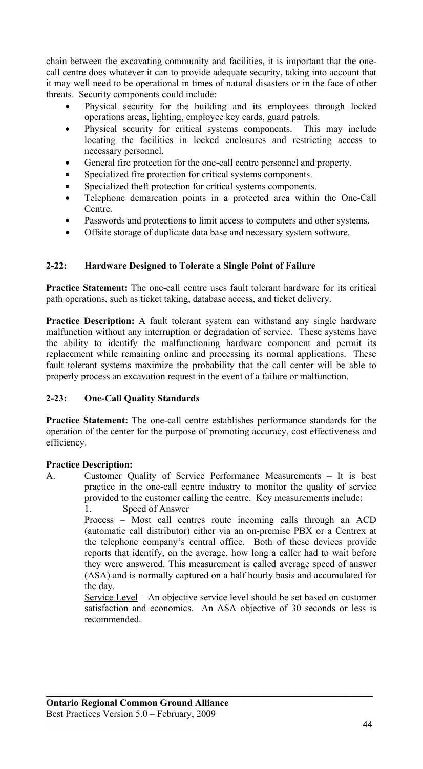chain between the excavating community and facilities, it is important that the one-call centre does whatever it can to provide adequate security, taking into account that it may well need to be operational in times of natural disasters or in the face of other threats. Security components could include:

- Physical security for the building and its employees through locked operations areas, lighting, employee key cards, guard patrols.
- Physical security for critical systems components. This may include locating the facilities in locked enclosures and restricting access to necessary personnel.
- General fire protection for the one-call centre personnel and property.
- Specialized fire protection for critical systems components.
- Specialized theft protection for critical systems components.
- Telephone demarcation points in a protected area within the One-Call Centre.
- Passwords and protections to limit access to computers and other systems.
- Offsite storage of duplicate data base and necessary system software.

### 2-22: Hardware Designed to Tolerate a Single Point of Failure

**Practice Statement:** The one-call centre uses fault tolerant hardware for its critical path operations, such as ticket taking, database access, and ticket delivery.

**Practice Description:** A fault tolerant system can withstand any single hardware malfunction without any interruption or degradation of service. These systems have the ability to identify the malfunctioning hardware component and permit its replacement while remaining online and processing its normal applications. These fault tolerant systems maximize the probability that the call center will be able to properly process an excavation request in the event of a failure or malfunction.

### 2-23: One-Call Quality Standards

**Practice Statement:** The one-call centre establishes performance standards for the operation of the center for the purpose of promoting accuracy, cost effectiveness and efficiency.

**Practice Description:**

A. Customer Quality of Service Performance Measurements – It is best practice in the one-call centre industry to monitor the quality of service provided to the customer calling the centre. Key measurements include:

1. Speed of Answer

<u>Process</u> – Most call centres route incoming calls through an ACD (automatic call distributor) either via an on-premise PBX or a Centrex at the telephone company's central office. Both of these devices provide reports that identify, on the average, how long a caller had to wait before they were answered. This measurement is called average speed of answer (ASA) and is normally captured on a half hourly basis and accumulated for the day.

<u>Service Level</u> – An objective service level should be set based on customer satisfaction and economics. An ASA objective of 30 seconds or less is recommended.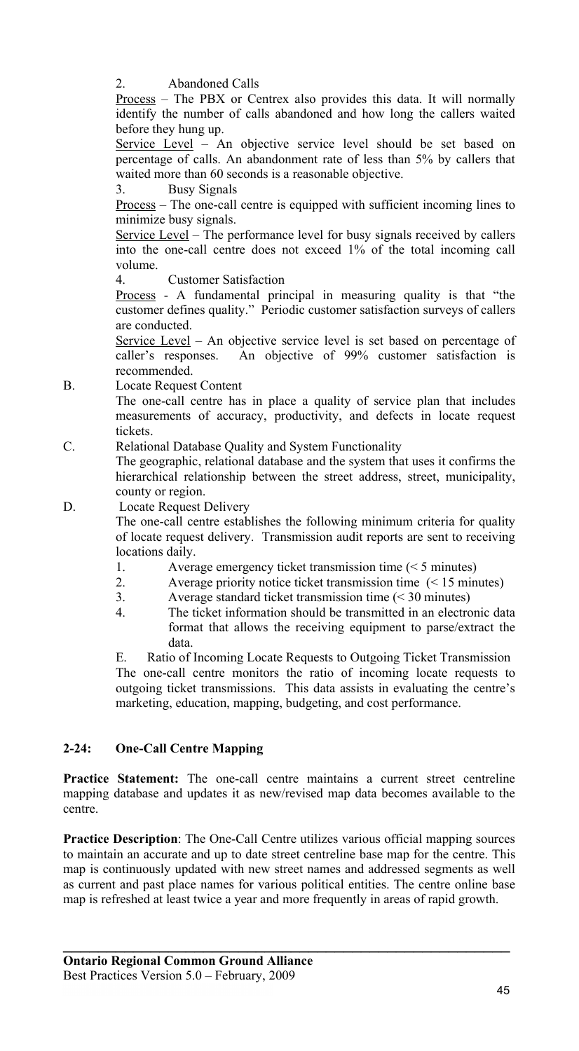2. Abandoned Calls

Process – The PBX or Centrex also provides this data. It will normally identify the number of calls abandoned and how long the callers waited before they hung up.

Service Level – An objective service level should be set based on percentage of calls. An abandonment rate of less than 5% by callers that waited more than 60 seconds is a reasonable objective.

3. Busy Signals

Process – The one-call centre is equipped with sufficient incoming lines to minimize busy signals.

Service Level – The performance level for busy signals received by callers into the one-call centre does not exceed 1% of the total incoming call volume.

4. Customer Satisfaction

Process - A fundamental principal in measuring quality is that "the customer defines quality." Periodic customer satisfaction surveys of callers are conducted.

Service Level – An objective service level is set based on percentage of caller's responses. An objective of 99% customer satisfaction is recommended.

B. Locate Request Content

The one-call centre has in place a quality of service plan that includes measurements of accuracy, productivity, and defects in locate request tickets.

C. Relational Database Quality and System Functionality

The geographic, relational database and the system that uses it confirms the hierarchical relationship between the street address, street, municipality, county or region.

D. Locate Request Delivery

The one-call centre establishes the following minimum criteria for quality of locate request delivery. Transmission audit reports are sent to receiving locations daily.

1. Average emergency ticket transmission time (< 5 minutes)
2. Average priority notice ticket transmission time (< 15 minutes)
3. Average standard ticket transmission time (< 30 minutes)
4. The ticket information should be transmitted in an electronic data format that allows the receiving equipment to parse/extract the data.

E. Ratio of Incoming Locate Requests to Outgoing Ticket Transmission

The one-call centre monitors the ratio of incoming locate requests to outgoing ticket transmissions. This data assists in evaluating the centre's marketing, education, mapping, budgeting, and cost performance.

## 2-24: One-Call Centre Mapping

**Practice Statement:** The one-call centre maintains a current street centreline mapping database and updates it as new/revised map data becomes available to the centre.

**Practice Description**: The One-Call Centre utilizes various official mapping sources to maintain an accurate and up to date street centreline base map for the centre. This map is continuously updated with new street names and addressed segments as well as current and past place names for various political entities. The centre online base map is refreshed at least twice a year and more frequently in areas of rapid growth.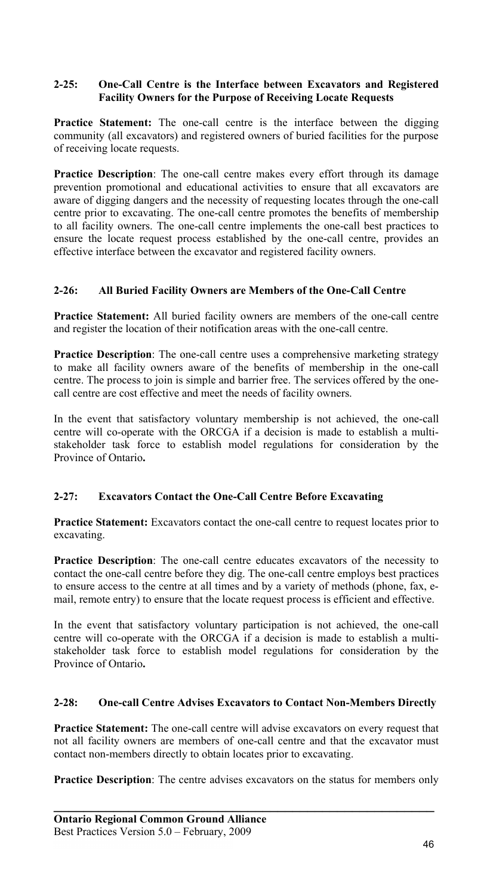### 2-25: One-Call Centre is the Interface between Excavators and Registered Facility Owners for the Purpose of Receiving Locate Requests

**Practice Statement:** The one-call centre is the interface between the digging community (all excavators) and registered owners of buried facilities for the purpose of receiving locate requests.

**Practice Description**: The one-call centre makes every effort through its damage prevention promotional and educational activities to ensure that all excavators are aware of digging dangers and the necessity of requesting locates through the one-call centre prior to excavating. The one-call centre promotes the benefits of membership to all facility owners. The one-call centre implements the one-call best practices to ensure the locate request process established by the one-call centre, provides an effective interface between the excavator and registered facility owners.

### 2-26: All Buried Facility Owners are Members of the One-Call Centre

**Practice Statement:** All buried facility owners are members of the one-call centre and register the location of their notification areas with the one-call centre.

**Practice Description**: The one-call centre uses a comprehensive marketing strategy to make all facility owners aware of the benefits of membership in the one-call centre. The process to join is simple and barrier free. The services offered by the one-call centre are cost effective and meet the needs of facility owners.

In the event that satisfactory voluntary membership is not achieved, the one-call centre will co-operate with the ORCGA if a decision is made to establish a multi-stakeholder task force to establish model regulations for consideration by the Province of Ontario**.**

### 2-27: Excavators Contact the One-Call Centre Before Excavating

**Practice Statement:** Excavators contact the one-call centre to request locates prior to excavating.

**Practice Description**: The one-call centre educates excavators of the necessity to contact the one-call centre before they dig. The one-call centre employs best practices to ensure access to the centre at all times and by a variety of methods (phone, fax, e-mail, remote entry) to ensure that the locate request process is efficient and effective.

In the event that satisfactory voluntary participation is not achieved, the one-call centre will co-operate with the ORCGA if a decision is made to establish a multi-stakeholder task force to establish model regulations for consideration by the Province of Ontario**.**

### 2-28: One-call Centre Advises Excavators to Contact Non-Members Directly

**Practice Statement:** The one-call centre will advise excavators on every request that not all facility owners are members of one-call centre and that the excavator must contact non-members directly to obtain locates prior to excavating.

**Practice Description**: The centre advises excavators on the status for members only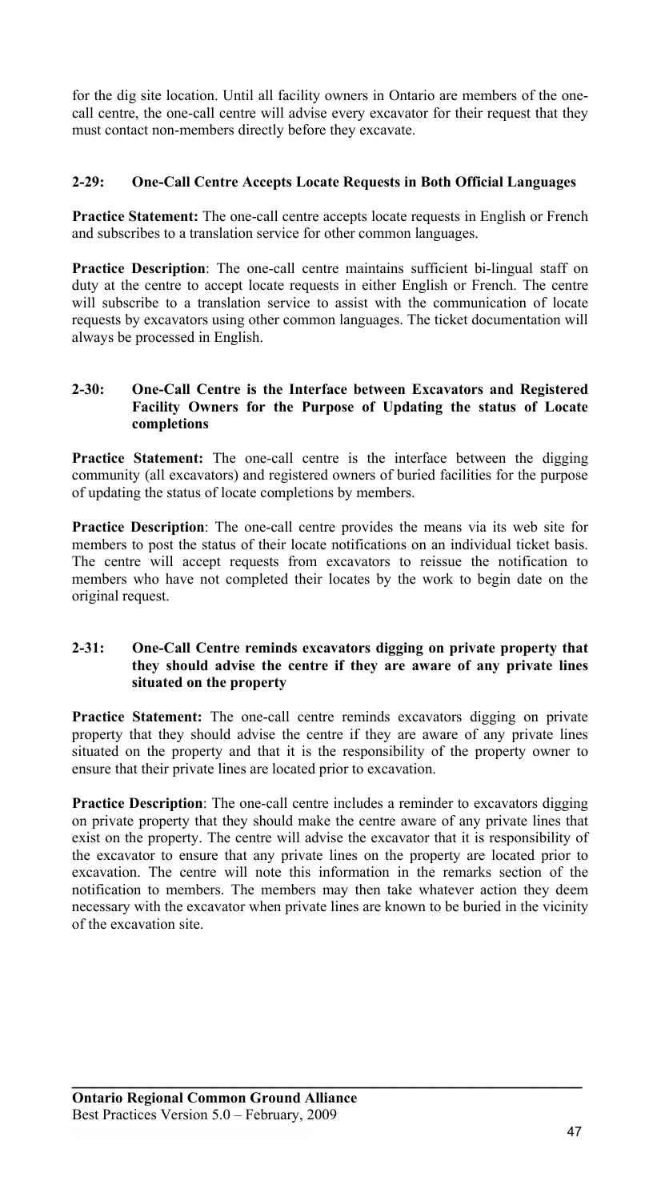for the dig site location. Until all facility owners in Ontario are members of the one-call centre, the one-call centre will advise every excavator for their request that they must contact non-members directly before they excavate.

### 2-29: One-Call Centre Accepts Locate Requests in Both Official Languages

**Practice Statement:** The one-call centre accepts locate requests in English or French and subscribes to a translation service for other common languages.

**Practice Description**: The one-call centre maintains sufficient bi-lingual staff on duty at the centre to accept locate requests in either English or French. The centre will subscribe to a translation service to assist with the communication of locate requests by excavators using other common languages. The ticket documentation will always be processed in English.

### 2-30: One-Call Centre is the Interface between Excavators and Registered Facility Owners for the Purpose of Updating the status of Locate completions

**Practice Statement:** The one-call centre is the interface between the digging community (all excavators) and registered owners of buried facilities for the purpose of updating the status of locate completions by members.

**Practice Description**: The one-call centre provides the means via its web site for members to post the status of their locate notifications on an individual ticket basis. The centre will accept requests from excavators to reissue the notification to members who have not completed their locates by the work to begin date on the original request.

### 2-31: One-Call Centre reminds excavators digging on private property that they should advise the centre if they are aware of any private lines situated on the property

**Practice Statement:** The one-call centre reminds excavators digging on private property that they should advise the centre if they are aware of any private lines situated on the property and that it is the responsibility of the property owner to ensure that their private lines are located prior to excavation.

**Practice Description**: The one-call centre includes a reminder to excavators digging on private property that they should make the centre aware of any private lines that exist on the property. The centre will advise the excavator that it is responsibility of the excavator to ensure that any private lines on the property are located prior to excavation. The centre will note this information in the remarks section of the notification to members. The members may then take whatever action they deem necessary with the excavator when private lines are known to be buried in the vicinity of the excavation site.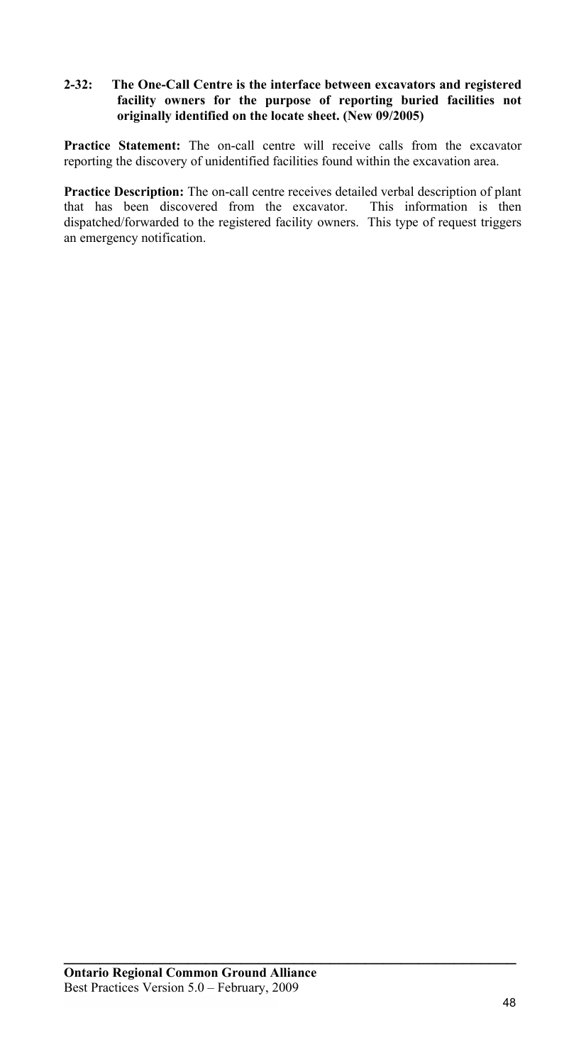**2-32: The One-Call Centre is the interface between excavators and registered facility owners for the purpose of reporting buried facilities not originally identified on the locate sheet. (New 09/2005)**

**Practice Statement:** The on-call centre will receive calls from the excavator reporting the discovery of unidentified facilities found within the excavation area.

**Practice Description:** The on-call centre receives detailed verbal description of plant that has been discovered from the excavator. This information is then dispatched/forwarded to the registered facility owners. This type of request triggers an emergency notification.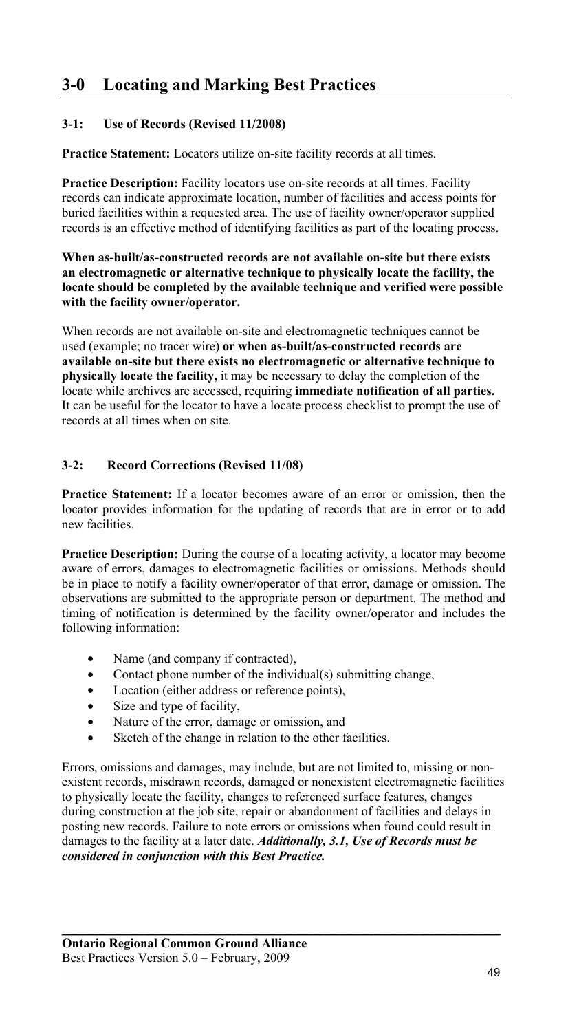# 3-0 Locating and Marking Best Practices

### 3-1: Use of Records (Revised 11/2008)

**Practice Statement:** Locators utilize on-site facility records at all times.

**Practice Description:** Facility locators use on-site records at all times. Facility records can indicate approximate location, number of facilities and access points for buried facilities within a requested area. The use of facility owner/operator supplied records is an effective method of identifying facilities as part of the locating process.

**When as-built/as-constructed records are not available on-site but there exists an electromagnetic or alternative technique to physically locate the facility, the locate should be completed by the available technique and verified were possible with the facility owner/operator.**

When records are not available on-site and electromagnetic techniques cannot be used (example; no tracer wire) **or when as-built/as-constructed records are available on-site but there exists no electromagnetic or alternative technique to physically locate the facility,** it may be necessary to delay the completion of the locate while archives are accessed, requiring **immediate notification of all parties.** It can be useful for the locator to have a locate process checklist to prompt the use of records at all times when on site.

### 3-2: Record Corrections (Revised 11/08)

**Practice Statement:** If a locator becomes aware of an error or omission, then the locator provides information for the updating of records that are in error or to add new facilities.

**Practice Description:** During the course of a locating activity, a locator may become aware of errors, damages to electromagnetic facilities or omissions. Methods should be in place to notify a facility owner/operator of that error, damage or omission. The observations are submitted to the appropriate person or department. The method and timing of notification is determined by the facility owner/operator and includes the following information:

- Name (and company if contracted),
- Contact phone number of the individual(s) submitting change,
- Location (either address or reference points),
- Size and type of facility,
- Nature of the error, damage or omission, and
- Sketch of the change in relation to the other facilities.

Errors, omissions and damages, may include, but are not limited to, missing or non-existent records, misdrawn records, damaged or nonexistent electromagnetic facilities to physically locate the facility, changes to referenced surface features, changes during construction at the job site, repair or abandonment of facilities and delays in posting new records. Failure to note errors or omissions when found could result in damages to the facility at a later date. ***Additionally, 3.1, Use of Records must be considered in conjunction with this Best Practice.***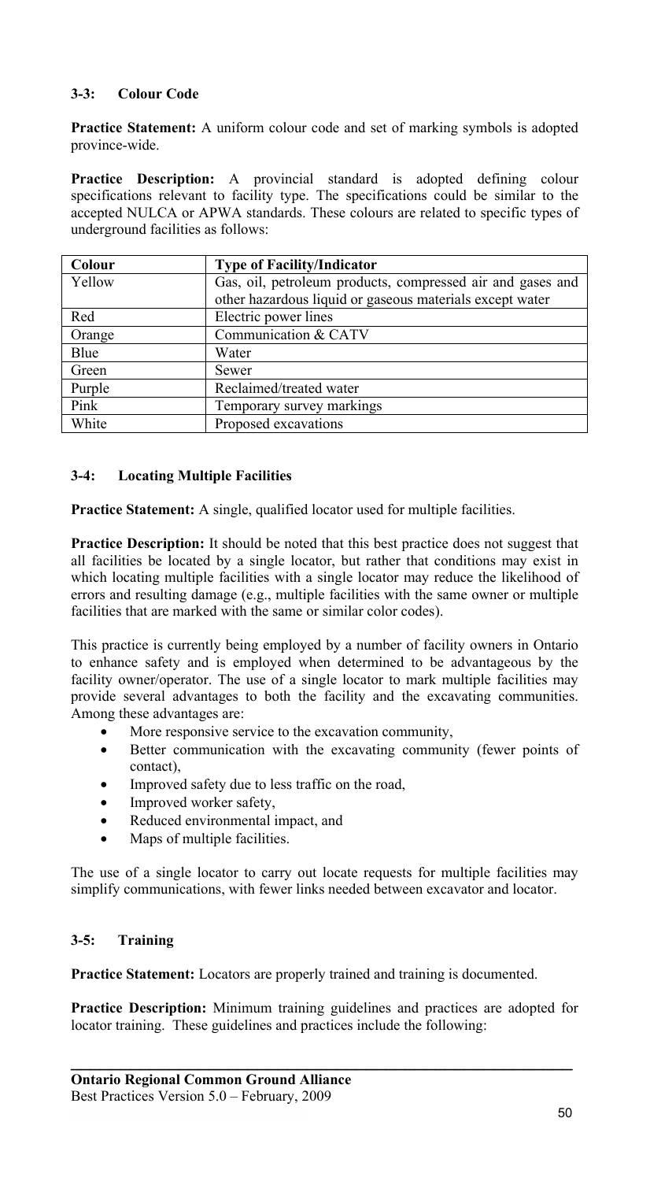### 3-3: Colour Code

**Practice Statement:** A uniform colour code and set of marking symbols is adopted province-wide.

**Practice Description:** A provincial standard is adopted defining colour specifications relevant to facility type. The specifications could be similar to the accepted NULCA or APWA standards. These colours are related to specific types of underground facilities as follows:

| Colour | Type of Facility/Indicator |
|---|---|
| Yellow | Gas, oil, petroleum products, compressed air and gases and other hazardous liquid or gaseous materials except water |
| Red | Electric power lines |
| Orange | Communication & CATV |
| Blue | Water |
| Green | Sewer |
| Purple | Reclaimed/treated water |
| Pink | Temporary survey markings |
| White | Proposed excavations |

### 3-4: Locating Multiple Facilities

**Practice Statement:** A single, qualified locator used for multiple facilities.

**Practice Description:** It should be noted that this best practice does not suggest that all facilities be located by a single locator, but rather that conditions may exist in which locating multiple facilities with a single locator may reduce the likelihood of errors and resulting damage (e.g., multiple facilities with the same owner or multiple facilities that are marked with the same or similar color codes).

This practice is currently being employed by a number of facility owners in Ontario to enhance safety and is employed when determined to be advantageous by the facility owner/operator. The use of a single locator to mark multiple facilities may provide several advantages to both the facility and the excavating communities. Among these advantages are:

- More responsive service to the excavation community,
- Better communication with the excavating community (fewer points of contact),
- Improved safety due to less traffic on the road,
- Improved worker safety,
- Reduced environmental impact, and
- Maps of multiple facilities.

The use of a single locator to carry out locate requests for multiple facilities may simplify communications, with fewer links needed between excavator and locator.

### 3-5: Training

**Practice Statement:** Locators are properly trained and training is documented.

**Practice Description:** Minimum training guidelines and practices are adopted for locator training. These guidelines and practices include the following: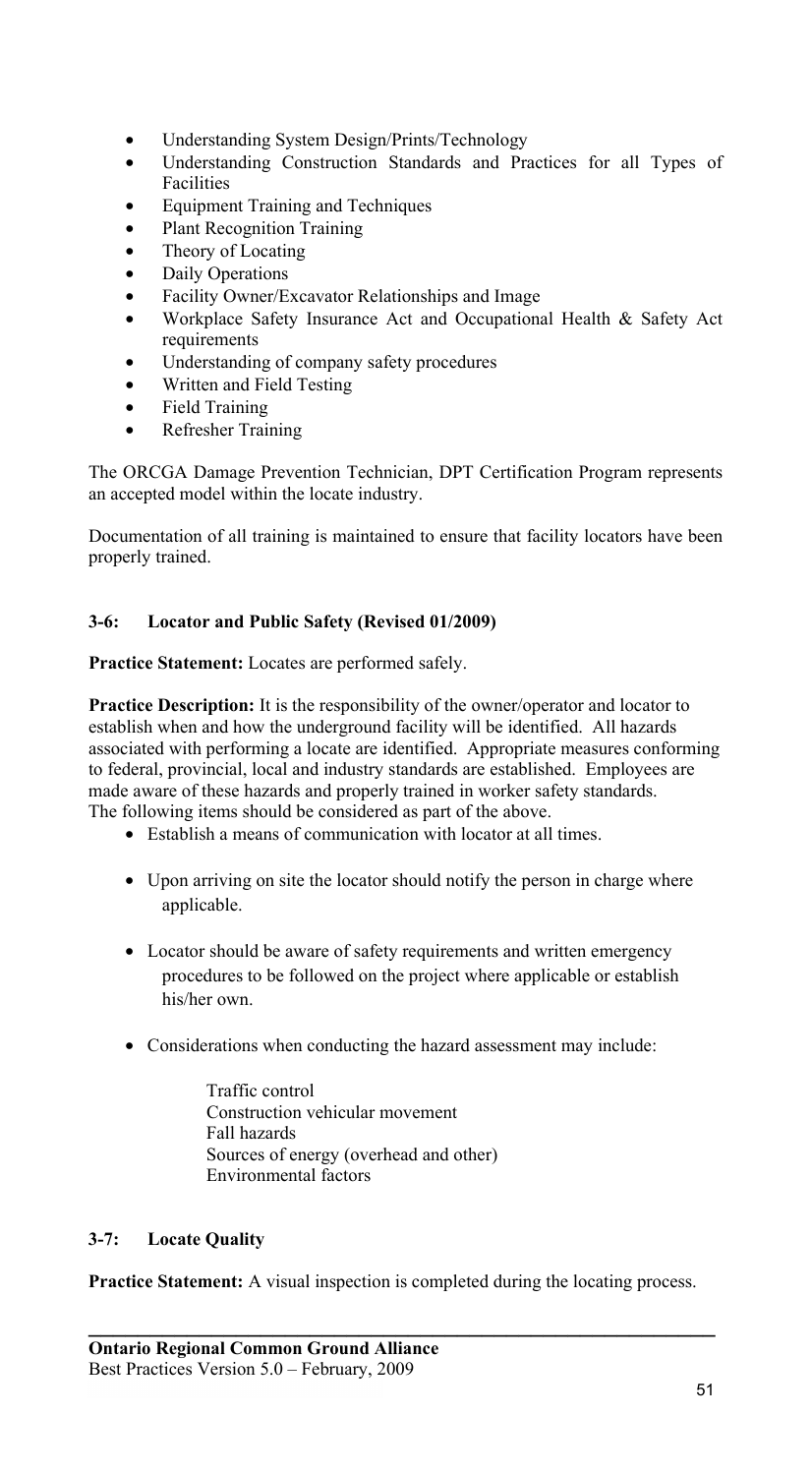- Understanding System Design/Prints/Technology
- Understanding Construction Standards and Practices for all Types of Facilities
- Equipment Training and Techniques
- Plant Recognition Training
- Theory of Locating
- Daily Operations
- Facility Owner/Excavator Relationships and Image
- Workplace Safety Insurance Act and Occupational Health & Safety Act requirements
- Understanding of company safety procedures
- Written and Field Testing
- Field Training
- Refresher Training

The ORCGA Damage Prevention Technician, DPT Certification Program represents an accepted model within the locate industry.

Documentation of all training is maintained to ensure that facility locators have been properly trained.

### 3-6: Locator and Public Safety (Revised 01/2009)

**Practice Statement:** Locates are performed safely.

**Practice Description:** It is the responsibility of the owner/operator and locator to establish when and how the underground facility will be identified. All hazards associated with performing a locate are identified. Appropriate measures conforming to federal, provincial, local and industry standards are established. Employees are made aware of these hazards and properly trained in worker safety standards. The following items should be considered as part of the above.

- Establish a means of communication with locator at all times.
- Upon arriving on site the locator should notify the person in charge where applicable.
- Locator should be aware of safety requirements and written emergency procedures to be followed on the project where applicable or establish his/her own.
- Considerations when conducting the hazard assessment may include:

  Traffic control
  Construction vehicular movement
  Fall hazards
  Sources of energy (overhead and other)
  Environmental factors

### 3-7: Locate Quality

**Practice Statement:** A visual inspection is completed during the locating process.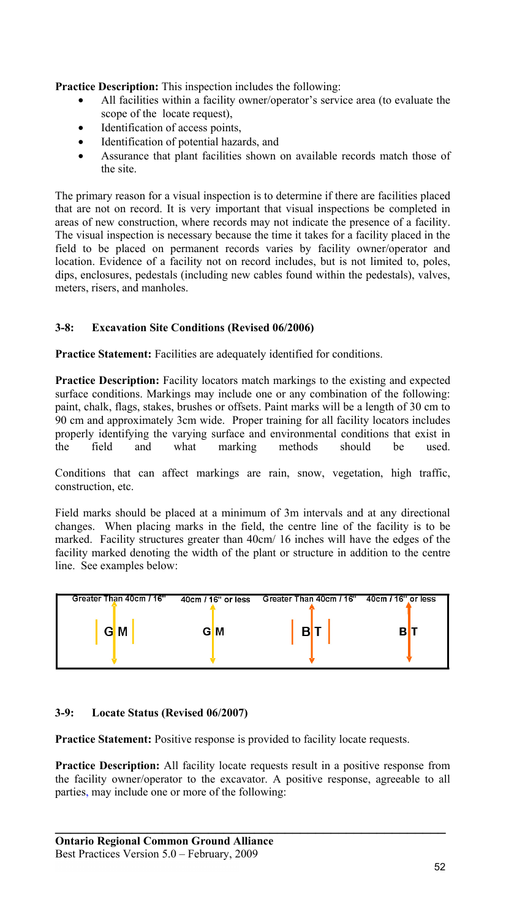**Practice Description:** This inspection includes the following:

- All facilities within a facility owner/operator's service area (to evaluate the scope of the locate request),
- Identification of access points,
- Identification of potential hazards, and
- Assurance that plant facilities shown on available records match those of the site.

The primary reason for a visual inspection is to determine if there are facilities placed that are not on record. It is very important that visual inspections be completed in areas of new construction, where records may not indicate the presence of a facility. The visual inspection is necessary because the time it takes for a facility placed in the field to be placed on permanent records varies by facility owner/operator and location. Evidence of a facility not on record includes, but is not limited to, poles, dips, enclosures, pedestals (including new cables found within the pedestals), valves, meters, risers, and manholes.

### 3-8: Excavation Site Conditions (Revised 06/2006)

**Practice Statement:** Facilities are adequately identified for conditions.

**Practice Description:** Facility locators match markings to the existing and expected surface conditions. Markings may include one or any combination of the following: paint, chalk, flags, stakes, brushes or offsets. Paint marks will be a length of 30 cm to 90 cm and approximately 3cm wide. Proper training for all facility locators includes properly identifying the varying surface and environmental conditions that exist in the field and what marking methods should be used.

Conditions that can affect markings are rain, snow, vegetation, high traffic, construction, etc.

Field marks should be placed at a minimum of 3m intervals and at any directional changes. When placing marks in the field, the centre line of the facility is to be marked. Facility structures greater than 40cm/ 16 inches will have the edges of the facility marked denoting the width of the plant or structure in addition to the centre line. See examples below:

| Greater Than 40cm / 16" | 40cm / 16" or less | Greater Than 40cm / 16" | 40cm / 16" or less |
|---|---|---|---|
| G M | G M | B T | B T |

### 3-9: Locate Status (Revised 06/2007)

**Practice Statement:** Positive response is provided to facility locate requests.

**Practice Description:** All facility locate requests result in a positive response from the facility owner/operator to the excavator. A positive response, agreeable to all parties, may include one or more of the following: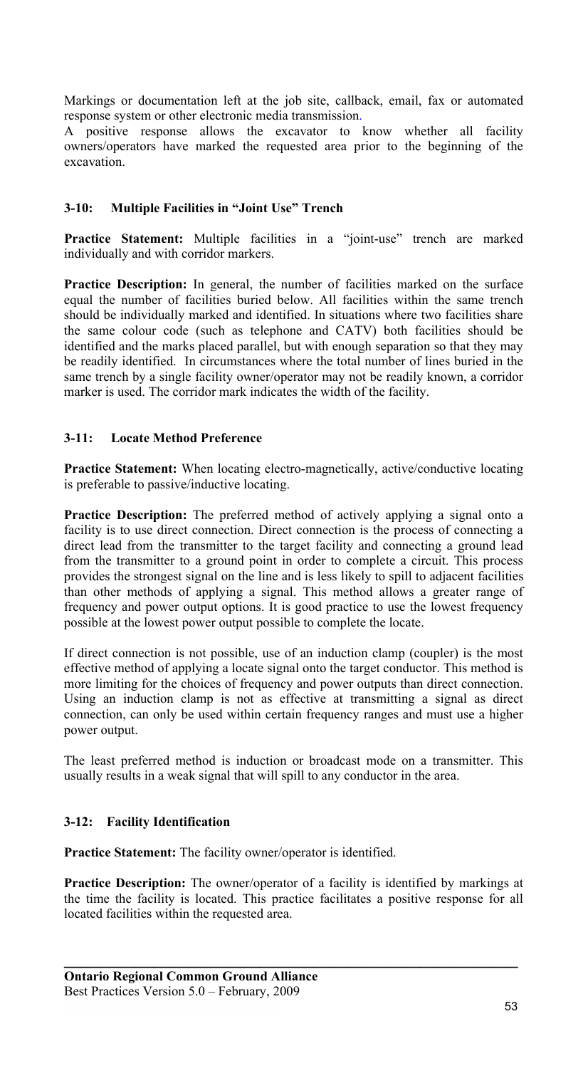Markings or documentation left at the job site, callback, email, fax or automated response system or other electronic media transmission.

A positive response allows the excavator to know whether all facility owners/operators have marked the requested area prior to the beginning of the excavation.

### 3-10: Multiple Facilities in "Joint Use" Trench

**Practice Statement:** Multiple facilities in a "joint-use" trench are marked individually and with corridor markers.

**Practice Description:** In general, the number of facilities marked on the surface equal the number of facilities buried below. All facilities within the same trench should be individually marked and identified. In situations where two facilities share the same colour code (such as telephone and CATV) both facilities should be identified and the marks placed parallel, but with enough separation so that they may be readily identified. In circumstances where the total number of lines buried in the same trench by a single facility owner/operator may not be readily known, a corridor marker is used. The corridor mark indicates the width of the facility.

### 3-11: Locate Method Preference

**Practice Statement:** When locating electro-magnetically, active/conductive locating is preferable to passive/inductive locating.

**Practice Description:** The preferred method of actively applying a signal onto a facility is to use direct connection. Direct connection is the process of connecting a direct lead from the transmitter to the target facility and connecting a ground lead from the transmitter to a ground point in order to complete a circuit. This process provides the strongest signal on the line and is less likely to spill to adjacent facilities than other methods of applying a signal. This method allows a greater range of frequency and power output options. It is good practice to use the lowest frequency possible at the lowest power output possible to complete the locate.

If direct connection is not possible, use of an induction clamp (coupler) is the most effective method of applying a locate signal onto the target conductor. This method is more limiting for the choices of frequency and power outputs than direct connection. Using an induction clamp is not as effective at transmitting a signal as direct connection, can only be used within certain frequency ranges and must use a higher power output.

The least preferred method is induction or broadcast mode on a transmitter. This usually results in a weak signal that will spill to any conductor in the area.

### 3-12: Facility Identification

**Practice Statement:** The facility owner/operator is identified.

**Practice Description:** The owner/operator of a facility is identified by markings at the time the facility is located. This practice facilitates a positive response for all located facilities within the requested area.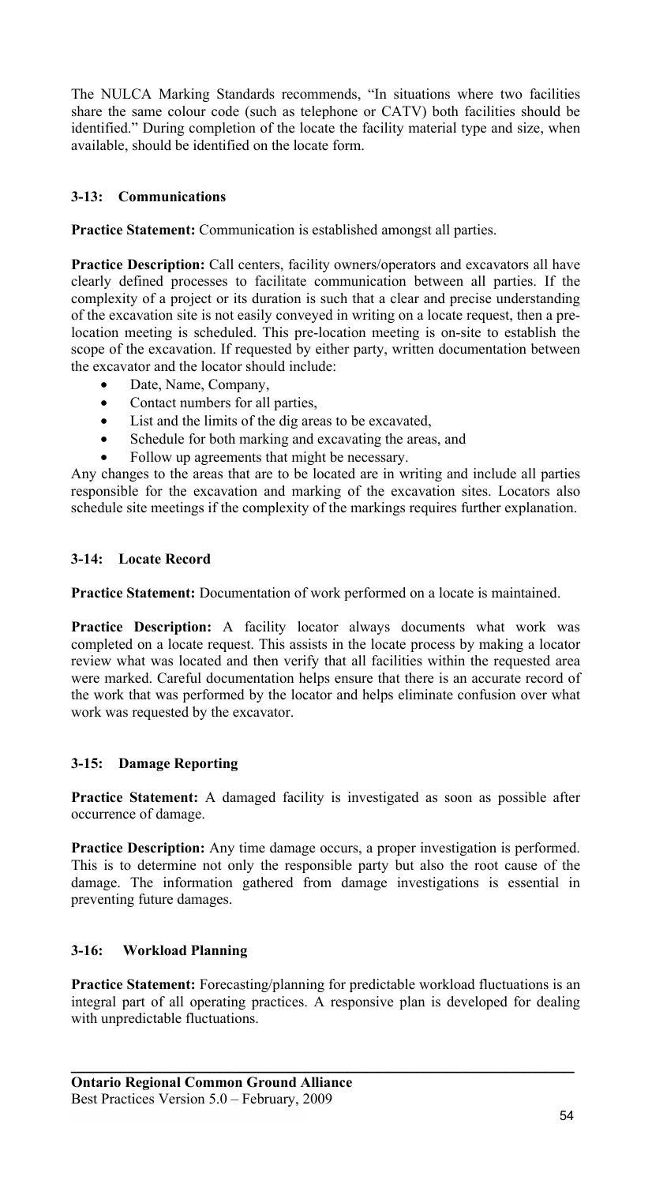The NULCA Marking Standards recommends, "In situations where two facilities share the same colour code (such as telephone or CATV) both facilities should be identified." During completion of the locate the facility material type and size, when available, should be identified on the locate form.

### 3-13: Communications

**Practice Statement:** Communication is established amongst all parties.

**Practice Description:** Call centers, facility owners/operators and excavators all have clearly defined processes to facilitate communication between all parties. If the complexity of a project or its duration is such that a clear and precise understanding of the excavation site is not easily conveyed in writing on a locate request, then a pre-location meeting is scheduled. This pre-location meeting is on-site to establish the scope of the excavation. If requested by either party, written documentation between the excavator and the locator should include:

- Date, Name, Company,
- Contact numbers for all parties,
- List and the limits of the dig areas to be excavated,
- Schedule for both marking and excavating the areas, and
- Follow up agreements that might be necessary.

Any changes to the areas that are to be located are in writing and include all parties responsible for the excavation and marking of the excavation sites. Locators also schedule site meetings if the complexity of the markings requires further explanation.

### 3-14: Locate Record

**Practice Statement:** Documentation of work performed on a locate is maintained.

**Practice Description:** A facility locator always documents what work was completed on a locate request. This assists in the locate process by making a locator review what was located and then verify that all facilities within the requested area were marked. Careful documentation helps ensure that there is an accurate record of the work that was performed by the locator and helps eliminate confusion over what work was requested by the excavator.

### 3-15: Damage Reporting

**Practice Statement:** A damaged facility is investigated as soon as possible after occurrence of damage.

**Practice Description:** Any time damage occurs, a proper investigation is performed. This is to determine not only the responsible party but also the root cause of the damage. The information gathered from damage investigations is essential in preventing future damages.

### 3-16: Workload Planning

**Practice Statement:** Forecasting/planning for predictable workload fluctuations is an integral part of all operating practices. A responsive plan is developed for dealing with unpredictable fluctuations.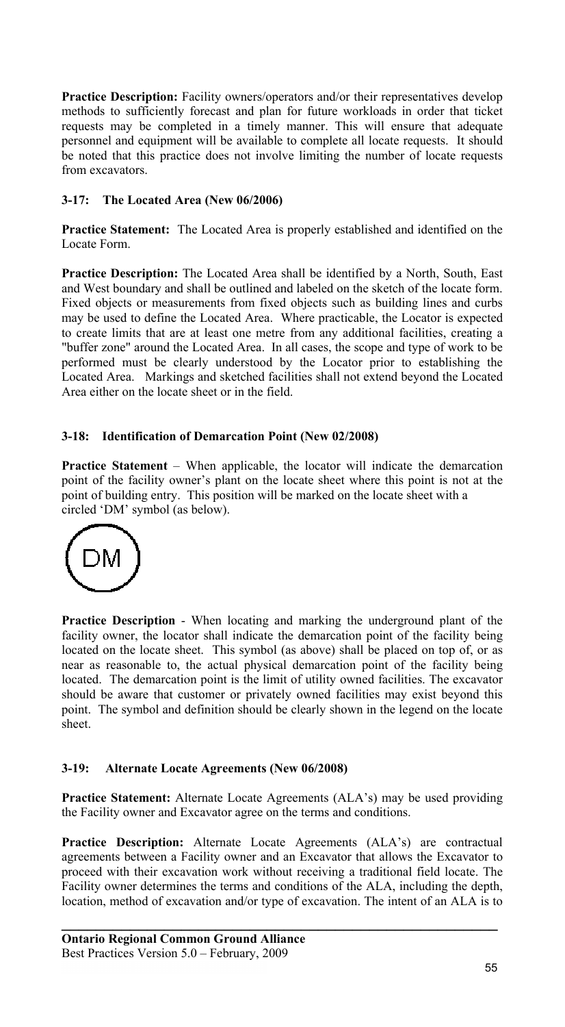**Practice Description:** Facility owners/operators and/or their representatives develop methods to sufficiently forecast and plan for future workloads in order that ticket requests may be completed in a timely manner. This will ensure that adequate personnel and equipment will be available to complete all locate requests. It should be noted that this practice does not involve limiting the number of locate requests from excavators.

### 3-17: The Located Area (New 06/2006)

**Practice Statement:** The Located Area is properly established and identified on the Locate Form.

**Practice Description:** The Located Area shall be identified by a North, South, East and West boundary and shall be outlined and labeled on the sketch of the locate form. Fixed objects or measurements from fixed objects such as building lines and curbs may be used to define the Located Area. Where practicable, the Locator is expected to create limits that are at least one metre from any additional facilities, creating a "buffer zone" around the Located Area. In all cases, the scope and type of work to be performed must be clearly understood by the Locator prior to establishing the Located Area. Markings and sketched facilities shall not extend beyond the Located Area either on the locate sheet or in the field.

### 3-18: Identification of Demarcation Point (New 02/2008)

**Practice Statement** – When applicable, the locator will indicate the demarcation point of the facility owner's plant on the locate sheet where this point is not at the point of building entry. This position will be marked on the locate sheet with a circled 'DM' symbol (as below).

(DM)

**Practice Description** - When locating and marking the underground plant of the facility owner, the locator shall indicate the demarcation point of the facility being located on the locate sheet. This symbol (as above) shall be placed on top of, or as near as reasonable to, the actual physical demarcation point of the facility being located. The demarcation point is the limit of utility owned facilities. The excavator should be aware that customer or privately owned facilities may exist beyond this point. The symbol and definition should be clearly shown in the legend on the locate sheet.

### 3-19: Alternate Locate Agreements (New 06/2008)

**Practice Statement:** Alternate Locate Agreements (ALA's) may be used providing the Facility owner and Excavator agree on the terms and conditions.

**Practice Description:** Alternate Locate Agreements (ALA's) are contractual agreements between a Facility owner and an Excavator that allows the Excavator to proceed with their excavation work without receiving a traditional field locate. The Facility owner determines the terms and conditions of the ALA, including the depth, location, method of excavation and/or type of excavation. The intent of an ALA is to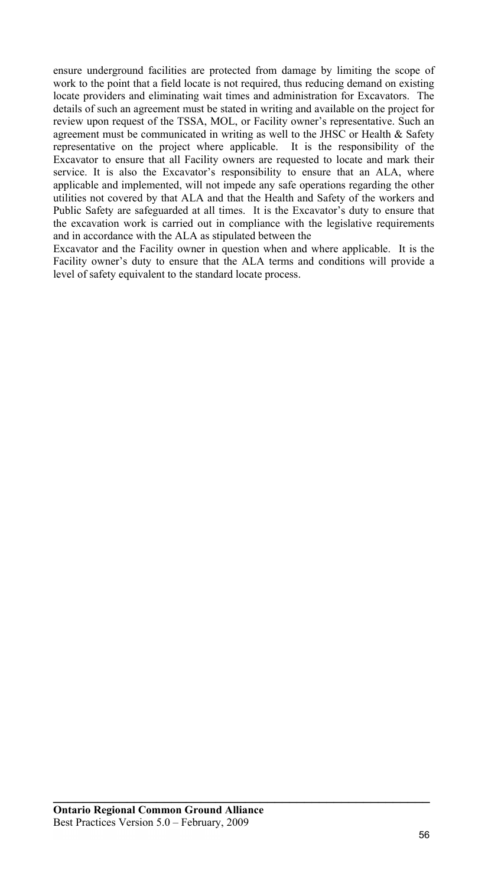ensure underground facilities are protected from damage by limiting the scope of work to the point that a field locate is not required, thus reducing demand on existing locate providers and eliminating wait times and administration for Excavators. The details of such an agreement must be stated in writing and available on the project for review upon request of the TSSA, MOL, or Facility owner's representative. Such an agreement must be communicated in writing as well to the JHSC or Health & Safety representative on the project where applicable. It is the responsibility of the Excavator to ensure that all Facility owners are requested to locate and mark their service. It is also the Excavator's responsibility to ensure that an ALA, where applicable and implemented, will not impede any safe operations regarding the other utilities not covered by that ALA and that the Health and Safety of the workers and Public Safety are safeguarded at all times. It is the Excavator's duty to ensure that the excavation work is carried out in compliance with the legislative requirements and in accordance with the ALA as stipulated between the Excavator and the Facility owner in question when and where applicable. It is the Facility owner's duty to ensure that the ALA terms and conditions will provide a level of safety equivalent to the standard locate process.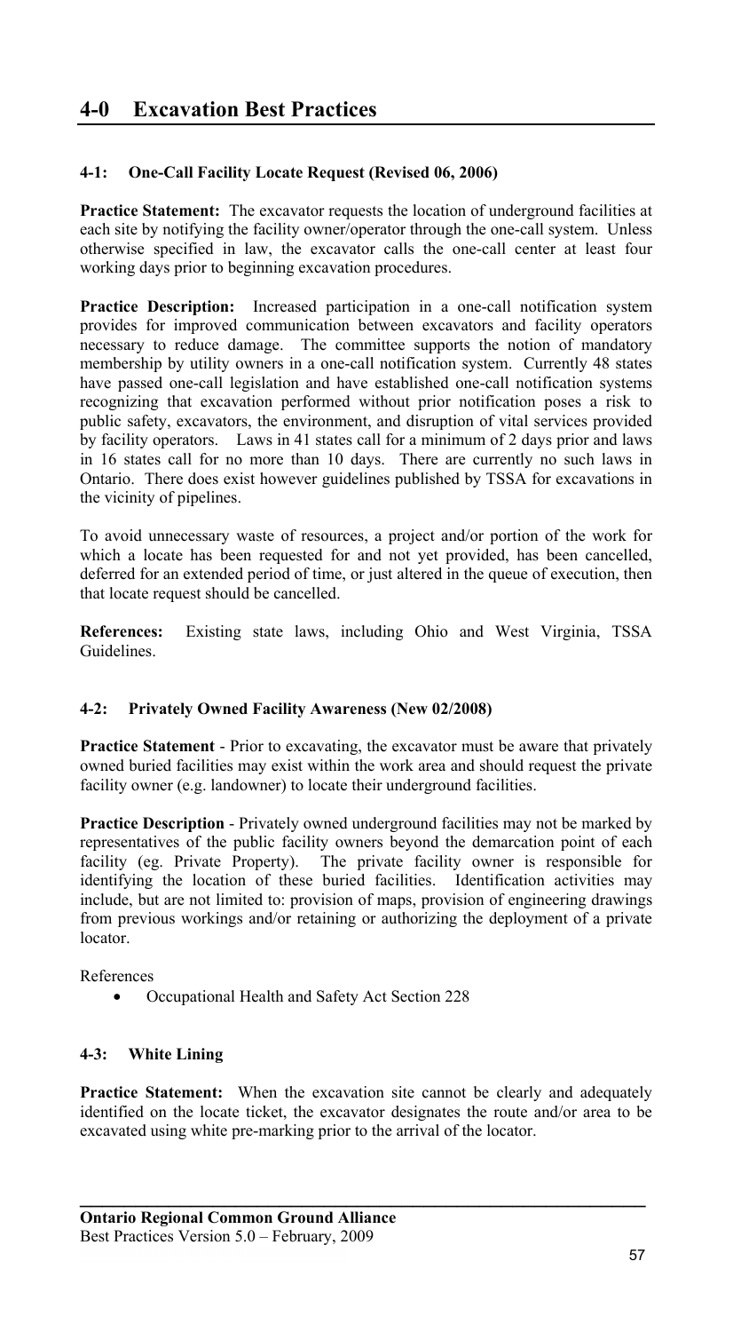# 4-0 Excavation Best Practices

### 4-1: One-Call Facility Locate Request (Revised 06, 2006)

**Practice Statement:** The excavator requests the location of underground facilities at each site by notifying the facility owner/operator through the one-call system. Unless otherwise specified in law, the excavator calls the one-call center at least four working days prior to beginning excavation procedures.

**Practice Description:** Increased participation in a one-call notification system provides for improved communication between excavators and facility operators necessary to reduce damage. The committee supports the notion of mandatory membership by utility owners in a one-call notification system. Currently 48 states have passed one-call legislation and have established one-call notification systems recognizing that excavation performed without prior notification poses a risk to public safety, excavators, the environment, and disruption of vital services provided by facility operators. Laws in 41 states call for a minimum of 2 days prior and laws in 16 states call for no more than 10 days. There are currently no such laws in Ontario. There does exist however guidelines published by TSSA for excavations in the vicinity of pipelines.

To avoid unnecessary waste of resources, a project and/or portion of the work for which a locate has been requested for and not yet provided, has been cancelled, deferred for an extended period of time, or just altered in the queue of execution, then that locate request should be cancelled.

**References:** Existing state laws, including Ohio and West Virginia, TSSA Guidelines.

### 4-2: Privately Owned Facility Awareness (New 02/2008)

**Practice Statement** - Prior to excavating, the excavator must be aware that privately owned buried facilities may exist within the work area and should request the private facility owner (e.g. landowner) to locate their underground facilities.

**Practice Description** - Privately owned underground facilities may not be marked by representatives of the public facility owners beyond the demarcation point of each facility (eg. Private Property). The private facility owner is responsible for identifying the location of these buried facilities. Identification activities may include, but are not limited to: provision of maps, provision of engineering drawings from previous workings and/or retaining or authorizing the deployment of a private locator.

References

- Occupational Health and Safety Act Section 228

### 4-3: White Lining

**Practice Statement:** When the excavation site cannot be clearly and adequately identified on the locate ticket, the excavator designates the route and/or area to be excavated using white pre-marking prior to the arrival of the locator.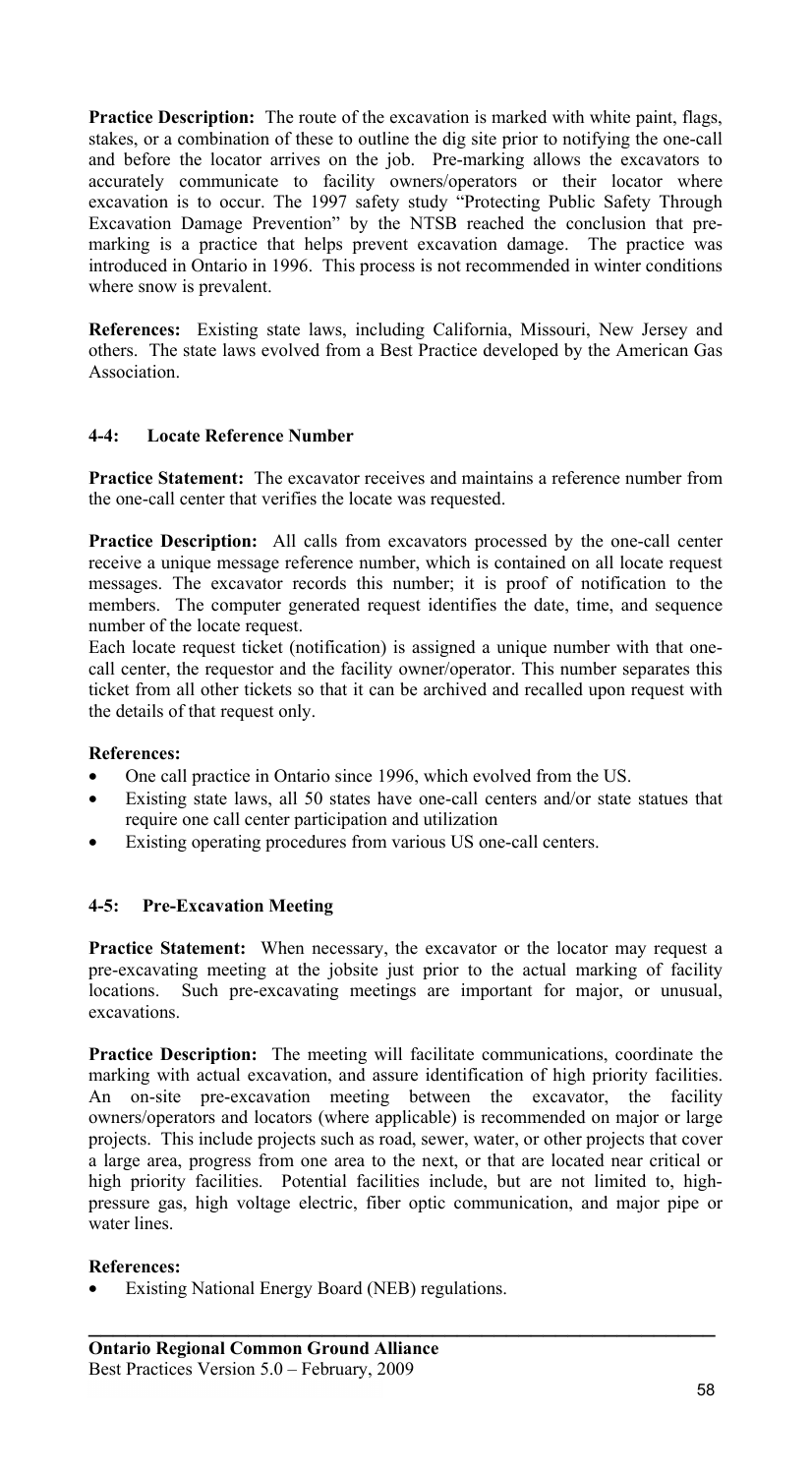**Practice Description:** The route of the excavation is marked with white paint, flags, stakes, or a combination of these to outline the dig site prior to notifying the one-call and before the locator arrives on the job. Pre-marking allows the excavators to accurately communicate to facility owners/operators or their locator where excavation is to occur. The 1997 safety study "Protecting Public Safety Through Excavation Damage Prevention" by the NTSB reached the conclusion that pre-marking is a practice that helps prevent excavation damage. The practice was introduced in Ontario in 1996. This process is not recommended in winter conditions where snow is prevalent.

**References:** Existing state laws, including California, Missouri, New Jersey and others. The state laws evolved from a Best Practice developed by the American Gas Association.

### 4-4: Locate Reference Number

**Practice Statement:** The excavator receives and maintains a reference number from the one-call center that verifies the locate was requested.

**Practice Description:** All calls from excavators processed by the one-call center receive a unique message reference number, which is contained on all locate request messages. The excavator records this number; it is proof of notification to the members. The computer generated request identifies the date, time, and sequence number of the locate request.

Each locate request ticket (notification) is assigned a unique number with that one-call center, the requestor and the facility owner/operator. This number separates this ticket from all other tickets so that it can be archived and recalled upon request with the details of that request only.

**References:**

- One call practice in Ontario since 1996, which evolved from the US.
- Existing state laws, all 50 states have one-call centers and/or state statues that require one call center participation and utilization
- Existing operating procedures from various US one-call centers.

### 4-5: Pre-Excavation Meeting

**Practice Statement:** When necessary, the excavator or the locator may request a pre-excavating meeting at the jobsite just prior to the actual marking of facility locations. Such pre-excavating meetings are important for major, or unusual, excavations.

**Practice Description:** The meeting will facilitate communications, coordinate the marking with actual excavation, and assure identification of high priority facilities. An on-site pre-excavation meeting between the excavator, the facility owners/operators and locators (where applicable) is recommended on major or large projects. This include projects such as road, sewer, water, or other projects that cover a large area, progress from one area to the next, or that are located near critical or high priority facilities. Potential facilities include, but are not limited to, high-pressure gas, high voltage electric, fiber optic communication, and major pipe or water lines.

**References:**

- Existing National Energy Board (NEB) regulations.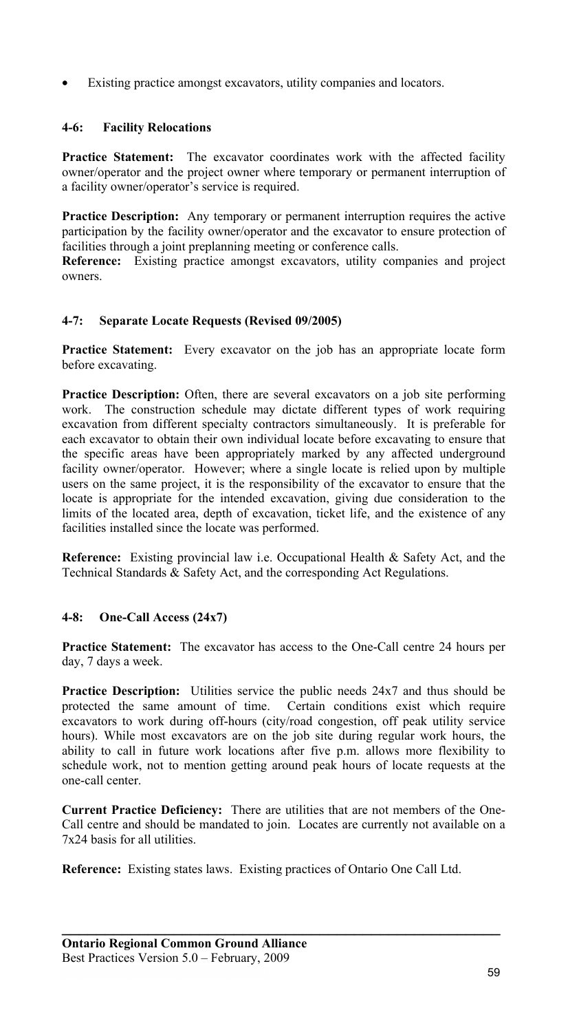- Existing practice amongst excavators, utility companies and locators.

### 4-6: Facility Relocations

**Practice Statement:** The excavator coordinates work with the affected facility owner/operator and the project owner where temporary or permanent interruption of a facility owner/operator's service is required.

**Practice Description:** Any temporary or permanent interruption requires the active participation by the facility owner/operator and the excavator to ensure protection of facilities through a joint preplanning meeting or conference calls.

**Reference:** Existing practice amongst excavators, utility companies and project owners.

### 4-7: Separate Locate Requests (Revised 09/2005)

**Practice Statement:** Every excavator on the job has an appropriate locate form before excavating.

**Practice Description:** Often, there are several excavators on a job site performing work. The construction schedule may dictate different types of work requiring excavation from different specialty contractors simultaneously. It is preferable for each excavator to obtain their own individual locate before excavating to ensure that the specific areas have been appropriately marked by any affected underground facility owner/operator. However; where a single locate is relied upon by multiple users on the same project, it is the responsibility of the excavator to ensure that the locate is appropriate for the intended excavation, giving due consideration to the limits of the located area, depth of excavation, ticket life, and the existence of any facilities installed since the locate was performed.

**Reference:** Existing provincial law i.e. Occupational Health & Safety Act, and the Technical Standards & Safety Act, and the corresponding Act Regulations.

### 4-8: One-Call Access (24x7)

**Practice Statement:** The excavator has access to the One-Call centre 24 hours per day, 7 days a week.

**Practice Description:** Utilities service the public needs 24x7 and thus should be protected the same amount of time. Certain conditions exist which require excavators to work during off-hours (city/road congestion, off peak utility service hours). While most excavators are on the job site during regular work hours, the ability to call in future work locations after five p.m. allows more flexibility to schedule work, not to mention getting around peak hours of locate requests at the one-call center.

**Current Practice Deficiency:** There are utilities that are not members of the One-Call centre and should be mandated to join. Locates are currently not available on a 7x24 basis for all utilities.

**Reference:** Existing states laws. Existing practices of Ontario One Call Ltd.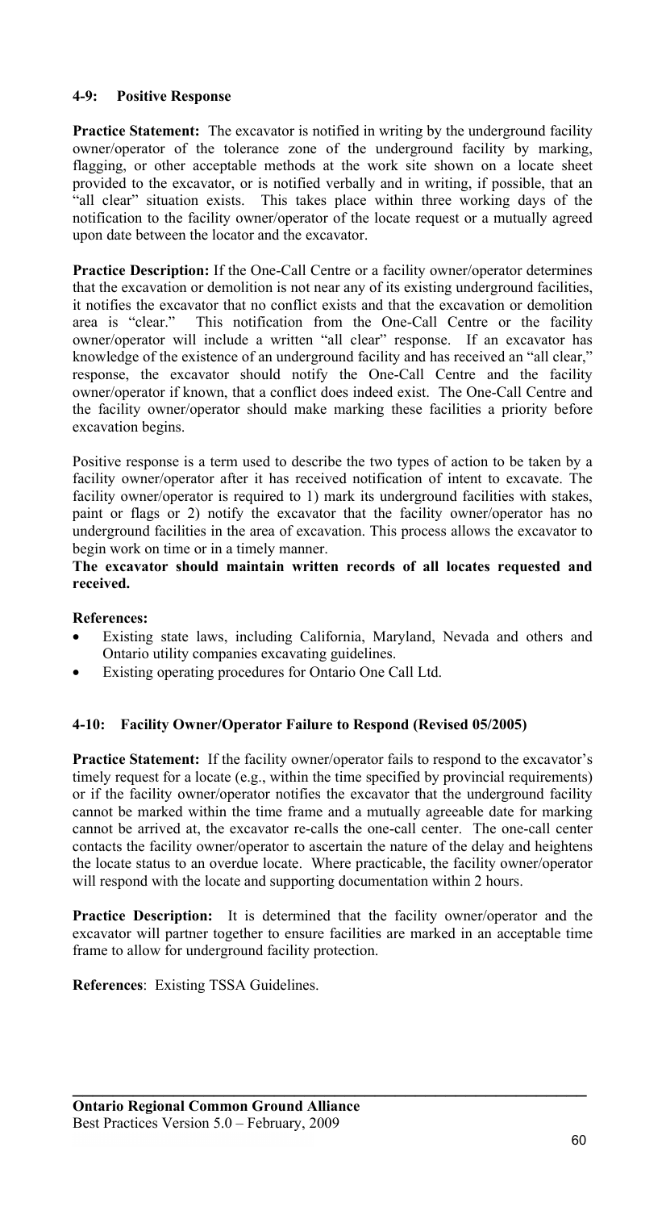### 4-9: Positive Response

**Practice Statement:** The excavator is notified in writing by the underground facility owner/operator of the tolerance zone of the underground facility by marking, flagging, or other acceptable methods at the work site shown on a locate sheet provided to the excavator, or is notified verbally and in writing, if possible, that an "all clear" situation exists. This takes place within three working days of the notification to the facility owner/operator of the locate request or a mutually agreed upon date between the locator and the excavator.

**Practice Description:** If the One-Call Centre or a facility owner/operator determines that the excavation or demolition is not near any of its existing underground facilities, it notifies the excavator that no conflict exists and that the excavation or demolition area is "clear." This notification from the One-Call Centre or the facility owner/operator will include a written "all clear" response. If an excavator has knowledge of the existence of an underground facility and has received an "all clear," response, the excavator should notify the One-Call Centre and the facility owner/operator if known, that a conflict does indeed exist. The One-Call Centre and the facility owner/operator should make marking these facilities a priority before excavation begins.

Positive response is a term used to describe the two types of action to be taken by a facility owner/operator after it has received notification of intent to excavate. The facility owner/operator is required to 1) mark its underground facilities with stakes, paint or flags or 2) notify the excavator that the facility owner/operator has no underground facilities in the area of excavation. This process allows the excavator to begin work on time or in a timely manner.

**The excavator should maintain written records of all locates requested and received.**

**References:**

- Existing state laws, including California, Maryland, Nevada and others and Ontario utility companies excavating guidelines.
- Existing operating procedures for Ontario One Call Ltd.

### 4-10: Facility Owner/Operator Failure to Respond (Revised 05/2005)

**Practice Statement:** If the facility owner/operator fails to respond to the excavator's timely request for a locate (e.g., within the time specified by provincial requirements) or if the facility owner/operator notifies the excavator that the underground facility cannot be marked within the time frame and a mutually agreeable date for marking cannot be arrived at, the excavator re-calls the one-call center. The one-call center contacts the facility owner/operator to ascertain the nature of the delay and heightens the locate status to an overdue locate. Where practicable, the facility owner/operator will respond with the locate and supporting documentation within 2 hours.

**Practice Description:** It is determined that the facility owner/operator and the excavator will partner together to ensure facilities are marked in an acceptable time frame to allow for underground facility protection.

**References**: Existing TSSA Guidelines.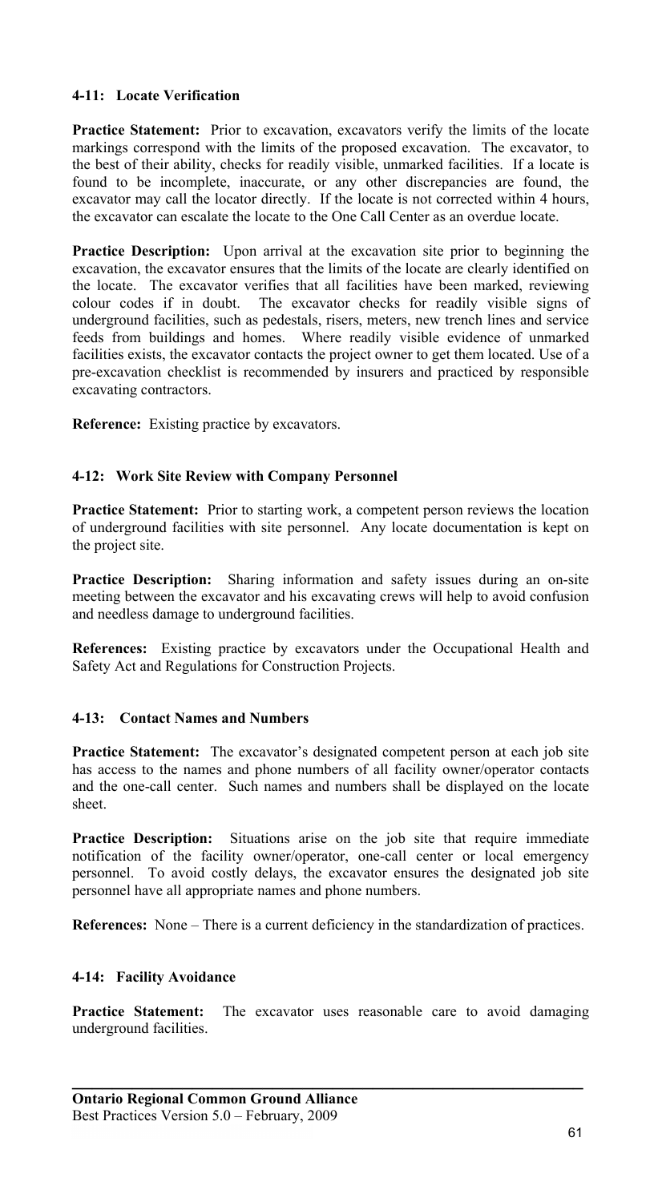#### 4-11: Locate Verification

**Practice Statement:** Prior to excavation, excavators verify the limits of the locate markings correspond with the limits of the proposed excavation. The excavator, to the best of their ability, checks for readily visible, unmarked facilities. If a locate is found to be incomplete, inaccurate, or any other discrepancies are found, the excavator may call the locator directly. If the locate is not corrected within 4 hours, the excavator can escalate the locate to the One Call Center as an overdue locate.

**Practice Description:** Upon arrival at the excavation site prior to beginning the excavation, the excavator ensures that the limits of the locate are clearly identified on the locate. The excavator verifies that all facilities have been marked, reviewing colour codes if in doubt. The excavator checks for readily visible signs of underground facilities, such as pedestals, risers, meters, new trench lines and service feeds from buildings and homes. Where readily visible evidence of unmarked facilities exists, the excavator contacts the project owner to get them located. Use of a pre-excavation checklist is recommended by insurers and practiced by responsible excavating contractors.

**Reference:** Existing practice by excavators.

#### 4-12: Work Site Review with Company Personnel

**Practice Statement:** Prior to starting work, a competent person reviews the location of underground facilities with site personnel. Any locate documentation is kept on the project site.

**Practice Description:** Sharing information and safety issues during an on-site meeting between the excavator and his excavating crews will help to avoid confusion and needless damage to underground facilities.

**References:** Existing practice by excavators under the Occupational Health and Safety Act and Regulations for Construction Projects.

#### 4-13: Contact Names and Numbers

**Practice Statement:** The excavator's designated competent person at each job site has access to the names and phone numbers of all facility owner/operator contacts and the one-call center. Such names and numbers shall be displayed on the locate sheet.

**Practice Description:** Situations arise on the job site that require immediate notification of the facility owner/operator, one-call center or local emergency personnel. To avoid costly delays, the excavator ensures the designated job site personnel have all appropriate names and phone numbers.

**References:** None – There is a current deficiency in the standardization of practices.

#### 4-14: Facility Avoidance

**Practice Statement:** The excavator uses reasonable care to avoid damaging underground facilities.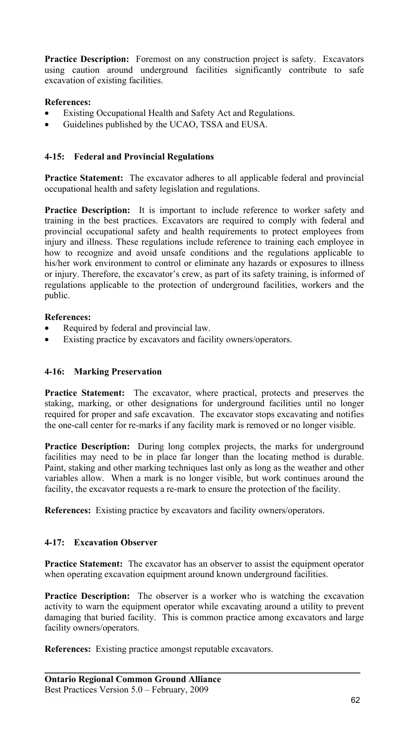**Practice Description:** Foremost on any construction project is safety. Excavators using caution around underground facilities significantly contribute to safe excavation of existing facilities.

**References:**

- Existing Occupational Health and Safety Act and Regulations.
- Guidelines published by the UCAO, TSSA and EUSA.

### 4-15: Federal and Provincial Regulations

**Practice Statement:** The excavator adheres to all applicable federal and provincial occupational health and safety legislation and regulations.

**Practice Description:** It is important to include reference to worker safety and training in the best practices. Excavators are required to comply with federal and provincial occupational safety and health requirements to protect employees from injury and illness. These regulations include reference to training each employee in how to recognize and avoid unsafe conditions and the regulations applicable to his/her work environment to control or eliminate any hazards or exposures to illness or injury. Therefore, the excavator's crew, as part of its safety training, is informed of regulations applicable to the protection of underground facilities, workers and the public.

**References:**

- Required by federal and provincial law.
- Existing practice by excavators and facility owners/operators.

### 4-16: Marking Preservation

**Practice Statement:** The excavator, where practical, protects and preserves the staking, marking, or other designations for underground facilities until no longer required for proper and safe excavation. The excavator stops excavating and notifies the one-call center for re-marks if any facility mark is removed or no longer visible.

**Practice Description:** During long complex projects, the marks for underground facilities may need to be in place far longer than the locating method is durable. Paint, staking and other marking techniques last only as long as the weather and other variables allow. When a mark is no longer visible, but work continues around the facility, the excavator requests a re-mark to ensure the protection of the facility.

**References:** Existing practice by excavators and facility owners/operators.

### 4-17: Excavation Observer

**Practice Statement:** The excavator has an observer to assist the equipment operator when operating excavation equipment around known underground facilities.

**Practice Description:** The observer is a worker who is watching the excavation activity to warn the equipment operator while excavating around a utility to prevent damaging that buried facility. This is common practice among excavators and large facility owners/operators.

**References:** Existing practice amongst reputable excavators.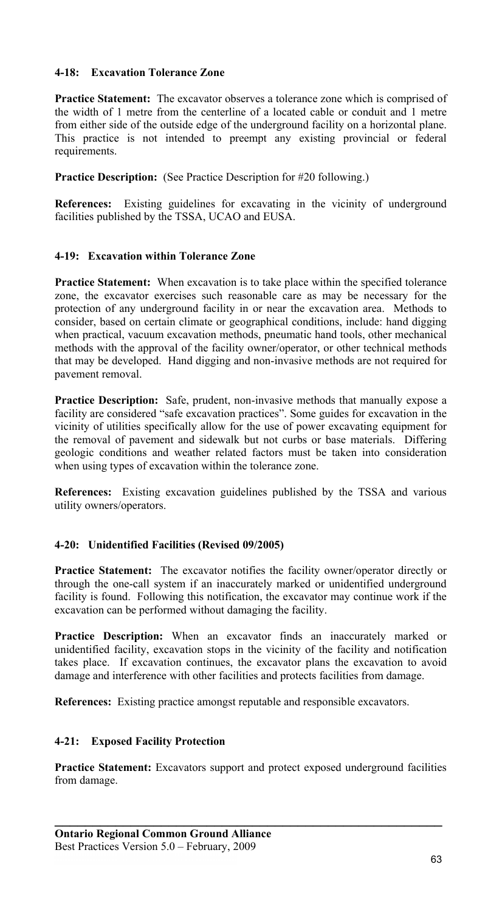### 4-18: Excavation Tolerance Zone

**Practice Statement:** The excavator observes a tolerance zone which is comprised of the width of 1 metre from the centerline of a located cable or conduit and 1 metre from either side of the outside edge of the underground facility on a horizontal plane. This practice is not intended to preempt any existing provincial or federal requirements.

**Practice Description:** (See Practice Description for #20 following.)

**References:** Existing guidelines for excavating in the vicinity of underground facilities published by the TSSA, UCAO and EUSA.

### 4-19: Excavation within Tolerance Zone

**Practice Statement:** When excavation is to take place within the specified tolerance zone, the excavator exercises such reasonable care as may be necessary for the protection of any underground facility in or near the excavation area. Methods to consider, based on certain climate or geographical conditions, include: hand digging when practical, vacuum excavation methods, pneumatic hand tools, other mechanical methods with the approval of the facility owner/operator, or other technical methods that may be developed. Hand digging and non-invasive methods are not required for pavement removal.

**Practice Description:** Safe, prudent, non-invasive methods that manually expose a facility are considered "safe excavation practices". Some guides for excavation in the vicinity of utilities specifically allow for the use of power excavating equipment for the removal of pavement and sidewalk but not curbs or base materials. Differing geologic conditions and weather related factors must be taken into consideration when using types of excavation within the tolerance zone.

**References:** Existing excavation guidelines published by the TSSA and various utility owners/operators.

### 4-20: Unidentified Facilities (Revised 09/2005)

**Practice Statement:** The excavator notifies the facility owner/operator directly or through the one-call system if an inaccurately marked or unidentified underground facility is found. Following this notification, the excavator may continue work if the excavation can be performed without damaging the facility.

**Practice Description:** When an excavator finds an inaccurately marked or unidentified facility, excavation stops in the vicinity of the facility and notification takes place. If excavation continues, the excavator plans the excavation to avoid damage and interference with other facilities and protects facilities from damage.

**References:** Existing practice amongst reputable and responsible excavators.

### 4-21: Exposed Facility Protection

**Practice Statement:** Excavators support and protect exposed underground facilities from damage.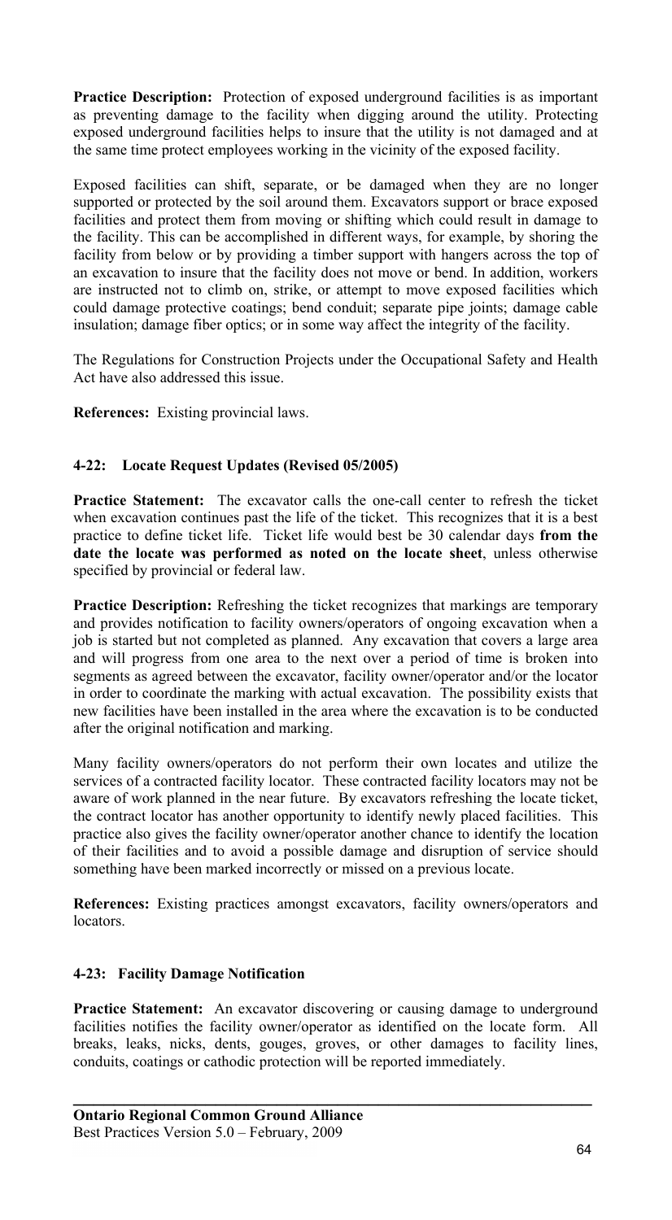**Practice Description:** Protection of exposed underground facilities is as important as preventing damage to the facility when digging around the utility. Protecting exposed underground facilities helps to insure that the utility is not damaged and at the same time protect employees working in the vicinity of the exposed facility.

Exposed facilities can shift, separate, or be damaged when they are no longer supported or protected by the soil around them. Excavators support or brace exposed facilities and protect them from moving or shifting which could result in damage to the facility. This can be accomplished in different ways, for example, by shoring the facility from below or by providing a timber support with hangers across the top of an excavation to insure that the facility does not move or bend. In addition, workers are instructed not to climb on, strike, or attempt to move exposed facilities which could damage protective coatings; bend conduit; separate pipe joints; damage cable insulation; damage fiber optics; or in some way affect the integrity of the facility.

The Regulations for Construction Projects under the Occupational Safety and Health Act have also addressed this issue.

**References:** Existing provincial laws.

### 4-22: Locate Request Updates (Revised 05/2005)

**Practice Statement:** The excavator calls the one-call center to refresh the ticket when excavation continues past the life of the ticket. This recognizes that it is a best practice to define ticket life. Ticket life would best be 30 calendar days **from the date the locate was performed as noted on the locate sheet**, unless otherwise specified by provincial or federal law.

**Practice Description:** Refreshing the ticket recognizes that markings are temporary and provides notification to facility owners/operators of ongoing excavation when a job is started but not completed as planned. Any excavation that covers a large area and will progress from one area to the next over a period of time is broken into segments as agreed between the excavator, facility owner/operator and/or the locator in order to coordinate the marking with actual excavation. The possibility exists that new facilities have been installed in the area where the excavation is to be conducted after the original notification and marking.

Many facility owners/operators do not perform their own locates and utilize the services of a contracted facility locator. These contracted facility locators may not be aware of work planned in the near future. By excavators refreshing the locate ticket, the contract locator has another opportunity to identify newly placed facilities. This practice also gives the facility owner/operator another chance to identify the location of their facilities and to avoid a possible damage and disruption of service should something have been marked incorrectly or missed on a previous locate.

**References:** Existing practices amongst excavators, facility owners/operators and locators.

### 4-23: Facility Damage Notification

**Practice Statement:** An excavator discovering or causing damage to underground facilities notifies the facility owner/operator as identified on the locate form. All breaks, leaks, nicks, dents, gouges, groves, or other damages to facility lines, conduits, coatings or cathodic protection will be reported immediately.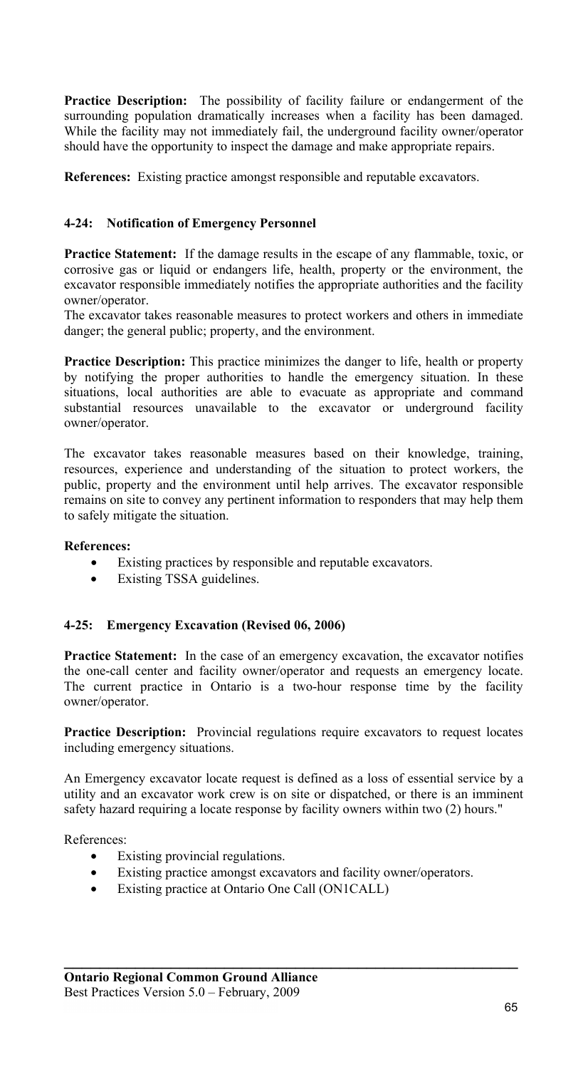**Practice Description:** The possibility of facility failure or endangerment of the surrounding population dramatically increases when a facility has been damaged. While the facility may not immediately fail, the underground facility owner/operator should have the opportunity to inspect the damage and make appropriate repairs.

**References:** Existing practice amongst responsible and reputable excavators.

### 4-24: Notification of Emergency Personnel

**Practice Statement:** If the damage results in the escape of any flammable, toxic, or corrosive gas or liquid or endangers life, health, property or the environment, the excavator responsible immediately notifies the appropriate authorities and the facility owner/operator.

The excavator takes reasonable measures to protect workers and others in immediate danger; the general public; property, and the environment.

**Practice Description:** This practice minimizes the danger to life, health or property by notifying the proper authorities to handle the emergency situation. In these situations, local authorities are able to evacuate as appropriate and command substantial resources unavailable to the excavator or underground facility owner/operator.

The excavator takes reasonable measures based on their knowledge, training, resources, experience and understanding of the situation to protect workers, the public, property and the environment until help arrives. The excavator responsible remains on site to convey any pertinent information to responders that may help them to safely mitigate the situation.

**References:**

- Existing practices by responsible and reputable excavators.
- Existing TSSA guidelines.

### 4-25: Emergency Excavation (Revised 06, 2006)

**Practice Statement:** In the case of an emergency excavation, the excavator notifies the one-call center and facility owner/operator and requests an emergency locate. The current practice in Ontario is a two-hour response time by the facility owner/operator.

**Practice Description:** Provincial regulations require excavators to request locates including emergency situations.

An Emergency excavator locate request is defined as a loss of essential service by a utility and an excavator work crew is on site or dispatched, or there is an imminent safety hazard requiring a locate response by facility owners within two (2) hours."

References:

- Existing provincial regulations.
- Existing practice amongst excavators and facility owner/operators.
- Existing practice at Ontario One Call (ON1CALL)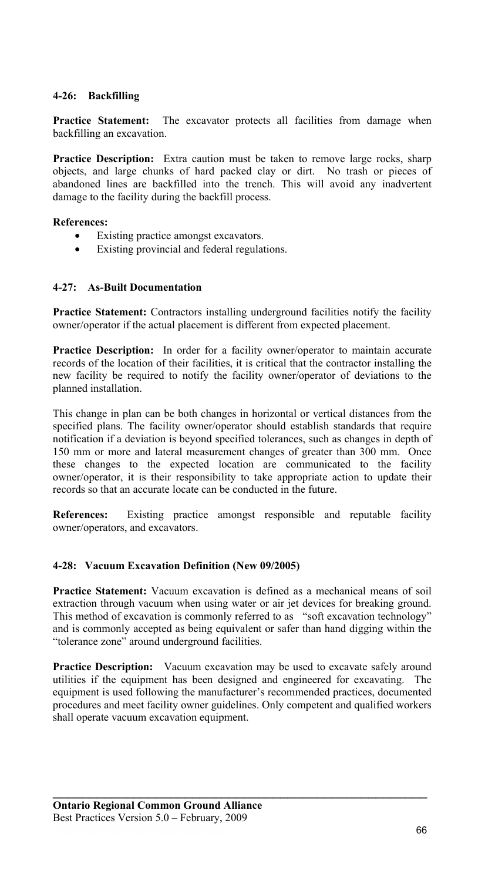### 4-26: Backfilling

**Practice Statement:** The excavator protects all facilities from damage when backfilling an excavation.

**Practice Description:** Extra caution must be taken to remove large rocks, sharp objects, and large chunks of hard packed clay or dirt. No trash or pieces of abandoned lines are backfilled into the trench. This will avoid any inadvertent damage to the facility during the backfill process.

**References:**

- Existing practice amongst excavators.
- Existing provincial and federal regulations.

### 4-27: As-Built Documentation

**Practice Statement:** Contractors installing underground facilities notify the facility owner/operator if the actual placement is different from expected placement.

**Practice Description:** In order for a facility owner/operator to maintain accurate records of the location of their facilities, it is critical that the contractor installing the new facility be required to notify the facility owner/operator of deviations to the planned installation.

This change in plan can be both changes in horizontal or vertical distances from the specified plans. The facility owner/operator should establish standards that require notification if a deviation is beyond specified tolerances, such as changes in depth of 150 mm or more and lateral measurement changes of greater than 300 mm. Once these changes to the expected location are communicated to the facility owner/operator, it is their responsibility to take appropriate action to update their records so that an accurate locate can be conducted in the future.

**References:** Existing practice amongst responsible and reputable facility owner/operators, and excavators.

### 4-28: Vacuum Excavation Definition (New 09/2005)

**Practice Statement:** Vacuum excavation is defined as a mechanical means of soil extraction through vacuum when using water or air jet devices for breaking ground. This method of excavation is commonly referred to as "soft excavation technology" and is commonly accepted as being equivalent or safer than hand digging within the "tolerance zone" around underground facilities.

**Practice Description:** Vacuum excavation may be used to excavate safely around utilities if the equipment has been designed and engineered for excavating. The equipment is used following the manufacturer's recommended practices, documented procedures and meet facility owner guidelines. Only competent and qualified workers shall operate vacuum excavation equipment.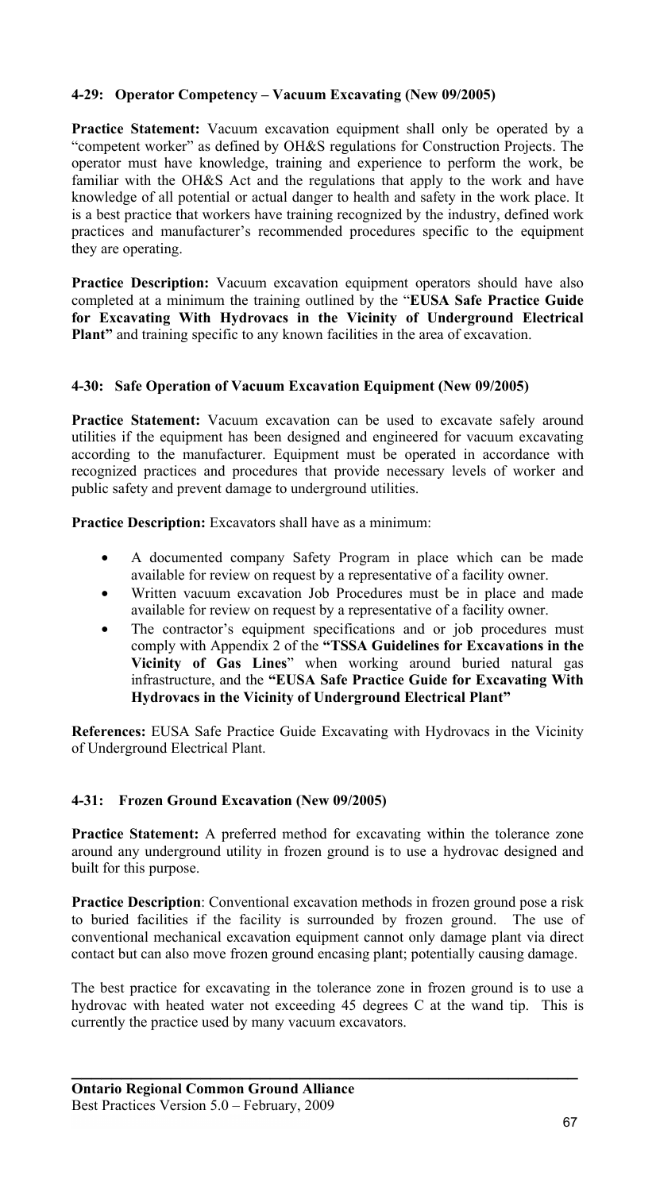### 4-29: Operator Competency – Vacuum Excavating (New 09/2005)

**Practice Statement:** Vacuum excavation equipment shall only be operated by a "competent worker" as defined by OH&S regulations for Construction Projects. The operator must have knowledge, training and experience to perform the work, be familiar with the OH&S Act and the regulations that apply to the work and have knowledge of all potential or actual danger to health and safety in the work place. It is a best practice that workers have training recognized by the industry, defined work practices and manufacturer's recommended procedures specific to the equipment they are operating.

**Practice Description:** Vacuum excavation equipment operators should have also completed at a minimum the training outlined by the "**EUSA Safe Practice Guide for Excavating With Hydrovacs in the Vicinity of Underground Electrical Plant"** and training specific to any known facilities in the area of excavation.

### 4-30: Safe Operation of Vacuum Excavation Equipment (New 09/2005)

**Practice Statement:** Vacuum excavation can be used to excavate safely around utilities if the equipment has been designed and engineered for vacuum excavating according to the manufacturer. Equipment must be operated in accordance with recognized practices and procedures that provide necessary levels of worker and public safety and prevent damage to underground utilities.

**Practice Description:** Excavators shall have as a minimum:

- A documented company Safety Program in place which can be made available for review on request by a representative of a facility owner.
- Written vacuum excavation Job Procedures must be in place and made available for review on request by a representative of a facility owner.
- The contractor's equipment specifications and or job procedures must comply with Appendix 2 of the **"TSSA Guidelines for Excavations in the Vicinity of Gas Lines**" when working around buried natural gas infrastructure, and the **"EUSA Safe Practice Guide for Excavating With Hydrovacs in the Vicinity of Underground Electrical Plant"**

**References:** EUSA Safe Practice Guide Excavating with Hydrovacs in the Vicinity of Underground Electrical Plant.

### 4-31: Frozen Ground Excavation (New 09/2005)

**Practice Statement:** A preferred method for excavating within the tolerance zone around any underground utility in frozen ground is to use a hydrovac designed and built for this purpose.

**Practice Description**: Conventional excavation methods in frozen ground pose a risk to buried facilities if the facility is surrounded by frozen ground. The use of conventional mechanical excavation equipment cannot only damage plant via direct contact but can also move frozen ground encasing plant; potentially causing damage.

The best practice for excavating in the tolerance zone in frozen ground is to use a hydrovac with heated water not exceeding 45 degrees C at the wand tip. This is currently the practice used by many vacuum excavators.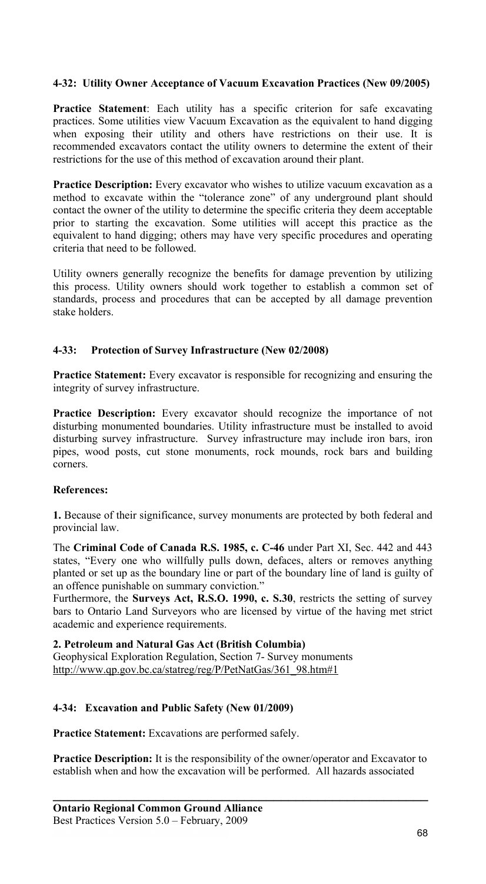### 4-32: Utility Owner Acceptance of Vacuum Excavation Practices (New 09/2005)

**Practice Statement**: Each utility has a specific criterion for safe excavating practices. Some utilities view Vacuum Excavation as the equivalent to hand digging when exposing their utility and others have restrictions on their use. It is recommended excavators contact the utility owners to determine the extent of their restrictions for the use of this method of excavation around their plant.

**Practice Description:** Every excavator who wishes to utilize vacuum excavation as a method to excavate within the "tolerance zone" of any underground plant should contact the owner of the utility to determine the specific criteria they deem acceptable prior to starting the excavation. Some utilities will accept this practice as the equivalent to hand digging; others may have very specific procedures and operating criteria that need to be followed.

Utility owners generally recognize the benefits for damage prevention by utilizing this process. Utility owners should work together to establish a common set of standards, process and procedures that can be accepted by all damage prevention stake holders.

### 4-33: Protection of Survey Infrastructure (New 02/2008)

**Practice Statement:** Every excavator is responsible for recognizing and ensuring the integrity of survey infrastructure.

**Practice Description:** Every excavator should recognize the importance of not disturbing monumented boundaries. Utility infrastructure must be installed to avoid disturbing survey infrastructure. Survey infrastructure may include iron bars, iron pipes, wood posts, cut stone monuments, rock mounds, rock bars and building corners.

**References:**

**1.** Because of their significance, survey monuments are protected by both federal and provincial law.

The **Criminal Code of Canada R.S. 1985, c. C-46** under Part XI, Sec. 442 and 443 states, "Every one who willfully pulls down, defaces, alters or removes anything planted or set up as the boundary line or part of the boundary line of land is guilty of an offence punishable on summary conviction."

Furthermore, the **Surveys Act, R.S.O. 1990, c. S.30**, restricts the setting of survey bars to Ontario Land Surveyors who are licensed by virtue of the having met strict academic and experience requirements.

**2. Petroleum and Natural Gas Act (British Columbia)**
Geophysical Exploration Regulation, Section 7- Survey monuments
http://www.qp.gov.bc.ca/statreg/reg/P/PetNatGas/361_98.htm#1

### 4-34: Excavation and Public Safety (New 01/2009)

**Practice Statement:** Excavations are performed safely.

**Practice Description:** It is the responsibility of the owner/operator and Excavator to establish when and how the excavation will be performed. All hazards associated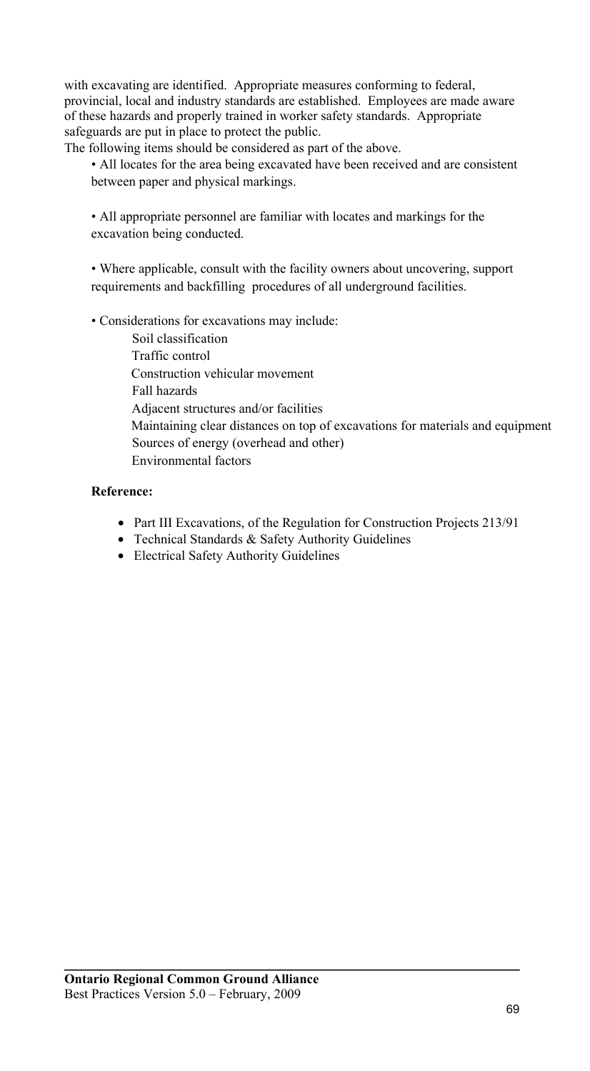with excavating are identified. Appropriate measures conforming to federal, provincial, local and industry standards are established. Employees are made aware of these hazards and properly trained in worker safety standards. Appropriate safeguards are put in place to protect the public.

The following items should be considered as part of the above.

- All locates for the area being excavated have been received and are consistent between paper and physical markings.
- All appropriate personnel are familiar with locates and markings for the excavation being conducted.
- Where applicable, consult with the facility owners about uncovering, support requirements and backfilling procedures of all underground facilities.
- Considerations for excavations may include:
  - Soil classification
  - Traffic control
  - Construction vehicular movement
  - Fall hazards
  - Adjacent structures and/or facilities
  - Maintaining clear distances on top of excavations for materials and equipment
  - Sources of energy (overhead and other)
  - Environmental factors

**Reference:**

- Part III Excavations, of the Regulation for Construction Projects 213/91
- Technical Standards & Safety Authority Guidelines
- Electrical Safety Authority Guidelines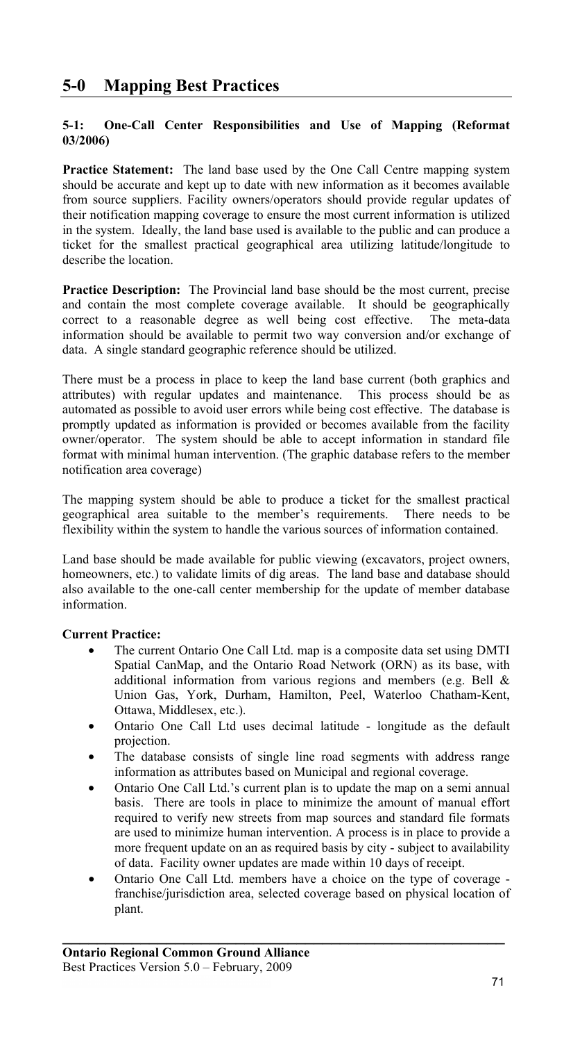# 5-0 Mapping Best Practices

### 5-1: One-Call Center Responsibilities and Use of Mapping (Reformat 03/2006)

**Practice Statement:** The land base used by the One Call Centre mapping system should be accurate and kept up to date with new information as it becomes available from source suppliers. Facility owners/operators should provide regular updates of their notification mapping coverage to ensure the most current information is utilized in the system. Ideally, the land base used is available to the public and can produce a ticket for the smallest practical geographical area utilizing latitude/longitude to describe the location.

**Practice Description:** The Provincial land base should be the most current, precise and contain the most complete coverage available. It should be geographically correct to a reasonable degree as well being cost effective. The meta-data information should be available to permit two way conversion and/or exchange of data. A single standard geographic reference should be utilized.

There must be a process in place to keep the land base current (both graphics and attributes) with regular updates and maintenance. This process should be as automated as possible to avoid user errors while being cost effective. The database is promptly updated as information is provided or becomes available from the facility owner/operator. The system should be able to accept information in standard file format with minimal human intervention. (The graphic database refers to the member notification area coverage)

The mapping system should be able to produce a ticket for the smallest practical geographical area suitable to the member's requirements. There needs to be flexibility within the system to handle the various sources of information contained.

Land base should be made available for public viewing (excavators, project owners, homeowners, etc.) to validate limits of dig areas. The land base and database should also available to the one-call center membership for the update of member database information.

**Current Practice:**

- The current Ontario One Call Ltd. map is a composite data set using DMTI Spatial CanMap, and the Ontario Road Network (ORN) as its base, with additional information from various regions and members (e.g. Bell & Union Gas, York, Durham, Hamilton, Peel, Waterloo Chatham-Kent, Ottawa, Middlesex, etc.).
- Ontario One Call Ltd uses decimal latitude - longitude as the default projection.
- The database consists of single line road segments with address range information as attributes based on Municipal and regional coverage.
- Ontario One Call Ltd.'s current plan is to update the map on a semi annual basis. There are tools in place to minimize the amount of manual effort required to verify new streets from map sources and standard file formats are used to minimize human intervention. A process is in place to provide a more frequent update on an as required basis by city - subject to availability of data. Facility owner updates are made within 10 days of receipt.
- Ontario One Call Ltd. members have a choice on the type of coverage - franchise/jurisdiction area, selected coverage based on physical location of plant.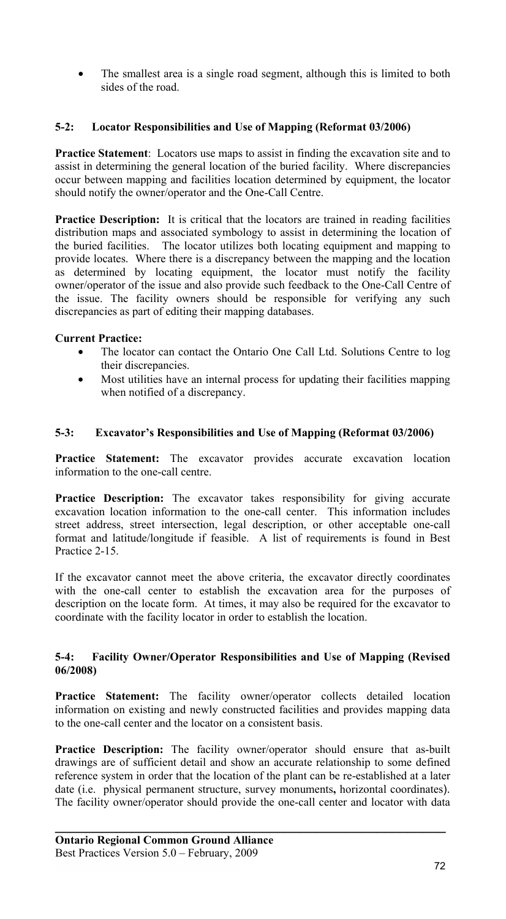- The smallest area is a single road segment, although this is limited to both sides of the road.

### 5-2: Locator Responsibilities and Use of Mapping (Reformat 03/2006)

**Practice Statement**: Locators use maps to assist in finding the excavation site and to assist in determining the general location of the buried facility. Where discrepancies occur between mapping and facilities location determined by equipment, the locator should notify the owner/operator and the One-Call Centre.

**Practice Description:** It is critical that the locators are trained in reading facilities distribution maps and associated symbology to assist in determining the location of the buried facilities. The locator utilizes both locating equipment and mapping to provide locates. Where there is a discrepancy between the mapping and the location as determined by locating equipment, the locator must notify the facility owner/operator of the issue and also provide such feedback to the One-Call Centre of the issue. The facility owners should be responsible for verifying any such discrepancies as part of editing their mapping databases.

**Current Practice:**

- The locator can contact the Ontario One Call Ltd. Solutions Centre to log their discrepancies.
- Most utilities have an internal process for updating their facilities mapping when notified of a discrepancy.

### 5-3: Excavator's Responsibilities and Use of Mapping (Reformat 03/2006)

**Practice Statement:** The excavator provides accurate excavation location information to the one-call centre.

**Practice Description:** The excavator takes responsibility for giving accurate excavation location information to the one-call center. This information includes street address, street intersection, legal description, or other acceptable one-call format and latitude/longitude if feasible. A list of requirements is found in Best Practice 2-15.

If the excavator cannot meet the above criteria, the excavator directly coordinates with the one-call center to establish the excavation area for the purposes of description on the locate form. At times, it may also be required for the excavator to coordinate with the facility locator in order to establish the location.

### 5-4: Facility Owner/Operator Responsibilities and Use of Mapping (Revised 06/2008)

**Practice Statement:** The facility owner/operator collects detailed location information on existing and newly constructed facilities and provides mapping data to the one-call center and the locator on a consistent basis.

**Practice Description:** The facility owner/operator should ensure that as-built drawings are of sufficient detail and show an accurate relationship to some defined reference system in order that the location of the plant can be re-established at a later date (i.e. physical permanent structure, survey monuments**,** horizontal coordinates). The facility owner/operator should provide the one-call center and locator with data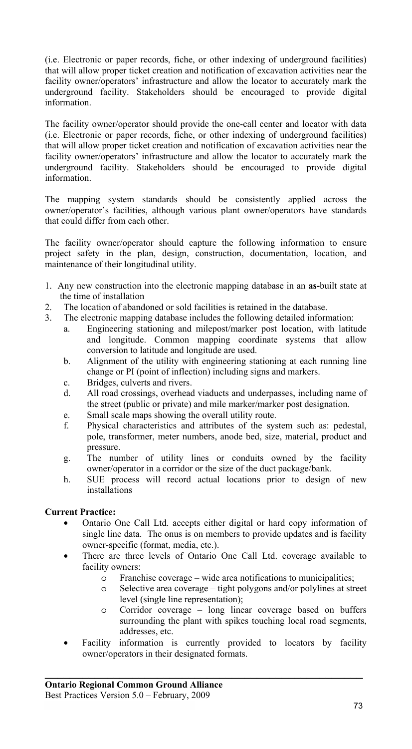(i.e. Electronic or paper records, fiche, or other indexing of underground facilities) that will allow proper ticket creation and notification of excavation activities near the facility owner/operators' infrastructure and allow the locator to accurately mark the underground facility. Stakeholders should be encouraged to provide digital information.

The facility owner/operator should provide the one-call center and locator with data (i.e. Electronic or paper records, fiche, or other indexing of underground facilities) that will allow proper ticket creation and notification of excavation activities near the facility owner/operators' infrastructure and allow the locator to accurately mark the underground facility. Stakeholders should be encouraged to provide digital information.

The mapping system standards should be consistently applied across the owner/operator's facilities, although various plant owner/operators have standards that could differ from each other.

The facility owner/operator should capture the following information to ensure project safety in the plan, design, construction, documentation, location, and maintenance of their longitudinal utility.

1. Any new construction into the electronic mapping database in an **as-**built state at the time of installation
2. The location of abandoned or sold facilities is retained in the database.
3. The electronic mapping database includes the following detailed information:
   a. Engineering stationing and milepost/marker post location, with latitude and longitude. Common mapping coordinate systems that allow conversion to latitude and longitude are used.
   b. Alignment of the utility with engineering stationing at each running line change or PI (point of inflection) including signs and markers.
   c. Bridges, culverts and rivers.
   d. All road crossings, overhead viaducts and underpasses, including name of the street (public or private) and mile marker/marker post designation.
   e. Small scale maps showing the overall utility route.
   f. Physical characteristics and attributes of the system such as: pedestal, pole, transformer, meter numbers, anode bed, size, material, product and pressure.
   g. The number of utility lines or conduits owned by the facility owner/operator in a corridor or the size of the duct package/bank.
   h. SUE process will record actual locations prior to design of new installations

**Current Practice:**

- Ontario One Call Ltd. accepts either digital or hard copy information of single line data. The onus is on members to provide updates and is facility owner-specific (format, media, etc.).
- There are three levels of Ontario One Call Ltd. coverage available to facility owners:
  - Franchise coverage – wide area notifications to municipalities;
  - Selective area coverage – tight polygons and/or polylines at street level (single line representation);
  - Corridor coverage – long linear coverage based on buffers surrounding the plant with spikes touching local road segments, addresses, etc.
- Facility information is currently provided to locators by facility owner/operators in their designated formats.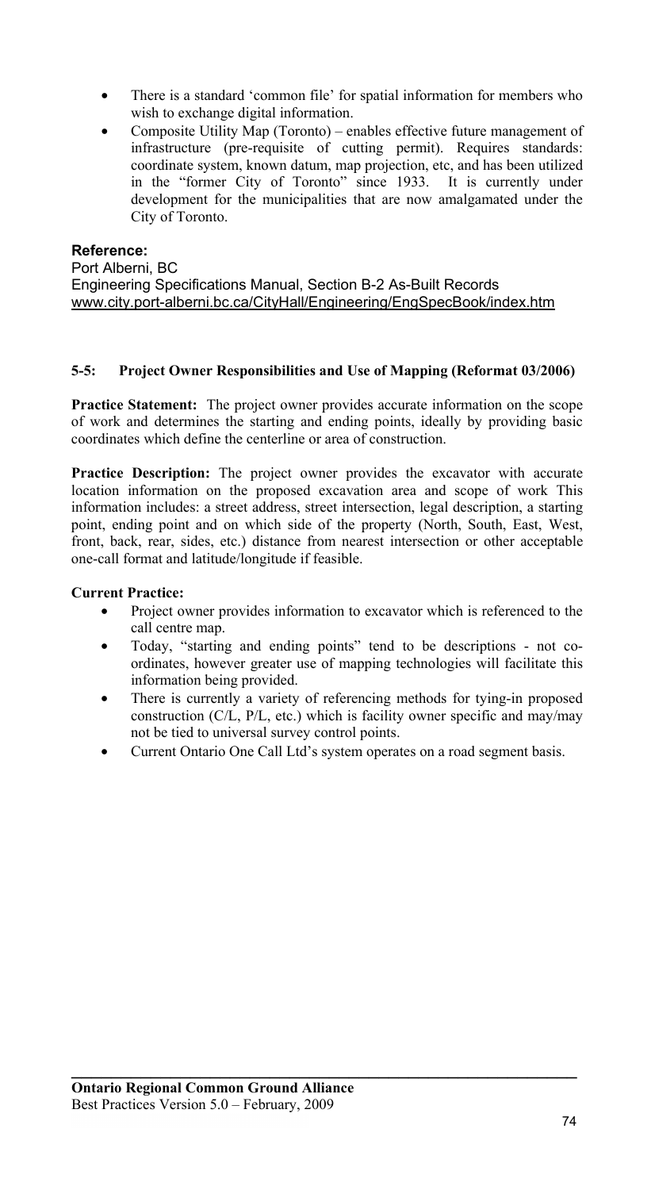- There is a standard 'common file' for spatial information for members who wish to exchange digital information.
- Composite Utility Map (Toronto) – enables effective future management of infrastructure (pre-requisite of cutting permit). Requires standards: coordinate system, known datum, map projection, etc, and has been utilized in the "former City of Toronto" since 1933. It is currently under development for the municipalities that are now amalgamated under the City of Toronto.

**Reference:**
Port Alberni, BC
Engineering Specifications Manual, Section B-2 As-Built Records
www.city.port-alberni.bc.ca/CityHall/Engineering/EngSpecBook/index.htm

### 5-5: Project Owner Responsibilities and Use of Mapping (Reformat 03/2006)

**Practice Statement:** The project owner provides accurate information on the scope of work and determines the starting and ending points, ideally by providing basic coordinates which define the centerline or area of construction.

**Practice Description:** The project owner provides the excavator with accurate location information on the proposed excavation area and scope of work This information includes: a street address, street intersection, legal description, a starting point, ending point and on which side of the property (North, South, East, West, front, back, rear, sides, etc.) distance from nearest intersection or other acceptable one-call format and latitude/longitude if feasible.

**Current Practice:**

- Project owner provides information to excavator which is referenced to the call centre map.
- Today, "starting and ending points" tend to be descriptions - not co-ordinates, however greater use of mapping technologies will facilitate this information being provided.
- There is currently a variety of referencing methods for tying-in proposed construction (C/L, P/L, etc.) which is facility owner specific and may/may not be tied to universal survey control points.
- Current Ontario One Call Ltd's system operates on a road segment basis.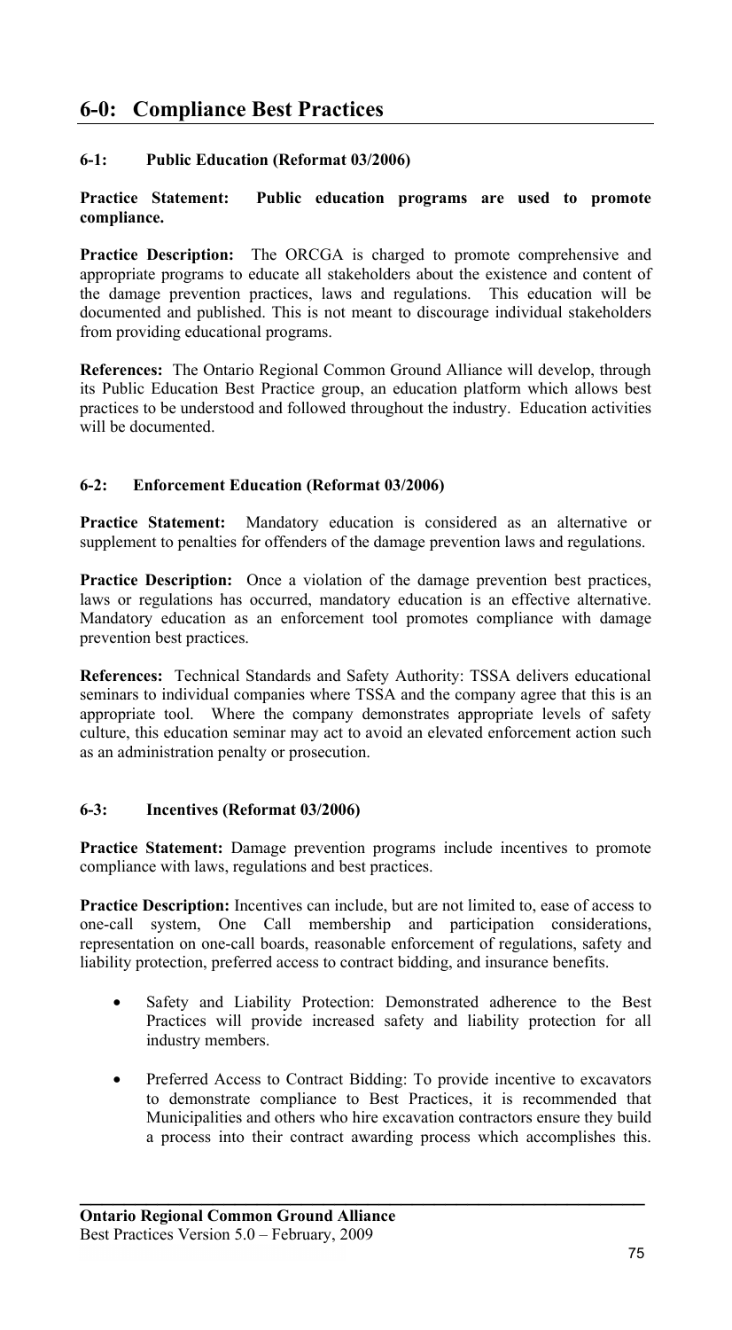## 6-0: Compliance Best Practices

### 6-1: Public Education (Reformat 03/2006)

**Practice Statement: Public education programs are used to promote compliance.**

**Practice Description:** The ORCGA is charged to promote comprehensive and appropriate programs to educate all stakeholders about the existence and content of the damage prevention practices, laws and regulations. This education will be documented and published. This is not meant to discourage individual stakeholders from providing educational programs.

**References:** The Ontario Regional Common Ground Alliance will develop, through its Public Education Best Practice group, an education platform which allows best practices to be understood and followed throughout the industry. Education activities will be documented.

### 6-2: Enforcement Education (Reformat 03/2006)

**Practice Statement:** Mandatory education is considered as an alternative or supplement to penalties for offenders of the damage prevention laws and regulations.

**Practice Description:** Once a violation of the damage prevention best practices, laws or regulations has occurred, mandatory education is an effective alternative. Mandatory education as an enforcement tool promotes compliance with damage prevention best practices.

**References:** Technical Standards and Safety Authority: TSSA delivers educational seminars to individual companies where TSSA and the company agree that this is an appropriate tool. Where the company demonstrates appropriate levels of safety culture, this education seminar may act to avoid an elevated enforcement action such as an administration penalty or prosecution.

### 6-3: Incentives (Reformat 03/2006)

**Practice Statement:** Damage prevention programs include incentives to promote compliance with laws, regulations and best practices.

**Practice Description:** Incentives can include, but are not limited to, ease of access to one-call system, One Call membership and participation considerations, representation on one-call boards, reasonable enforcement of regulations, safety and liability protection, preferred access to contract bidding, and insurance benefits.

- Safety and Liability Protection: Demonstrated adherence to the Best Practices will provide increased safety and liability protection for all industry members.
- Preferred Access to Contract Bidding: To provide incentive to excavators to demonstrate compliance to Best Practices, it is recommended that Municipalities and others who hire excavation contractors ensure they build a process into their contract awarding process which accomplishes this.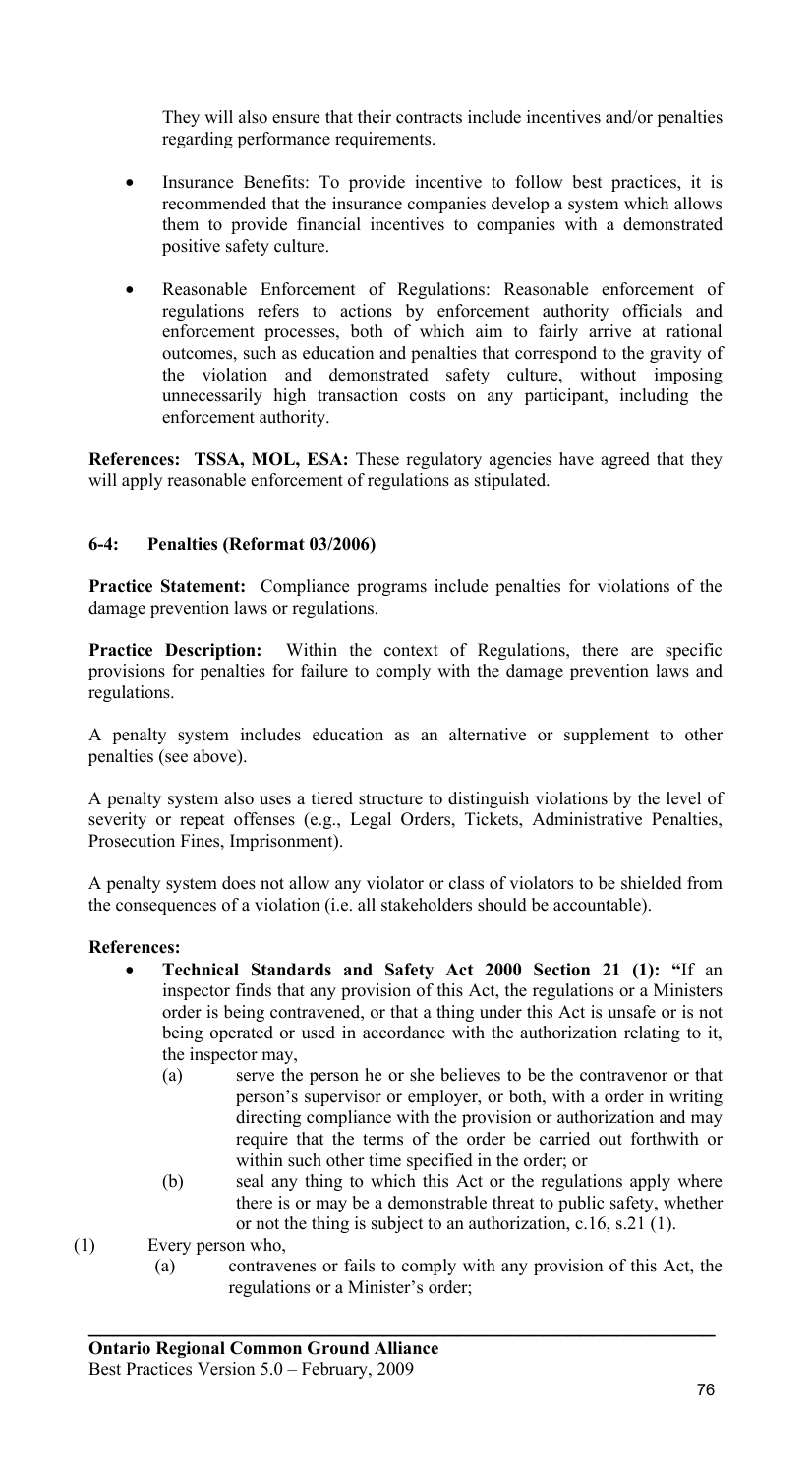They will also ensure that their contracts include incentives and/or penalties regarding performance requirements.

- Insurance Benefits: To provide incentive to follow best practices, it is recommended that the insurance companies develop a system which allows them to provide financial incentives to companies with a demonstrated positive safety culture.

- Reasonable Enforcement of Regulations: Reasonable enforcement of regulations refers to actions by enforcement authority officials and enforcement processes, both of which aim to fairly arrive at rational outcomes, such as education and penalties that correspond to the gravity of the violation and demonstrated safety culture, without imposing unnecessarily high transaction costs on any participant, including the enforcement authority.

**References: TSSA, MOL, ESA:** These regulatory agencies have agreed that they will apply reasonable enforcement of regulations as stipulated.

### 6-4: Penalties (Reformat 03/2006)

**Practice Statement:** Compliance programs include penalties for violations of the damage prevention laws or regulations.

**Practice Description:** Within the context of Regulations, there are specific provisions for penalties for failure to comply with the damage prevention laws and regulations.

A penalty system includes education as an alternative or supplement to other penalties (see above).

A penalty system also uses a tiered structure to distinguish violations by the level of severity or repeat offenses (e.g., Legal Orders, Tickets, Administrative Penalties, Prosecution Fines, Imprisonment).

A penalty system does not allow any violator or class of violators to be shielded from the consequences of a violation (i.e. all stakeholders should be accountable).

**References:**

- **Technical Standards and Safety Act 2000 Section 21 (1): "**If an inspector finds that any provision of this Act, the regulations or a Ministers order is being contravened, or that a thing under this Act is unsafe or is not being operated or used in accordance with the authorization relating to it, the inspector may,
  - (a) serve the person he or she believes to be the contravenor or that person's supervisor or employer, or both, with a order in writing directing compliance with the provision or authorization and may require that the terms of the order be carried out forthwith or within such other time specified in the order; or
  - (b) seal any thing to which this Act or the regulations apply where there is or may be a demonstrable threat to public safety, whether or not the thing is subject to an authorization, c.16, s.21 (1).

(1) Every person who,

- (a) contravenes or fails to comply with any provision of this Act, the regulations or a Minister's order;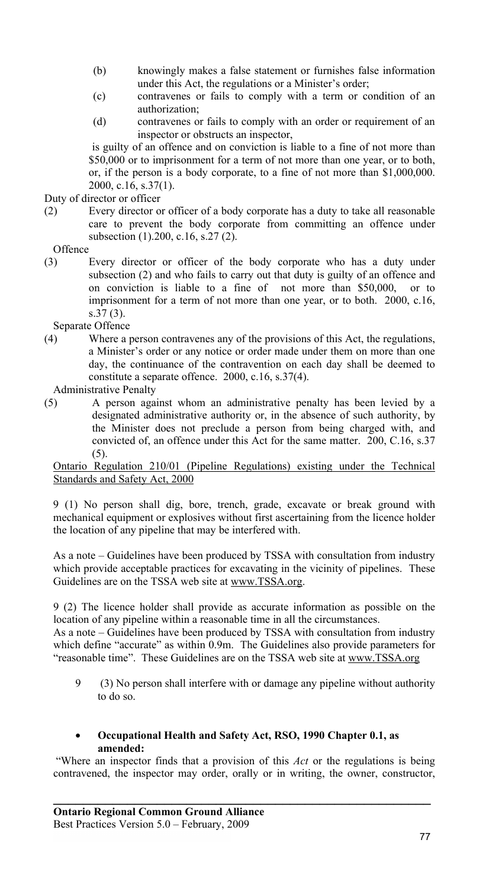(b) knowingly makes a false statement or furnishes false information under this Act, the regulations or a Minister's order;

(c) contravenes or fails to comply with a term or condition of an authorization;

(d) contravenes or fails to comply with an order or requirement of an inspector or obstructs an inspector,

is guilty of an offence and on conviction is liable to a fine of not more than $50,000 or to imprisonment for a term of not more than one year, or to both, or, if the person is a body corporate, to a fine of not more than $1,000,000. 2000, c.16, s.37(1).

Duty of director or officer

(2) Every director or officer of a body corporate has a duty to take all reasonable care to prevent the body corporate from committing an offence under subsection (1).200, c.16, s.27 (2).

Offence

(3) Every director or officer of the body corporate who has a duty under subsection (2) and who fails to carry out that duty is guilty of an offence and on conviction is liable to a fine of not more than $50,000, or to imprisonment for a term of not more than one year, or to both. 2000, c.16, s.37 (3).

Separate Offence

(4) Where a person contravenes any of the provisions of this Act, the regulations, a Minister's order or any notice or order made under them on more than one day, the continuance of the contravention on each day shall be deemed to constitute a separate offence. 2000, c.16, s.37(4).

Administrative Penalty

(5) A person against whom an administrative penalty has been levied by a designated administrative authority or, in the absence of such authority, by the Minister does not preclude a person from being charged with, and convicted of, an offence under this Act for the same matter. 200, C.16, s.37 (5).

Ontario Regulation 210/01 (Pipeline Regulations) existing under the Technical Standards and Safety Act, 2000

9 (1) No person shall dig, bore, trench, grade, excavate or break ground with mechanical equipment or explosives without first ascertaining from the licence holder the location of any pipeline that may be interfered with.

As a note – Guidelines have been produced by TSSA with consultation from industry which provide acceptable practices for excavating in the vicinity of pipelines. These Guidelines are on the TSSA web site at www.TSSA.org.

9 (2) The licence holder shall provide as accurate information as possible on the location of any pipeline within a reasonable time in all the circumstances.
As a note – Guidelines have been produced by TSSA with consultation from industry which define "accurate" as within 0.9m. The Guidelines also provide parameters for "reasonable time". These Guidelines are on the TSSA web site at www.TSSA.org

9 (3) No person shall interfere with or damage any pipeline without authority to do so.

- **Occupational Health and Safety Act, RSO, 1990 Chapter 0.1, as amended:**

"Where an inspector finds that a provision of this *Act* or the regulations is being contravened, the inspector may order, orally or in writing, the owner, constructor,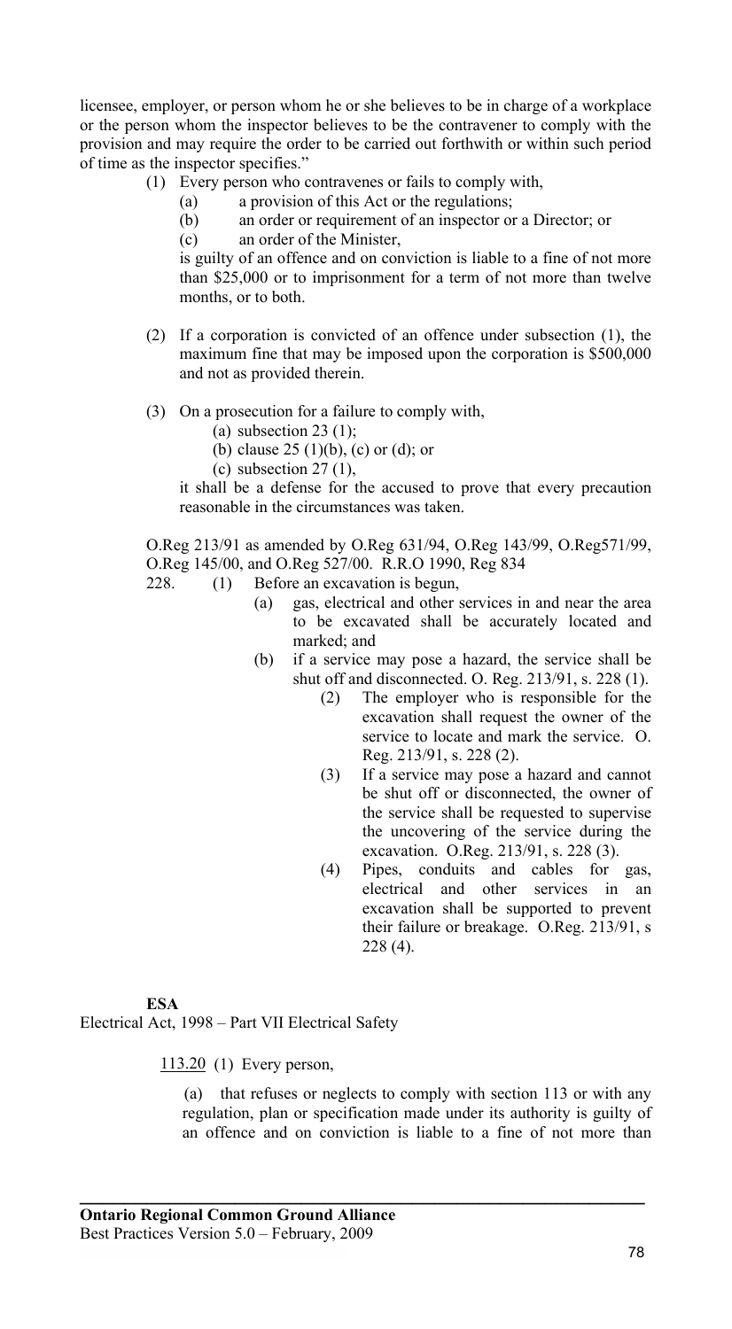licensee, employer, or person whom he or she believes to be in charge of a workplace or the person whom the inspector believes to be the contravener to comply with the provision and may require the order to be carried out forthwith or within such period of time as the inspector specifies."

(1) Every person who contravenes or fails to comply with,

- (a) a provision of this Act or the regulations;
- (b) an order or requirement of an inspector or a Director; or
- (c) an order of the Minister,

is guilty of an offence and on conviction is liable to a fine of not more than $25,000 or to imprisonment for a term of not more than twelve months, or to both.

(2) If a corporation is convicted of an offence under subsection (1), the maximum fine that may be imposed upon the corporation is $500,000 and not as provided therein.

(3) On a prosecution for a failure to comply with,

- (a) subsection 23 (1);
- (b) clause 25 (1)(b), (c) or (d); or
- (c) subsection 27 (1),

it shall be a defense for the accused to prove that every precaution reasonable in the circumstances was taken.

O.Reg 213/91 as amended by O.Reg 631/94, O.Reg 143/99, O.Reg571/99, O.Reg 145/00, and O.Reg 527/00. R.R.O 1990, Reg 834

228. (1) Before an excavation is begun,

- (a) gas, electrical and other services in and near the area to be excavated shall be accurately located and marked; and
- (b) if a service may pose a hazard, the service shall be shut off and disconnected. O. Reg. 213/91, s. 228 (1).

(2) The employer who is responsible for the excavation shall request the owner of the service to locate and mark the service. O. Reg. 213/91, s. 228 (2).

(3) If a service may pose a hazard and cannot be shut off or disconnected, the owner of the service shall be requested to supervise the uncovering of the service during the excavation. O.Reg. 213/91, s. 228 (3).

(4) Pipes, conduits and cables for gas, electrical and other services in an excavation shall be supported to prevent their failure or breakage. O.Reg. 213/91, s 228 (4).

**ESA**

Electrical Act, 1998 – Part VII Electrical Safety

113.20 (1) Every person,

(a) that refuses or neglects to comply with section 113 or with any regulation, plan or specification made under its authority is guilty of an offence and on conviction is liable to a fine of not more than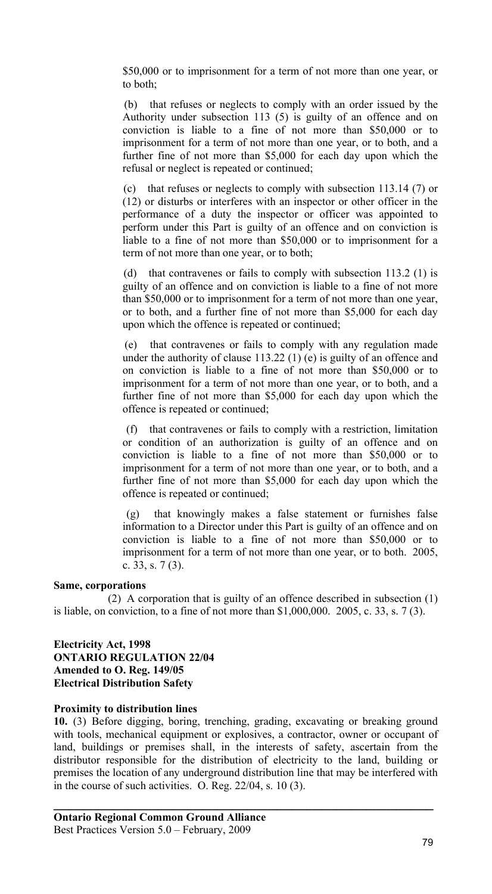$50,000 or to imprisonment for a term of not more than one year, or to both;

(b) that refuses or neglects to comply with an order issued by the Authority under subsection 113 (5) is guilty of an offence and on conviction is liable to a fine of not more than $50,000 or to imprisonment for a term of not more than one year, or to both, and a further fine of not more than $5,000 for each day upon which the refusal or neglect is repeated or continued;

(c) that refuses or neglects to comply with subsection 113.14 (7) or (12) or disturbs or interferes with an inspector or other officer in the performance of a duty the inspector or officer was appointed to perform under this Part is guilty of an offence and on conviction is liable to a fine of not more than $50,000 or to imprisonment for a term of not more than one year, or to both;

(d) that contravenes or fails to comply with subsection 113.2 (1) is guilty of an offence and on conviction is liable to a fine of not more than $50,000 or to imprisonment for a term of not more than one year, or to both, and a further fine of not more than $5,000 for each day upon which the offence is repeated or continued;

(e) that contravenes or fails to comply with any regulation made under the authority of clause 113.22 (1) (e) is guilty of an offence and on conviction is liable to a fine of not more than $50,000 or to imprisonment for a term of not more than one year, or to both, and a further fine of not more than $5,000 for each day upon which the offence is repeated or continued;

(f) that contravenes or fails to comply with a restriction, limitation or condition of an authorization is guilty of an offence and on conviction is liable to a fine of not more than $50,000 or to imprisonment for a term of not more than one year, or to both, and a further fine of not more than $5,000 for each day upon which the offence is repeated or continued;

(g) that knowingly makes a false statement or furnishes false information to a Director under this Part is guilty of an offence and on conviction is liable to a fine of not more than $50,000 or to imprisonment for a term of not more than one year, or to both. 2005, c. 33, s. 7 (3).

**Same, corporations**

(2) A corporation that is guilty of an offence described in subsection (1) is liable, on conviction, to a fine of not more than $1,000,000. 2005, c. 33, s. 7 (3).

**Electricity Act, 1998**
**ONTARIO REGULATION 22/04**
**Amended to O. Reg. 149/05**
**Electrical Distribution Safety**

**Proximity to distribution lines**

**10.** (3) Before digging, boring, trenching, grading, excavating or breaking ground with tools, mechanical equipment or explosives, a contractor, owner or occupant of land, buildings or premises shall, in the interests of safety, ascertain from the distributor responsible for the distribution of electricity to the land, building or premises the location of any underground distribution line that may be interfered with in the course of such activities. O. Reg. 22/04, s. 10 (3).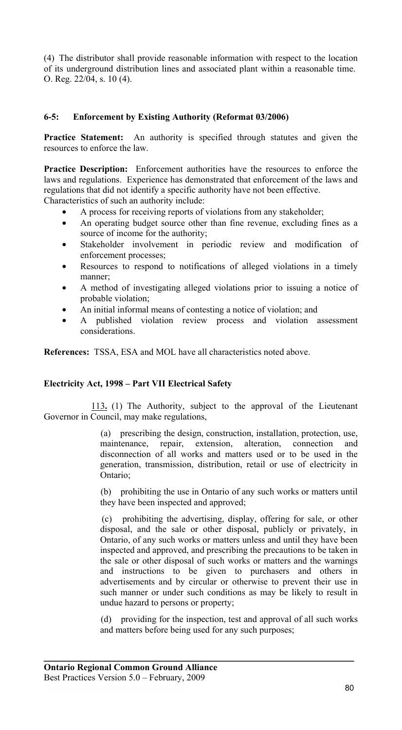(4) The distributor shall provide reasonable information with respect to the location of its underground distribution lines and associated plant within a reasonable time. O. Reg. 22/04, s. 10 (4).

### 6-5: Enforcement by Existing Authority (Reformat 03/2006)

**Practice Statement:** An authority is specified through statutes and given the resources to enforce the law.

**Practice Description:** Enforcement authorities have the resources to enforce the laws and regulations. Experience has demonstrated that enforcement of the laws and regulations that did not identify a specific authority have not been effective.
Characteristics of such an authority include:

- A process for receiving reports of violations from any stakeholder;
- An operating budget source other than fine revenue, excluding fines as a source of income for the authority;
- Stakeholder involvement in periodic review and modification of enforcement processes;
- Resources to respond to notifications of alleged violations in a timely manner;
- A method of investigating alleged violations prior to issuing a notice of probable violation;
- An initial informal means of contesting a notice of violation; and
- A published violation review process and violation assessment considerations.

**References:** TSSA, ESA and MOL have all characteristics noted above.

### Electricity Act, 1998 – Part VII Electrical Safety

113**.** (1) The Authority, subject to the approval of the Lieutenant Governor in Council, may make regulations,

(a) prescribing the design, construction, installation, protection, use, maintenance, repair, extension, alteration, connection and disconnection of all works and matters used or to be used in the generation, transmission, distribution, retail or use of electricity in Ontario;

(b) prohibiting the use in Ontario of any such works or matters until they have been inspected and approved;

(c) prohibiting the advertising, display, offering for sale, or other disposal, and the sale or other disposal, publicly or privately, in Ontario, of any such works or matters unless and until they have been inspected and approved, and prescribing the precautions to be taken in the sale or other disposal of such works or matters and the warnings and instructions to be given to purchasers and others in advertisements and by circular or otherwise to prevent their use in such manner or under such conditions as may be likely to result in undue hazard to persons or property;

(d) providing for the inspection, test and approval of all such works and matters before being used for any such purposes;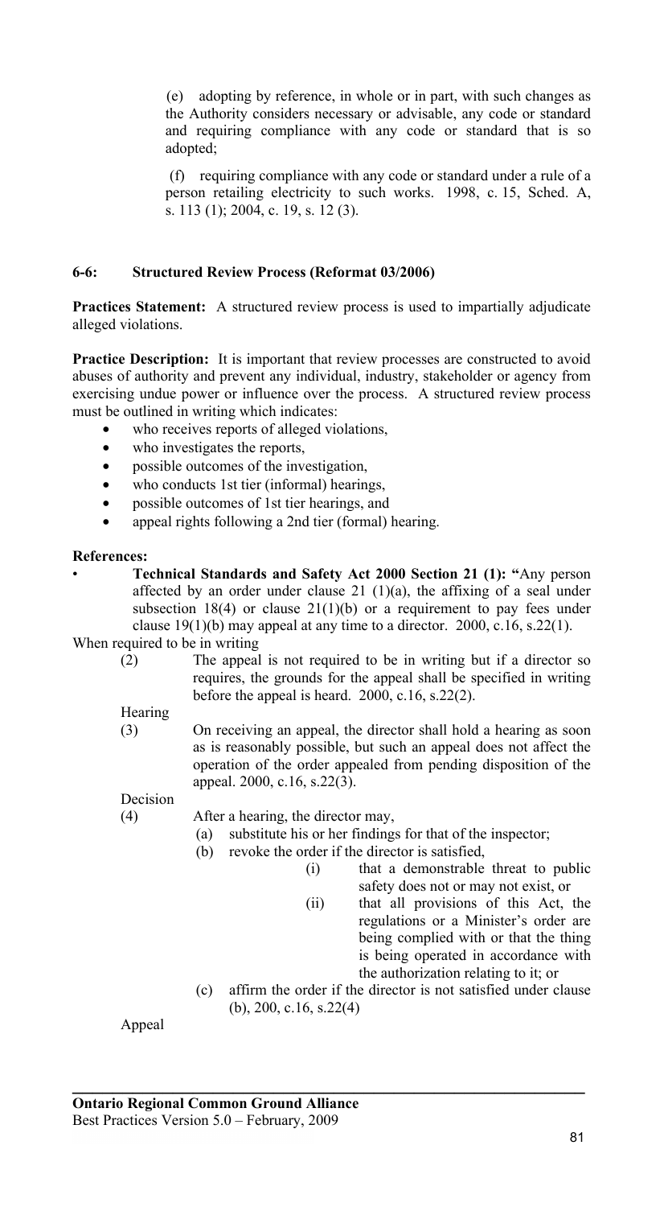(e) adopting by reference, in whole or in part, with such changes as the Authority considers necessary or advisable, any code or standard and requiring compliance with any code or standard that is so adopted;

(f) requiring compliance with any code or standard under a rule of a person retailing electricity to such works. 1998, c. 15, Sched. A, s. 113 (1); 2004, c. 19, s. 12 (3).

### 6-6: Structured Review Process (Reformat 03/2006)

**Practices Statement:** A structured review process is used to impartially adjudicate alleged violations.

**Practice Description:** It is important that review processes are constructed to avoid abuses of authority and prevent any individual, industry, stakeholder or agency from exercising undue power or influence over the process. A structured review process must be outlined in writing which indicates:

- who receives reports of alleged violations,
- who investigates the reports,
- possible outcomes of the investigation,
- who conducts 1st tier (informal) hearings,
- possible outcomes of 1st tier hearings, and
- appeal rights following a 2nd tier (formal) hearing.

**References:**

- **Technical Standards and Safety Act 2000 Section 21 (1): "**Any person affected by an order under clause 21 (1)(a), the affixing of a seal under subsection 18(4) or clause 21(1)(b) or a requirement to pay fees under clause 19(1)(b) may appeal at any time to a director. 2000, c.16, s.22(1).

When required to be in writing

(2) The appeal is not required to be in writing but if a director so requires, the grounds for the appeal shall be specified in writing before the appeal is heard. 2000, c.16, s.22(2).

Hearing

(3) On receiving an appeal, the director shall hold a hearing as soon as is reasonably possible, but such an appeal does not affect the operation of the order appealed from pending disposition of the appeal. 2000, c.16, s.22(3).

Decision

(4) After a hearing, the director may,

(a) substitute his or her findings for that of the inspector;

(b) revoke the order if the director is satisfied,

(i) that a demonstrable threat to public safety does not or may not exist, or

(ii) that all provisions of this Act, the regulations or a Minister's order are being complied with or that the thing is being operated in accordance with the authorization relating to it; or

(c) affirm the order if the director is not satisfied under clause (b), 200, c.16, s.22(4)

Appeal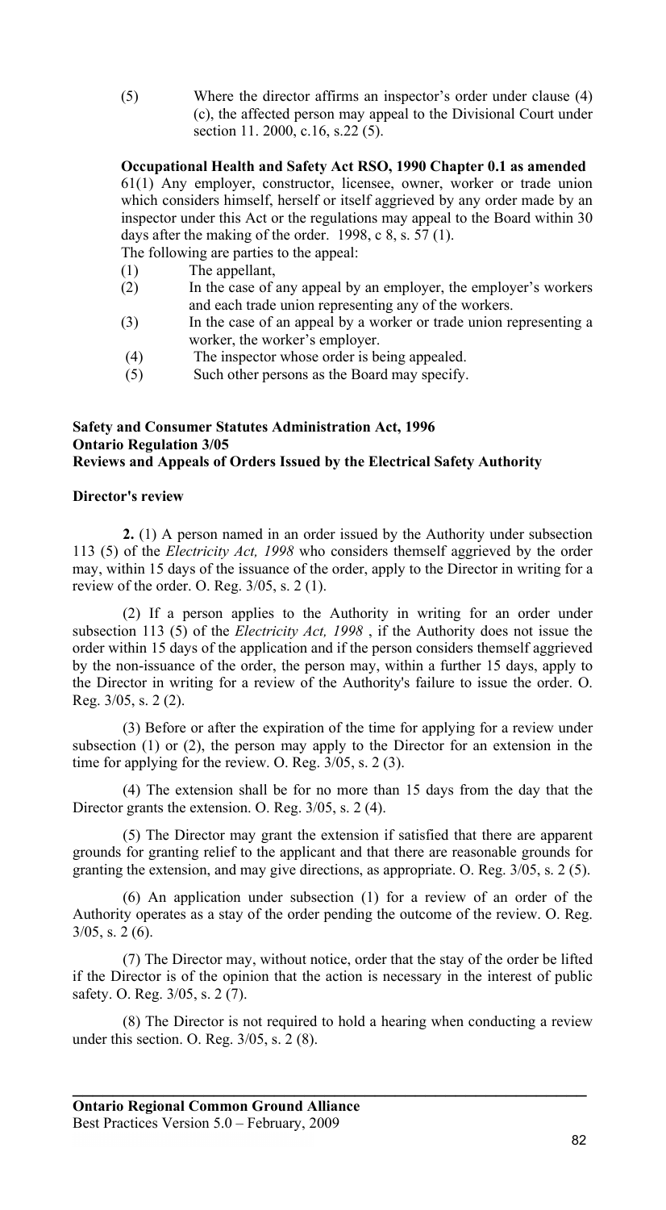(5) Where the director affirms an inspector's order under clause (4) (c), the affected person may appeal to the Divisional Court under section 11. 2000, c.16, s.22 (5).

**Occupational Health and Safety Act RSO, 1990 Chapter 0.1 as amended**

61(1) Any employer, constructor, licensee, owner, worker or trade union which considers himself, herself or itself aggrieved by any order made by an inspector under this Act or the regulations may appeal to the Board within 30 days after the making of the order. 1998, c 8, s. 57 (1).

The following are parties to the appeal:

(1) The appellant,

(2) In the case of any appeal by an employer, the employer's workers and each trade union representing any of the workers.

(3) In the case of an appeal by a worker or trade union representing a worker, the worker's employer.

(4) The inspector whose order is being appealed.

(5) Such other persons as the Board may specify.

**Safety and Consumer Statutes Administration Act, 1996**
**Ontario Regulation 3/05**
**Reviews and Appeals of Orders Issued by the Electrical Safety Authority**

**Director's review**

**2.** (1) A person named in an order issued by the Authority under subsection 113 (5) of the *Electricity Act, 1998* who considers themself aggrieved by the order may, within 15 days of the issuance of the order, apply to the Director in writing for a review of the order. O. Reg. 3/05, s. 2 (1).

(2) If a person applies to the Authority in writing for an order under subsection 113 (5) of the *Electricity Act, 1998* , if the Authority does not issue the order within 15 days of the application and if the person considers themself aggrieved by the non-issuance of the order, the person may, within a further 15 days, apply to the Director in writing for a review of the Authority's failure to issue the order. O. Reg. 3/05, s. 2 (2).

(3) Before or after the expiration of the time for applying for a review under subsection (1) or (2), the person may apply to the Director for an extension in the time for applying for the review. O. Reg. 3/05, s. 2 (3).

(4) The extension shall be for no more than 15 days from the day that the Director grants the extension. O. Reg. 3/05, s. 2 (4).

(5) The Director may grant the extension if satisfied that there are apparent grounds for granting relief to the applicant and that there are reasonable grounds for granting the extension, and may give directions, as appropriate. O. Reg. 3/05, s. 2 (5).

(6) An application under subsection (1) for a review of an order of the Authority operates as a stay of the order pending the outcome of the review. O. Reg. 3/05, s. 2 (6).

(7) The Director may, without notice, order that the stay of the order be lifted if the Director is of the opinion that the action is necessary in the interest of public safety. O. Reg. 3/05, s. 2 (7).

(8) The Director is not required to hold a hearing when conducting a review under this section. O. Reg. 3/05, s. 2 (8).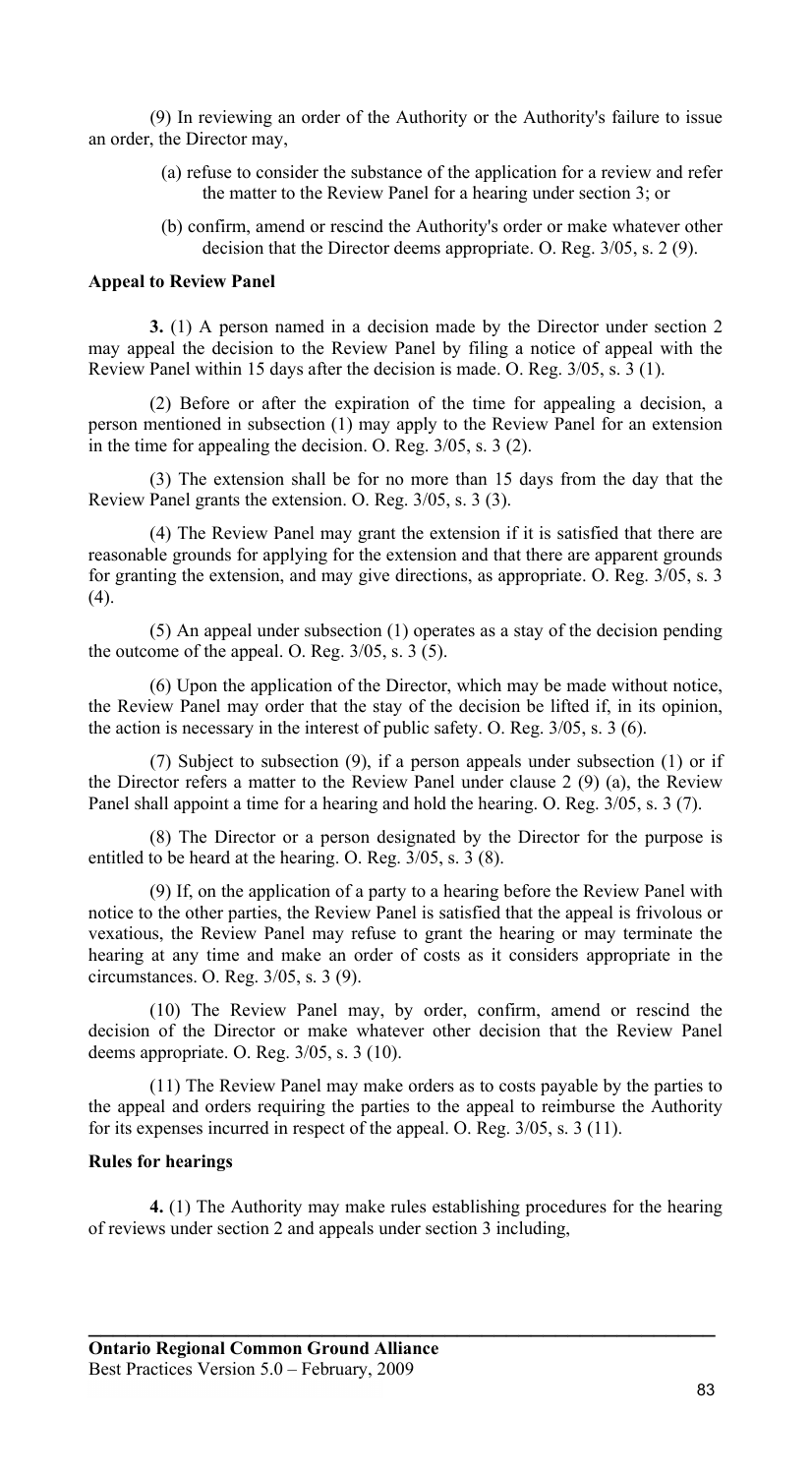(9) In reviewing an order of the Authority or the Authority's failure to issue an order, the Director may,

(a) refuse to consider the substance of the application for a review and refer the matter to the Review Panel for a hearing under section 3; or

(b) confirm, amend or rescind the Authority's order or make whatever other decision that the Director deems appropriate. O. Reg. 3/05, s. 2 (9).

**Appeal to Review Panel**

**3.** (1) A person named in a decision made by the Director under section 2 may appeal the decision to the Review Panel by filing a notice of appeal with the Review Panel within 15 days after the decision is made. O. Reg. 3/05, s. 3 (1).

(2) Before or after the expiration of the time for appealing a decision, a person mentioned in subsection (1) may apply to the Review Panel for an extension in the time for appealing the decision. O. Reg. 3/05, s. 3 (2).

(3) The extension shall be for no more than 15 days from the day that the Review Panel grants the extension. O. Reg. 3/05, s. 3 (3).

(4) The Review Panel may grant the extension if it is satisfied that there are reasonable grounds for applying for the extension and that there are apparent grounds for granting the extension, and may give directions, as appropriate. O. Reg. 3/05, s. 3 (4).

(5) An appeal under subsection (1) operates as a stay of the decision pending the outcome of the appeal. O. Reg. 3/05, s. 3 (5).

(6) Upon the application of the Director, which may be made without notice, the Review Panel may order that the stay of the decision be lifted if, in its opinion, the action is necessary in the interest of public safety. O. Reg. 3/05, s. 3 (6).

(7) Subject to subsection (9), if a person appeals under subsection (1) or if the Director refers a matter to the Review Panel under clause 2 (9) (a), the Review Panel shall appoint a time for a hearing and hold the hearing. O. Reg. 3/05, s. 3 (7).

(8) The Director or a person designated by the Director for the purpose is entitled to be heard at the hearing. O. Reg. 3/05, s. 3 (8).

(9) If, on the application of a party to a hearing before the Review Panel with notice to the other parties, the Review Panel is satisfied that the appeal is frivolous or vexatious, the Review Panel may refuse to grant the hearing or may terminate the hearing at any time and make an order of costs as it considers appropriate in the circumstances. O. Reg. 3/05, s. 3 (9).

(10) The Review Panel may, by order, confirm, amend or rescind the decision of the Director or make whatever other decision that the Review Panel deems appropriate. O. Reg. 3/05, s. 3 (10).

(11) The Review Panel may make orders as to costs payable by the parties to the appeal and orders requiring the parties to the appeal to reimburse the Authority for its expenses incurred in respect of the appeal. O. Reg. 3/05, s. 3 (11).

**Rules for hearings**

**4.** (1) The Authority may make rules establishing procedures for the hearing of reviews under section 2 and appeals under section 3 including,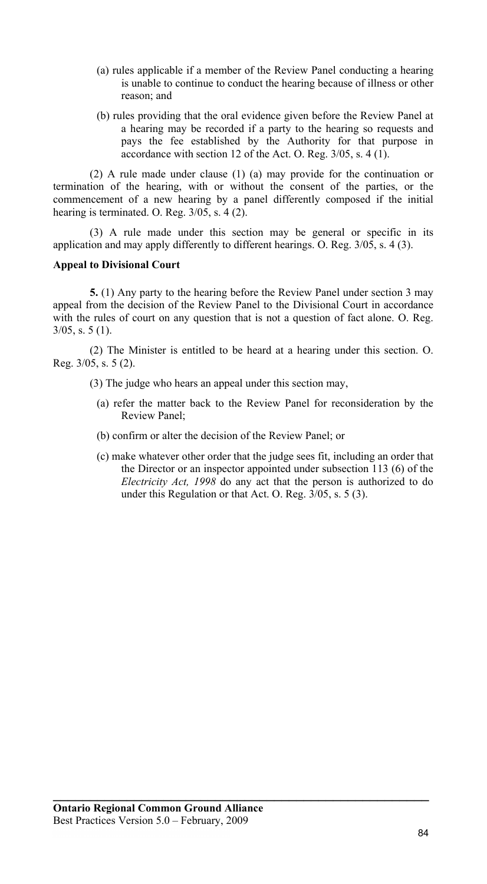(a) rules applicable if a member of the Review Panel conducting a hearing is unable to continue to conduct the hearing because of illness or other reason; and

(b) rules providing that the oral evidence given before the Review Panel at a hearing may be recorded if a party to the hearing so requests and pays the fee established by the Authority for that purpose in accordance with section 12 of the Act. O. Reg. 3/05, s. 4 (1).

(2) A rule made under clause (1) (a) may provide for the continuation or termination of the hearing, with or without the consent of the parties, or the commencement of a new hearing by a panel differently composed if the initial hearing is terminated. O. Reg. 3/05, s. 4 (2).

(3) A rule made under this section may be general or specific in its application and may apply differently to different hearings. O. Reg. 3/05, s. 4 (3).

**Appeal to Divisional Court**

**5.** (1) Any party to the hearing before the Review Panel under section 3 may appeal from the decision of the Review Panel to the Divisional Court in accordance with the rules of court on any question that is not a question of fact alone. O. Reg. 3/05, s. 5 (1).

(2) The Minister is entitled to be heard at a hearing under this section. O. Reg. 3/05, s. 5 (2).

(3) The judge who hears an appeal under this section may,

(a) refer the matter back to the Review Panel for reconsideration by the Review Panel;

(b) confirm or alter the decision of the Review Panel; or

(c) make whatever other order that the judge sees fit, including an order that the Director or an inspector appointed under subsection 113 (6) of the *Electricity Act, 1998* do any act that the person is authorized to do under this Regulation or that Act. O. Reg. 3/05, s. 5 (3).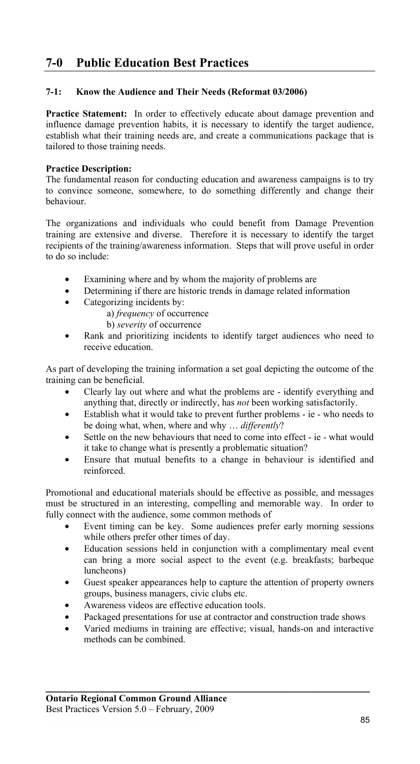# 7-0 Public Education Best Practices

### 7-1: Know the Audience and Their Needs (Reformat 03/2006)

**Practice Statement:** In order to effectively educate about damage prevention and influence damage prevention habits, it is necessary to identify the target audience, establish what their training needs are, and create a communications package that is tailored to those training needs.

**Practice Description:**
The fundamental reason for conducting education and awareness campaigns is to try to convince someone, somewhere, to do something differently and change their behaviour.

The organizations and individuals who could benefit from Damage Prevention training are extensive and diverse. Therefore it is necessary to identify the target recipients of the training/awareness information. Steps that will prove useful in order to do so include:

- Examining where and by whom the majority of problems are
- Determining if there are historic trends in damage related information
- Categorizing incidents by:
  a) *frequency* of occurrence
  b) *severity* of occurrence
- Rank and prioritizing incidents to identify target audiences who need to receive education.

As part of developing the training information a set goal depicting the outcome of the training can be beneficial.

- Clearly lay out where and what the problems are - identify everything and anything that, directly or indirectly, has *not* been working satisfactorily.
- Establish what it would take to prevent further problems - ie - who needs to be doing what, when, where and why … *differently*?
- Settle on the new behaviours that need to come into effect - ie - what would it take to change what is presently a problematic situation?
- Ensure that mutual benefits to a change in behaviour is identified and reinforced.

Promotional and educational materials should be effective as possible, and messages must be structured in an interesting, compelling and memorable way. In order to fully connect with the audience, some common methods of

- Event timing can be key. Some audiences prefer early morning sessions while others prefer other times of day.
- Education sessions held in conjunction with a complimentary meal event can bring a more social aspect to the event (e.g. breakfasts; barbeque luncheons)
- Guest speaker appearances help to capture the attention of property owners groups, business managers, civic clubs etc.
- Awareness videos are effective education tools.
- Packaged presentations for use at contractor and construction trade shows
- Varied mediums in training are effective; visual, hands-on and interactive methods can be combined.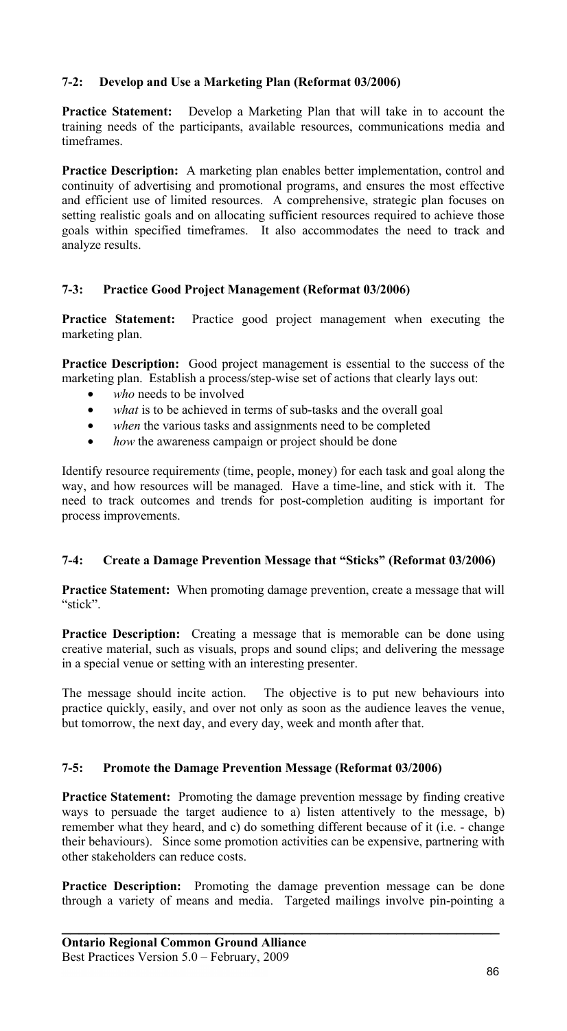### 7-2: Develop and Use a Marketing Plan (Reformat 03/2006)

**Practice Statement:** Develop a Marketing Plan that will take in to account the training needs of the participants, available resources, communications media and timeframes.

**Practice Description:** A marketing plan enables better implementation, control and continuity of advertising and promotional programs, and ensures the most effective and efficient use of limited resources. A comprehensive, strategic plan focuses on setting realistic goals and on allocating sufficient resources required to achieve those goals within specified timeframes. It also accommodates the need to track and analyze results.

### 7-3: Practice Good Project Management (Reformat 03/2006)

**Practice Statement:** Practice good project management when executing the marketing plan.

**Practice Description:** Good project management is essential to the success of the marketing plan. Establish a process/step-wise set of actions that clearly lays out:

- *who* needs to be involved
- *what* is to be achieved in terms of sub-tasks and the overall goal
- *when* the various tasks and assignments need to be completed
- *how* the awareness campaign or project should be done

Identify resource requirement*s* (time, people, money) for each task and goal along the way, and how resources will be managed. Have a time-line, and stick with it. The need to track outcomes and trends for post-completion auditing is important for process improvements.

### 7-4: Create a Damage Prevention Message that "Sticks" (Reformat 03/2006)

**Practice Statement:** When promoting damage prevention, create a message that will "stick".

**Practice Description:** Creating a message that is memorable can be done using creative material, such as visuals, props and sound clips; and delivering the message in a special venue or setting with an interesting presenter.

The message should incite action. The objective is to put new behaviours into practice quickly, easily, and over not only as soon as the audience leaves the venue, but tomorrow, the next day, and every day, week and month after that.

### 7-5: Promote the Damage Prevention Message (Reformat 03/2006)

**Practice Statement:** Promoting the damage prevention message by finding creative ways to persuade the target audience to a) listen attentively to the message, b) remember what they heard, and c) do something different because of it (i.e. - change their behaviours). Since some promotion activities can be expensive, partnering with other stakeholders can reduce costs.

**Practice Description:** Promoting the damage prevention message can be done through a variety of means and media. Targeted mailings involve pin-pointing a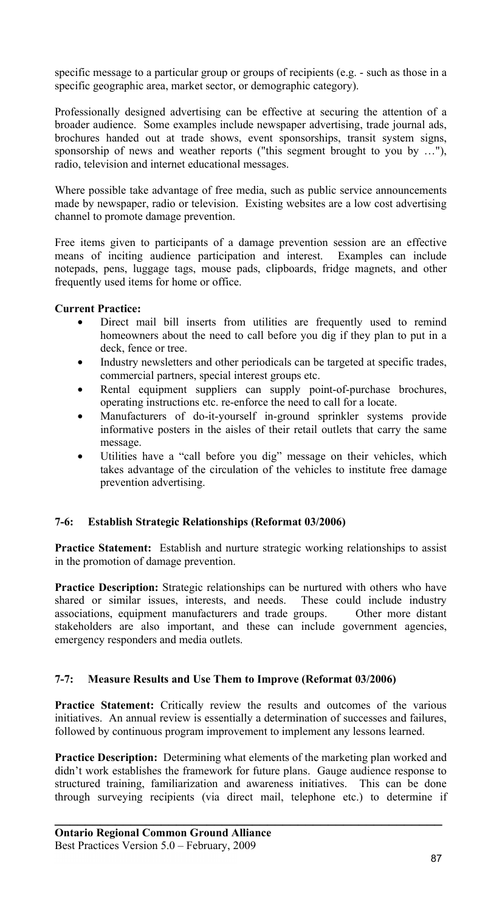specific message to a particular group or groups of recipients (e.g. - such as those in a specific geographic area, market sector, or demographic category).

Professionally designed advertising can be effective at securing the attention of a broader audience. Some examples include newspaper advertising, trade journal ads, brochures handed out at trade shows, event sponsorships, transit system signs, sponsorship of news and weather reports ("this segment brought to you by …"), radio, television and internet educational messages.

Where possible take advantage of free media, such as public service announcements made by newspaper, radio or television. Existing websites are a low cost advertising channel to promote damage prevention.

Free items given to participants of a damage prevention session are an effective means of inciting audience participation and interest. Examples can include notepads, pens, luggage tags, mouse pads, clipboards, fridge magnets, and other frequently used items for home or office.

**Current Practice:**

- Direct mail bill inserts from utilities are frequently used to remind homeowners about the need to call before you dig if they plan to put in a deck, fence or tree.
- Industry newsletters and other periodicals can be targeted at specific trades, commercial partners, special interest groups etc.
- Rental equipment suppliers can supply point-of-purchase brochures, operating instructions etc. re-enforce the need to call for a locate.
- Manufacturers of do-it-yourself in-ground sprinkler systems provide informative posters in the aisles of their retail outlets that carry the same message.
- Utilities have a "call before you dig" message on their vehicles, which takes advantage of the circulation of the vehicles to institute free damage prevention advertising.

### 7-6: Establish Strategic Relationships (Reformat 03/2006)

**Practice Statement:** Establish and nurture strategic working relationships to assist in the promotion of damage prevention.

**Practice Description:** Strategic relationships can be nurtured with others who have shared or similar issues, interests, and needs. These could include industry associations, equipment manufacturers and trade groups. Other more distant stakeholders are also important, and these can include government agencies, emergency responders and media outlets.

### 7-7: Measure Results and Use Them to Improve (Reformat 03/2006)

**Practice Statement:** Critically review the results and outcomes of the various initiatives. An annual review is essentially a determination of successes and failures, followed by continuous program improvement to implement any lessons learned.

**Practice Description:** Determining what elements of the marketing plan worked and didn't work establishes the framework for future plans. Gauge audience response to structured training, familiarization and awareness initiatives. This can be done through surveying recipients (via direct mail, telephone etc.) to determine if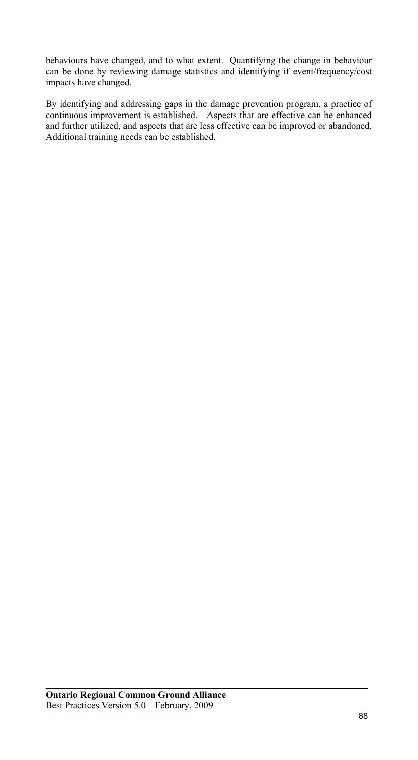behaviours have changed, and to what extent. Quantifying the change in behaviour can be done by reviewing damage statistics and identifying if event/frequency/cost impacts have changed.

By identifying and addressing gaps in the damage prevention program, a practice of continuous improvement is established. Aspects that are effective can be enhanced and further utilized, and aspects that are less effective can be improved or abandoned. Additional training needs can be established.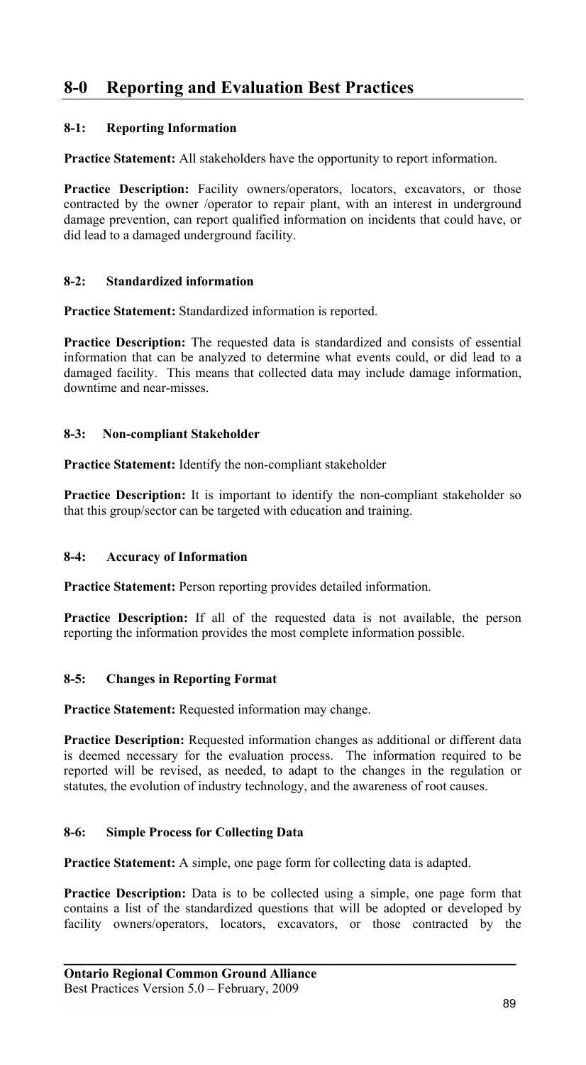# 8-0 Reporting and Evaluation Best Practices

### 8-1: Reporting Information

**Practice Statement:** All stakeholders have the opportunity to report information.

**Practice Description:** Facility owners/operators, locators, excavators, or those contracted by the owner /operator to repair plant, with an interest in underground damage prevention, can report qualified information on incidents that could have, or did lead to a damaged underground facility.

### 8-2: Standardized information

**Practice Statement:** Standardized information is reported.

**Practice Description:** The requested data is standardized and consists of essential information that can be analyzed to determine what events could, or did lead to a damaged facility. This means that collected data may include damage information, downtime and near-misses.

### 8-3: Non-compliant Stakeholder

**Practice Statement:** Identify the non-compliant stakeholder

**Practice Description:** It is important to identify the non-compliant stakeholder so that this group/sector can be targeted with education and training.

### 8-4: Accuracy of Information

**Practice Statement:** Person reporting provides detailed information.

**Practice Description:** If all of the requested data is not available, the person reporting the information provides the most complete information possible.

### 8-5: Changes in Reporting Format

**Practice Statement:** Requested information may change.

**Practice Description:** Requested information changes as additional or different data is deemed necessary for the evaluation process. The information required to be reported will be revised, as needed, to adapt to the changes in the regulation or statutes, the evolution of industry technology, and the awareness of root causes.

### 8-6: Simple Process for Collecting Data

**Practice Statement:** A simple, one page form for collecting data is adapted.

**Practice Description:** Data is to be collected using a simple, one page form that contains a list of the standardized questions that will be adopted or developed by facility owners/operators, locators, excavators, or those contracted by the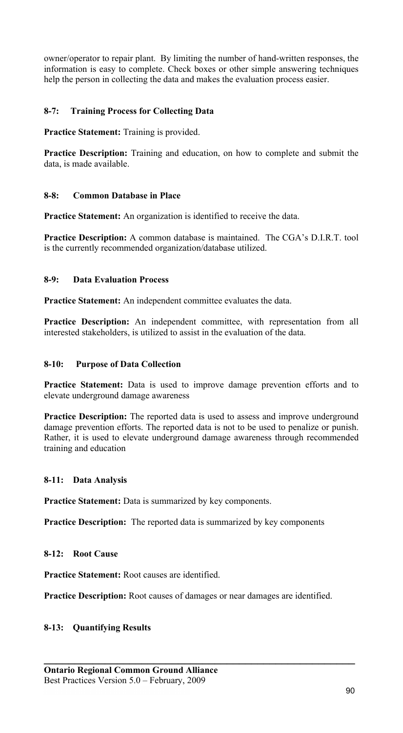owner/operator to repair plant. By limiting the number of hand-written responses, the information is easy to complete. Check boxes or other simple answering techniques help the person in collecting the data and makes the evaluation process easier.

#### 8-7: Training Process for Collecting Data

**Practice Statement:** Training is provided.

**Practice Description:** Training and education, on how to complete and submit the data, is made available.

#### 8-8: Common Database in Place

**Practice Statement:** An organization is identified to receive the data.

**Practice Description:** A common database is maintained. The CGA's D.I.R.T. tool is the currently recommended organization/database utilized.

#### 8-9: Data Evaluation Process

**Practice Statement:** An independent committee evaluates the data.

**Practice Description:** An independent committee, with representation from all interested stakeholders, is utilized to assist in the evaluation of the data.

#### 8-10: Purpose of Data Collection

**Practice Statement:** Data is used to improve damage prevention efforts and to elevate underground damage awareness

**Practice Description:** The reported data is used to assess and improve underground damage prevention efforts. The reported data is not to be used to penalize or punish. Rather, it is used to elevate underground damage awareness through recommended training and education

#### 8-11: Data Analysis

**Practice Statement:** Data is summarized by key components.

**Practice Description:** The reported data is summarized by key components

#### 8-12: Root Cause

**Practice Statement:** Root causes are identified.

**Practice Description:** Root causes of damages or near damages are identified.

#### 8-13: Quantifying Results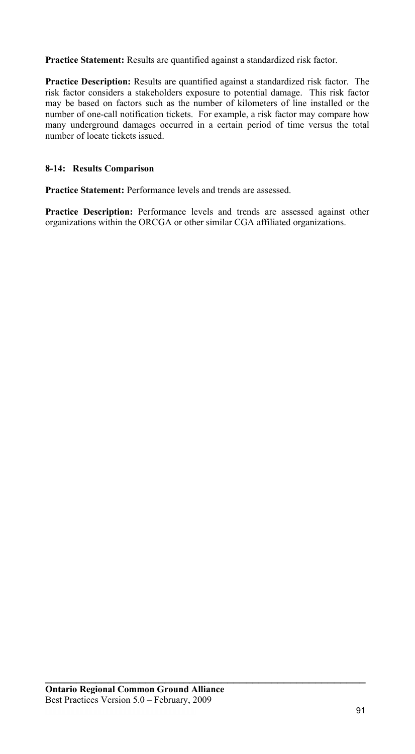**Practice Statement:** Results are quantified against a standardized risk factor.

**Practice Description:** Results are quantified against a standardized risk factor. The risk factor considers a stakeholders exposure to potential damage. This risk factor may be based on factors such as the number of kilometers of line installed or the number of one-call notification tickets. For example, a risk factor may compare how many underground damages occurred in a certain period of time versus the total number of locate tickets issued.

#### 8-14: Results Comparison

**Practice Statement:** Performance levels and trends are assessed.

**Practice Description:** Performance levels and trends are assessed against other organizations within the ORCGA or other similar CGA affiliated organizations.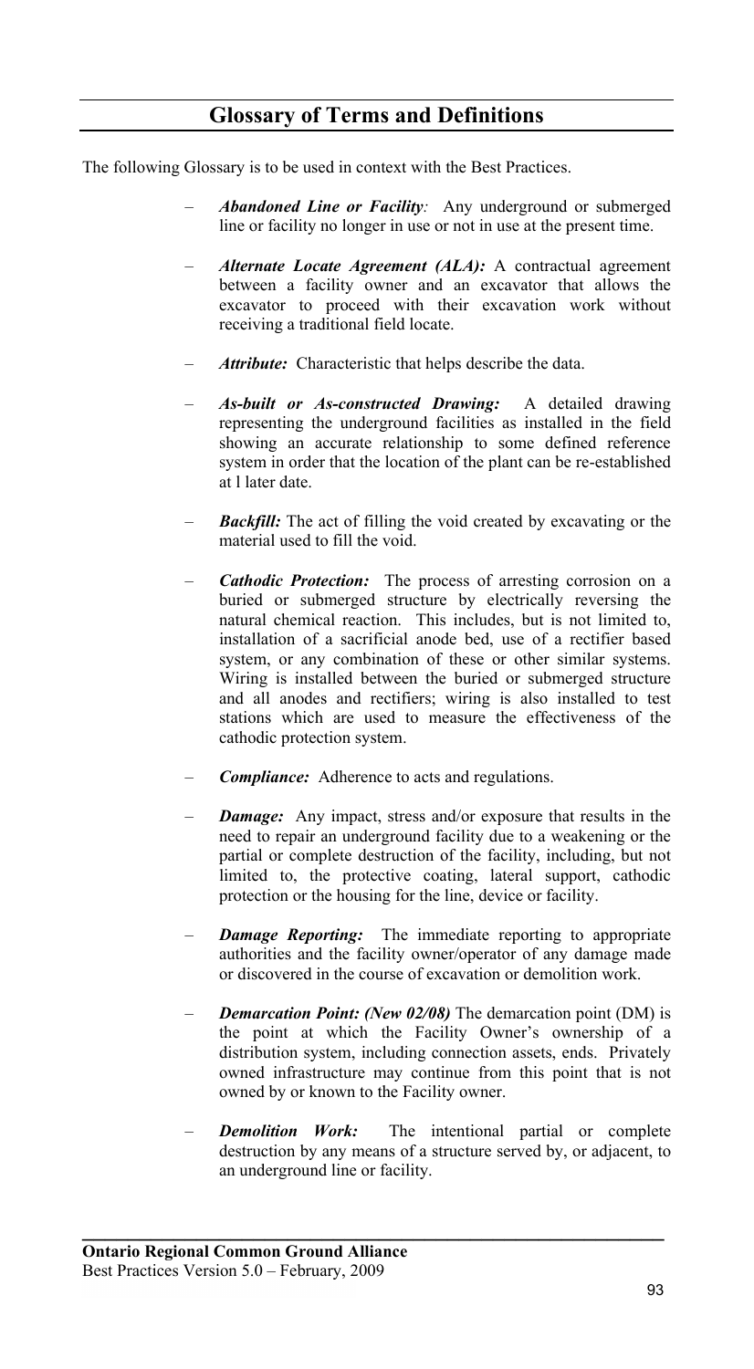## Glossary of Terms and Definitions

The following Glossary is to be used in context with the Best Practices.

- ***Abandoned Line or Facility:*** Any underground or submerged line or facility no longer in use or not in use at the present time.
- ***Alternate Locate Agreement (ALA):*** A contractual agreement between a facility owner and an excavator that allows the excavator to proceed with their excavation work without receiving a traditional field locate.
- ***Attribute:*** Characteristic that helps describe the data.
- ***As-built or As-constructed Drawing:*** A detailed drawing representing the underground facilities as installed in the field showing an accurate relationship to some defined reference system in order that the location of the plant can be re-established at l later date.
- ***Backfill:*** The act of filling the void created by excavating or the material used to fill the void.
- ***Cathodic Protection:*** The process of arresting corrosion on a buried or submerged structure by electrically reversing the natural chemical reaction. This includes, but is not limited to, installation of a sacrificial anode bed, use of a rectifier based system, or any combination of these or other similar systems. Wiring is installed between the buried or submerged structure and all anodes and rectifiers; wiring is also installed to test stations which are used to measure the effectiveness of the cathodic protection system.
- ***Compliance:*** Adherence to acts and regulations.
- ***Damage:*** Any impact, stress and/or exposure that results in the need to repair an underground facility due to a weakening or the partial or complete destruction of the facility, including, but not limited to, the protective coating, lateral support, cathodic protection or the housing for the line, device or facility.
- ***Damage Reporting:*** The immediate reporting to appropriate authorities and the facility owner/operator of any damage made or discovered in the course of excavation or demolition work.
- ***Demarcation Point: (New 02/08)*** The demarcation point (DM) is the point at which the Facility Owner's ownership of a distribution system, including connection assets, ends. Privately owned infrastructure may continue from this point that is not owned by or known to the Facility owner.
- ***Demolition Work:*** The intentional partial or complete destruction by any means of a structure served by, or adjacent, to an underground line or facility.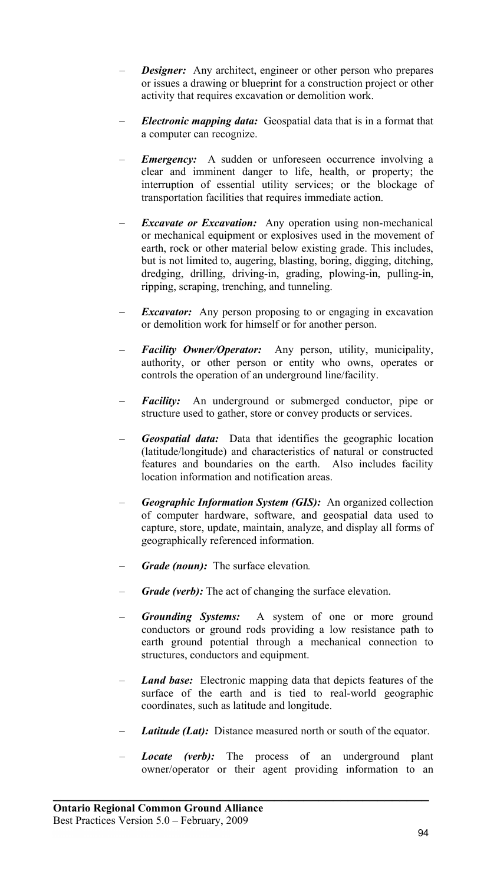- ***Designer:*** Any architect, engineer or other person who prepares or issues a drawing or blueprint for a construction project or other activity that requires excavation or demolition work.

- ***Electronic mapping data:*** Geospatial data that is in a format that a computer can recognize.

- ***Emergency:*** A sudden or unforeseen occurrence involving a clear and imminent danger to life, health, or property; the interruption of essential utility services; or the blockage of transportation facilities that requires immediate action.

- ***Excavate or Excavation:*** Any operation using non-mechanical or mechanical equipment or explosives used in the movement of earth, rock or other material below existing grade. This includes, but is not limited to, augering, blasting, boring, digging, ditching, dredging, drilling, driving-in, grading, plowing-in, pulling-in, ripping, scraping, trenching, and tunneling.

- ***Excavator:*** Any person proposing to or engaging in excavation or demolition work for himself or for another person.

- ***Facility Owner/Operator:*** Any person, utility, municipality, authority, or other person or entity who owns, operates or controls the operation of an underground line/facility.

- ***Facility:*** An underground or submerged conductor, pipe or structure used to gather, store or convey products or services.

- ***Geospatial data:*** Data that identifies the geographic location (latitude/longitude) and characteristics of natural or constructed features and boundaries on the earth. Also includes facility location information and notification areas.

- ***Geographic Information System (GIS):*** An organized collection of computer hardware, software, and geospatial data used to capture, store, update, maintain, analyze, and display all forms of geographically referenced information.

- ***Grade (noun):*** The surface elevation.

- ***Grade (verb):*** The act of changing the surface elevation.

- ***Grounding Systems:*** A system of one or more ground conductors or ground rods providing a low resistance path to earth ground potential through a mechanical connection to structures, conductors and equipment.

- ***Land base:*** Electronic mapping data that depicts features of the surface of the earth and is tied to real-world geographic coordinates, such as latitude and longitude.

- ***Latitude (Lat):*** Distance measured north or south of the equator.

- ***Locate (verb):*** The process of an underground plant owner/operator or their agent providing information to an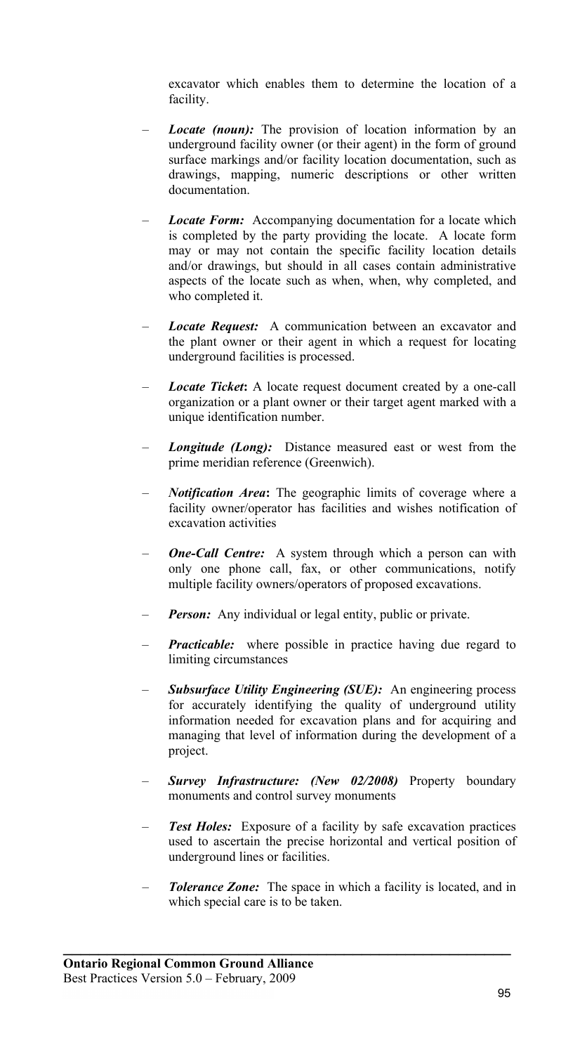excavator which enables them to determine the location of a facility.

- ***Locate (noun):*** The provision of location information by an underground facility owner (or their agent) in the form of ground surface markings and/or facility location documentation, such as drawings, mapping, numeric descriptions or other written documentation.

- ***Locate Form:*** Accompanying documentation for a locate which is completed by the party providing the locate. A locate form may or may not contain the specific facility location details and/or drawings, but should in all cases contain administrative aspects of the locate such as when, when, why completed, and who completed it.

- ***Locate Request:*** A communication between an excavator and the plant owner or their agent in which a request for locating underground facilities is processed.

- ***Locate Ticket*****:** A locate request document created by a one-call organization or a plant owner or their target agent marked with a unique identification number.

- ***Longitude (Long):*** Distance measured east or west from the prime meridian reference (Greenwich).

- ***Notification Area*****:** The geographic limits of coverage where a facility owner/operator has facilities and wishes notification of excavation activities

- ***One-Call Centre:*** A system through which a person can with only one phone call, fax, or other communications, notify multiple facility owners/operators of proposed excavations.

- ***Person:*** Any individual or legal entity, public or private.

- ***Practicable:*** where possible in practice having due regard to limiting circumstances

- ***Subsurface Utility Engineering (SUE):*** An engineering process for accurately identifying the quality of underground utility information needed for excavation plans and for acquiring and managing that level of information during the development of a project.

- ***Survey Infrastructure: (New 02/2008)*** Property boundary monuments and control survey monuments

- ***Test Holes:*** Exposure of a facility by safe excavation practices used to ascertain the precise horizontal and vertical position of underground lines or facilities.

- ***Tolerance Zone:*** The space in which a facility is located, and in which special care is to be taken.